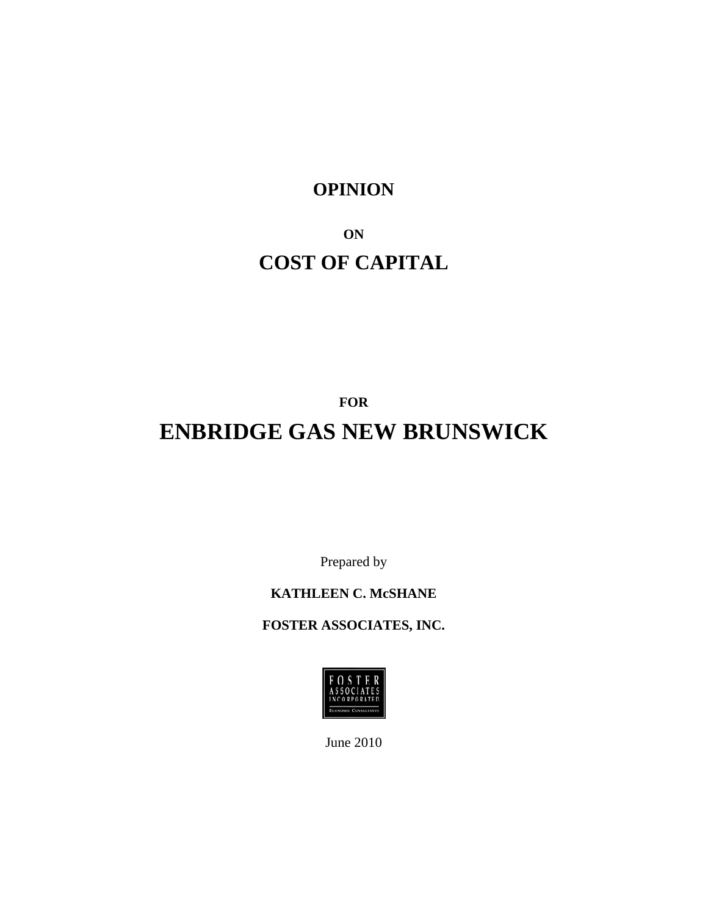# OPINION

**ON**

# COST OF CAPITAL

**FOR**

# ENBRIDGE GAS NEW BRUNSWICK

Prepared by

**KATHLEEN C. McSHANE**

**FOSTER ASSOCIATES, INC.**

FOSTER ASSOCIATES INCORPORATED
ECONOMIC CONSULTANTS

June 2010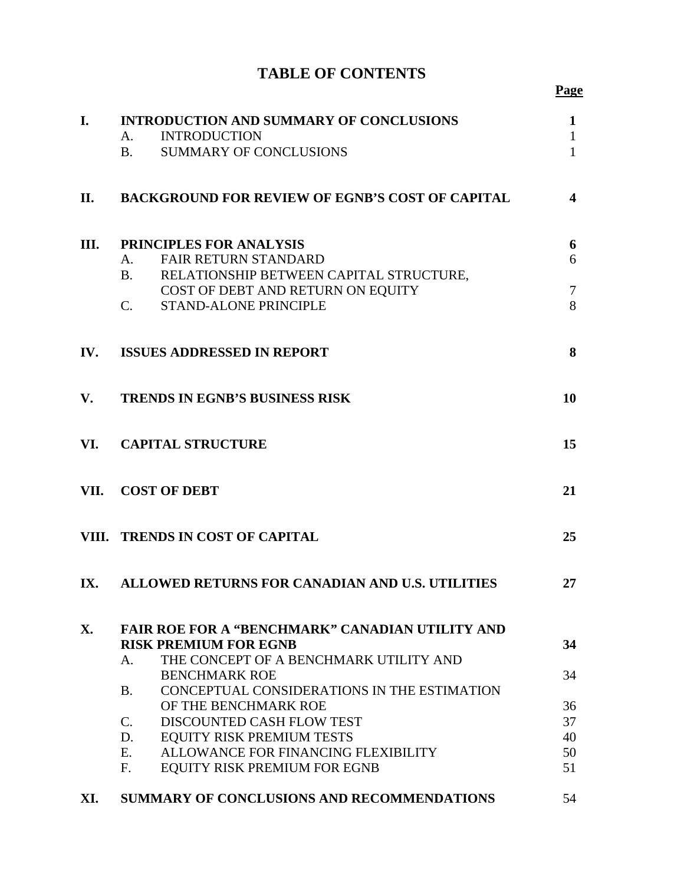# TABLE OF CONTENTS

| | | Page |
|---|---|---|
| **I.** | **INTRODUCTION AND SUMMARY OF CONCLUSIONS** | **1** |
| | A. INTRODUCTION | 1 |
| | B. SUMMARY OF CONCLUSIONS | 1 |
| **II.** | **BACKGROUND FOR REVIEW OF EGNB'S COST OF CAPITAL** | **4** |
| **III.** | **PRINCIPLES FOR ANALYSIS** | **6** |
| | A. FAIR RETURN STANDARD | 6 |
| | B. RELATIONSHIP BETWEEN CAPITAL STRUCTURE, COST OF DEBT AND RETURN ON EQUITY | 7 |
| | C. STAND-ALONE PRINCIPLE | 8 |
| **IV.** | **ISSUES ADDRESSED IN REPORT** | **8** |
| **V.** | **TRENDS IN EGNB'S BUSINESS RISK** | **10** |
| **VI.** | **CAPITAL STRUCTURE** | **15** |
| **VII.** | **COST OF DEBT** | **21** |
| **VIII.** | **TRENDS IN COST OF CAPITAL** | **25** |
| **IX.** | **ALLOWED RETURNS FOR CANADIAN AND U.S. UTILITIES** | **27** |
| **X.** | **FAIR ROE FOR A "BENCHMARK" CANADIAN UTILITY AND RISK PREMIUM FOR EGNB** | **34** |
| | A. THE CONCEPT OF A BENCHMARK UTILITY AND BENCHMARK ROE | 34 |
| | B. CONCEPTUAL CONSIDERATIONS IN THE ESTIMATION OF THE BENCHMARK ROE | 36 |
| | C. DISCOUNTED CASH FLOW TEST | 37 |
| | D. EQUITY RISK PREMIUM TESTS | 40 |
| | E. ALLOWANCE FOR FINANCING FLEXIBILITY | 50 |
| | F. EQUITY RISK PREMIUM FOR EGNB | 51 |
| **XI.** | **SUMMARY OF CONCLUSIONS AND RECOMMENDATIONS** | 54 |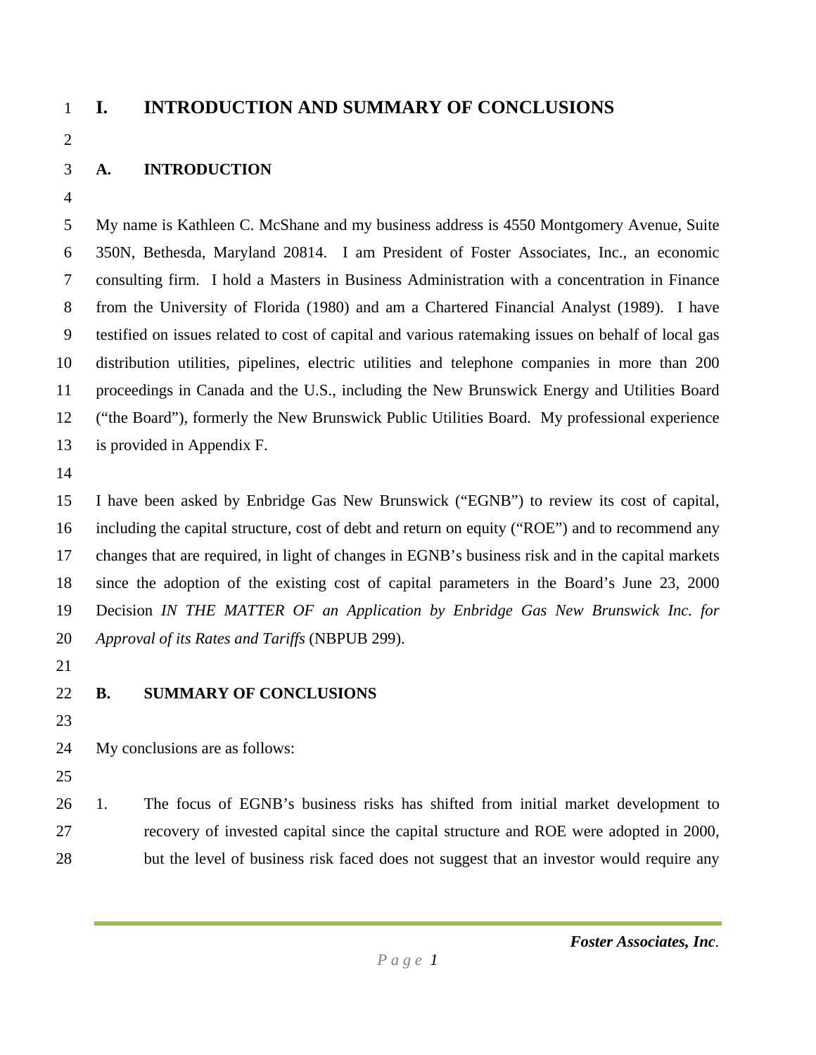# I. INTRODUCTION AND SUMMARY OF CONCLUSIONS

## A. INTRODUCTION

My name is Kathleen C. McShane and my business address is 4550 Montgomery Avenue, Suite 350N, Bethesda, Maryland 20814. I am President of Foster Associates, Inc., an economic consulting firm. I hold a Masters in Business Administration with a concentration in Finance from the University of Florida (1980) and am a Chartered Financial Analyst (1989). I have testified on issues related to cost of capital and various ratemaking issues on behalf of local gas distribution utilities, pipelines, electric utilities and telephone companies in more than 200 proceedings in Canada and the U.S., including the New Brunswick Energy and Utilities Board ("the Board"), formerly the New Brunswick Public Utilities Board. My professional experience is provided in Appendix F.

I have been asked by Enbridge Gas New Brunswick ("EGNB") to review its cost of capital, including the capital structure, cost of debt and return on equity ("ROE") and to recommend any changes that are required, in light of changes in EGNB's business risk and in the capital markets since the adoption of the existing cost of capital parameters in the Board's June 23, 2000 Decision *IN THE MATTER OF an Application by Enbridge Gas New Brunswick Inc. for Approval of its Rates and Tariffs* (NBPUB 299).

## B. SUMMARY OF CONCLUSIONS

My conclusions are as follows:

1. The focus of EGNB's business risks has shifted from initial market development to recovery of invested capital since the capital structure and ROE were adopted in 2000, but the level of business risk faced does not suggest that an investor would require any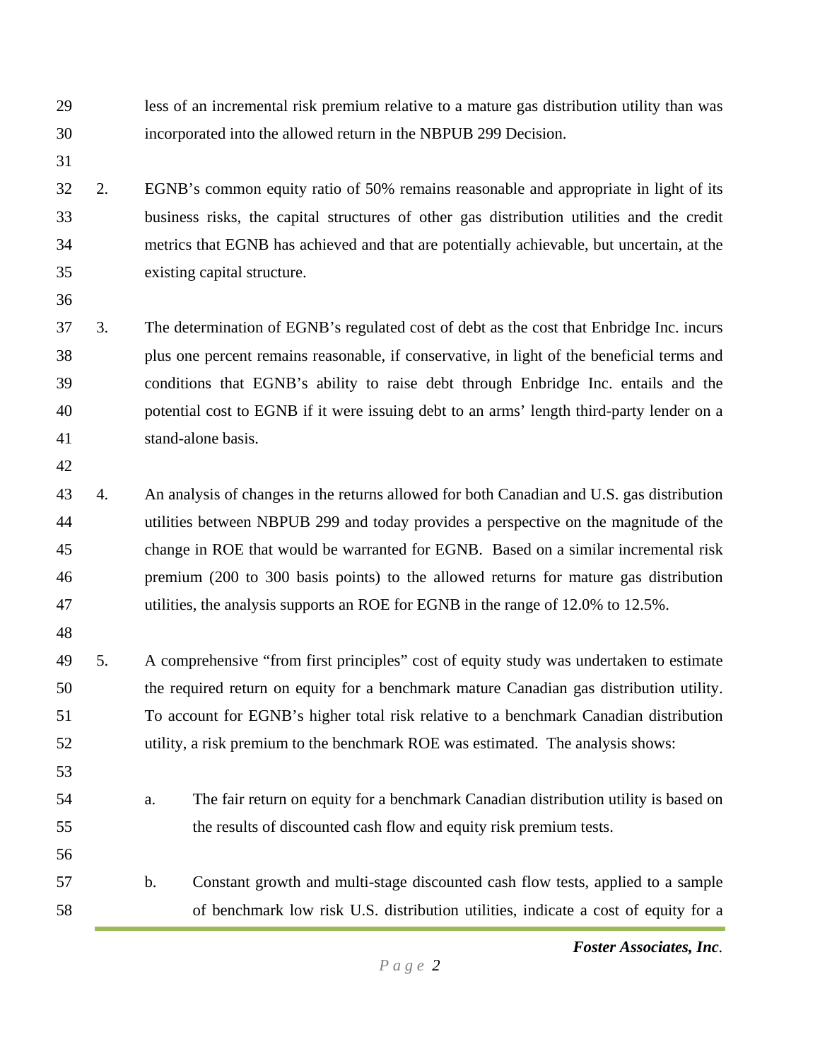less of an incremental risk premium relative to a mature gas distribution utility than was incorporated into the allowed return in the NBPUB 299 Decision.

2. EGNB's common equity ratio of 50% remains reasonable and appropriate in light of its business risks, the capital structures of other gas distribution utilities and the credit metrics that EGNB has achieved and that are potentially achievable, but uncertain, at the existing capital structure.

3. The determination of EGNB's regulated cost of debt as the cost that Enbridge Inc. incurs plus one percent remains reasonable, if conservative, in light of the beneficial terms and conditions that EGNB's ability to raise debt through Enbridge Inc. entails and the potential cost to EGNB if it were issuing debt to an arms' length third-party lender on a stand-alone basis.

4. An analysis of changes in the returns allowed for both Canadian and U.S. gas distribution utilities between NBPUB 299 and today provides a perspective on the magnitude of the change in ROE that would be warranted for EGNB. Based on a similar incremental risk premium (200 to 300 basis points) to the allowed returns for mature gas distribution utilities, the analysis supports an ROE for EGNB in the range of 12.0% to 12.5%.

5. A comprehensive "from first principles" cost of equity study was undertaken to estimate the required return on equity for a benchmark mature Canadian gas distribution utility. To account for EGNB's higher total risk relative to a benchmark Canadian distribution utility, a risk premium to the benchmark ROE was estimated. The analysis shows:

   a. The fair return on equity for a benchmark Canadian distribution utility is based on the results of discounted cash flow and equity risk premium tests.

   b. Constant growth and multi-stage discounted cash flow tests, applied to a sample of benchmark low risk U.S. distribution utilities, indicate a cost of equity for a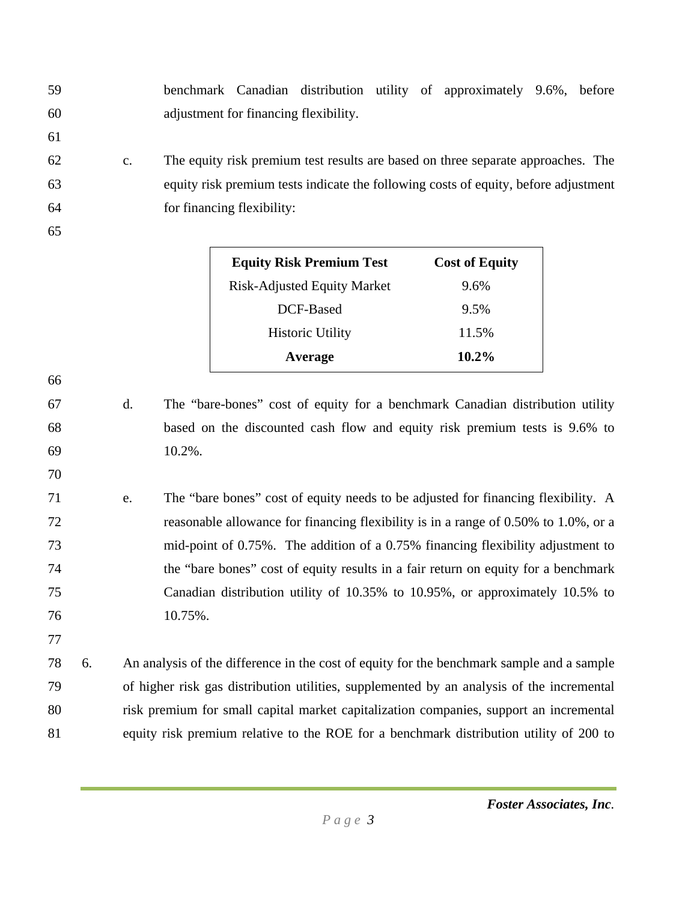benchmark Canadian distribution utility of approximately 9.6%, before adjustment for financing flexibility.

c. The equity risk premium test results are based on three separate approaches. The equity risk premium tests indicate the following costs of equity, before adjustment for financing flexibility:

| Equity Risk Premium Test | Cost of Equity |
|---|---|
| Risk-Adjusted Equity Market | 9.6% |
| DCF-Based | 9.5% |
| Historic Utility | 11.5% |
| **Average** | **10.2%** |

d. The "bare-bones" cost of equity for a benchmark Canadian distribution utility based on the discounted cash flow and equity risk premium tests is 9.6% to 10.2%.

e. The "bare bones" cost of equity needs to be adjusted for financing flexibility. A reasonable allowance for financing flexibility is in a range of 0.50% to 1.0%, or a mid-point of 0.75%. The addition of a 0.75% financing flexibility adjustment to the "bare bones" cost of equity results in a fair return on equity for a benchmark Canadian distribution utility of 10.35% to 10.95%, or approximately 10.5% to 10.75%.

6. An analysis of the difference in the cost of equity for the benchmark sample and a sample of higher risk gas distribution utilities, supplemented by an analysis of the incremental risk premium for small capital market capitalization companies, support an incremental equity risk premium relative to the ROE for a benchmark distribution utility of 200 to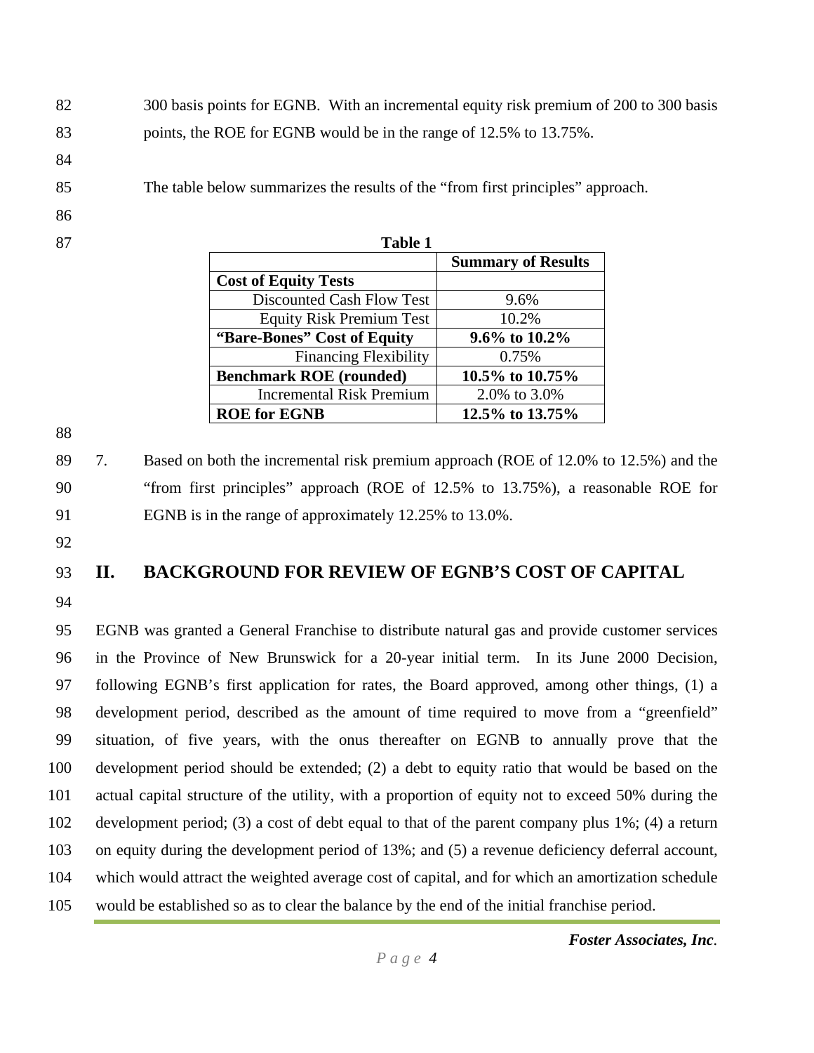300 basis points for EGNB. With an incremental equity risk premium of 200 to 300 basis points, the ROE for EGNB would be in the range of 12.5% to 13.75%.

The table below summarizes the results of the "from first principles" approach.

**Table 1**

| | **Summary of Results** |
|---|---|
| **Cost of Equity Tests** | |
| Discounted Cash Flow Test | 9.6% |
| Equity Risk Premium Test | 10.2% |
| **"Bare-Bones" Cost of Equity** | **9.6% to 10.2%** |
| Financing Flexibility | 0.75% |
| **Benchmark ROE (rounded)** | **10.5% to 10.75%** |
| Incremental Risk Premium | 2.0% to 3.0% |
| **ROE for EGNB** | **12.5% to 13.75%** |

7. Based on both the incremental risk premium approach (ROE of 12.0% to 12.5%) and the "from first principles" approach (ROE of 12.5% to 13.75%), a reasonable ROE for EGNB is in the range of approximately 12.25% to 13.0%.

## II. BACKGROUND FOR REVIEW OF EGNB'S COST OF CAPITAL

EGNB was granted a General Franchise to distribute natural gas and provide customer services in the Province of New Brunswick for a 20-year initial term. In its June 2000 Decision, following EGNB's first application for rates, the Board approved, among other things, (1) a development period, described as the amount of time required to move from a "greenfield" situation, of five years, with the onus thereafter on EGNB to annually prove that the development period should be extended; (2) a debt to equity ratio that would be based on the actual capital structure of the utility, with a proportion of equity not to exceed 50% during the development period; (3) a cost of debt equal to that of the parent company plus 1%; (4) a return on equity during the development period of 13%; and (5) a revenue deficiency deferral account, which would attract the weighted average cost of capital, and for which an amortization schedule would be established so as to clear the balance by the end of the initial franchise period.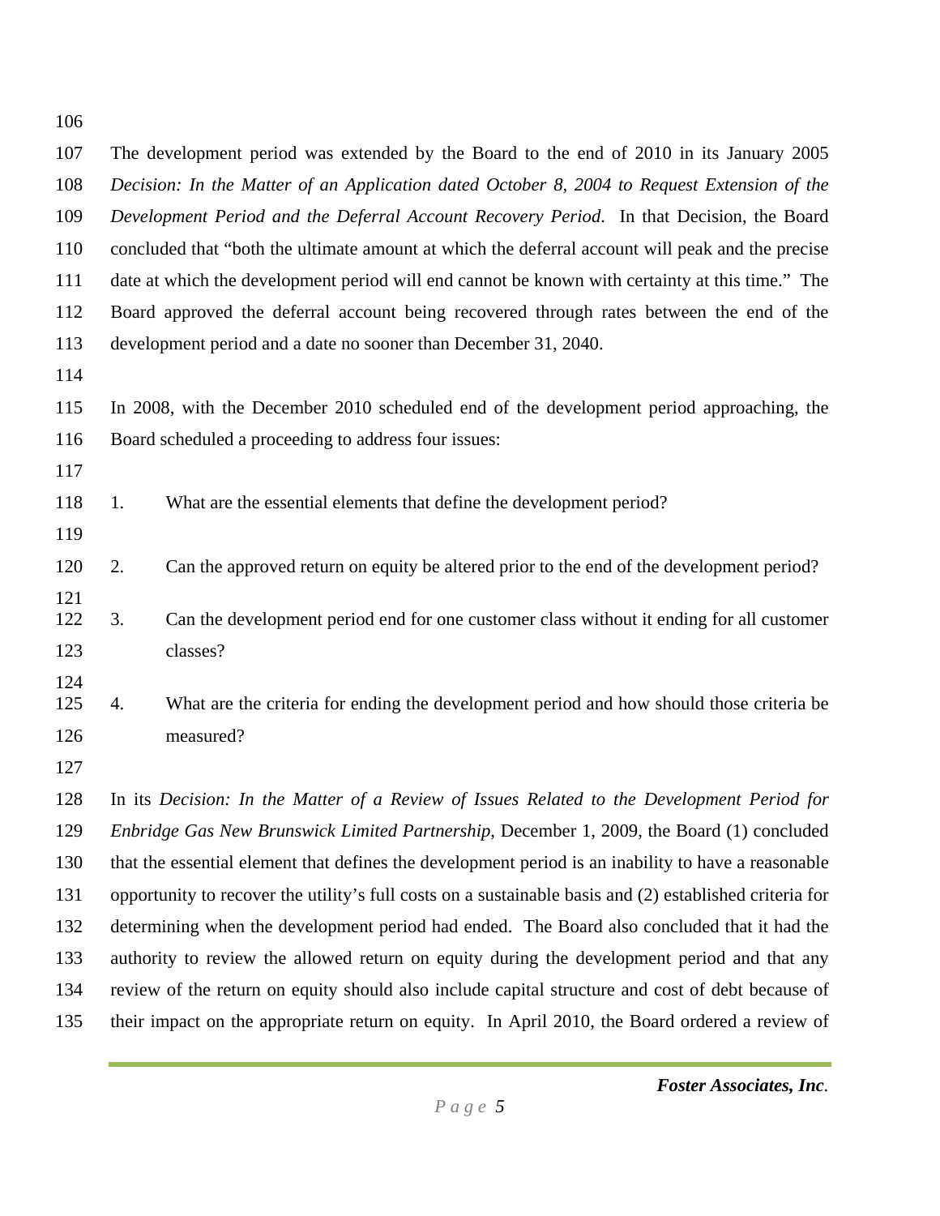The development period was extended by the Board to the end of 2010 in its January 2005 *Decision: In the Matter of an Application dated October 8, 2004 to Request Extension of the Development Period and the Deferral Account Recovery Period*. In that Decision, the Board concluded that "both the ultimate amount at which the deferral account will peak and the precise date at which the development period will end cannot be known with certainty at this time." The Board approved the deferral account being recovered through rates between the end of the development period and a date no sooner than December 31, 2040.

In 2008, with the December 2010 scheduled end of the development period approaching, the Board scheduled a proceeding to address four issues:

1. What are the essential elements that define the development period?

2. Can the approved return on equity be altered prior to the end of the development period?

3. Can the development period end for one customer class without it ending for all customer classes?

4. What are the criteria for ending the development period and how should those criteria be measured?

In its *Decision: In the Matter of a Review of Issues Related to the Development Period for Enbridge Gas New Brunswick Limited Partnership*, December 1, 2009, the Board (1) concluded that the essential element that defines the development period is an inability to have a reasonable opportunity to recover the utility's full costs on a sustainable basis and (2) established criteria for determining when the development period had ended. The Board also concluded that it had the authority to review the allowed return on equity during the development period and that any review of the return on equity should also include capital structure and cost of debt because of their impact on the appropriate return on equity. In April 2010, the Board ordered a review of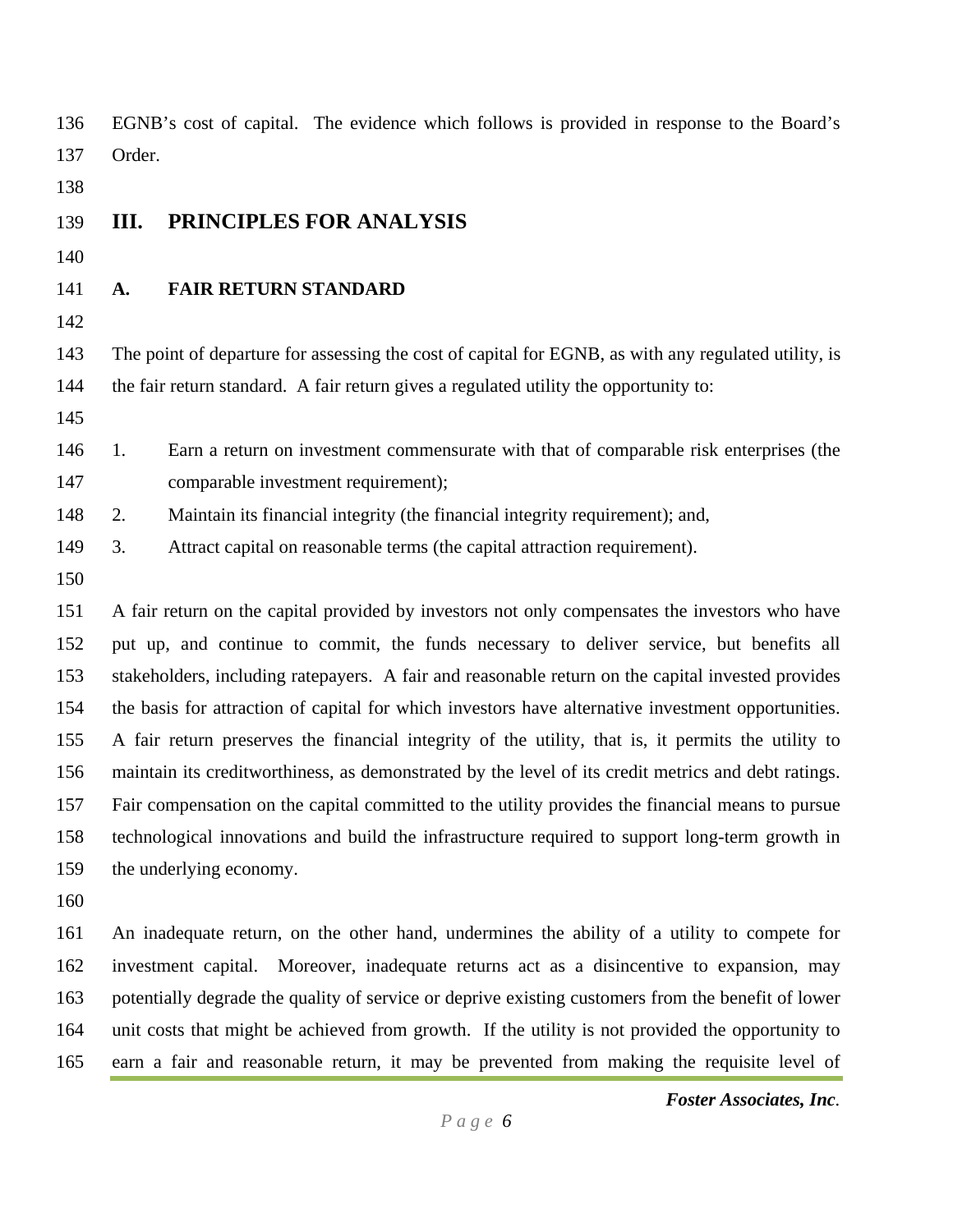EGNB's cost of capital. The evidence which follows is provided in response to the Board's Order.

# III. PRINCIPLES FOR ANALYSIS

## A. FAIR RETURN STANDARD

The point of departure for assessing the cost of capital for EGNB, as with any regulated utility, is the fair return standard. A fair return gives a regulated utility the opportunity to:

1. Earn a return on investment commensurate with that of comparable risk enterprises (the comparable investment requirement);
2. Maintain its financial integrity (the financial integrity requirement); and,
3. Attract capital on reasonable terms (the capital attraction requirement).

A fair return on the capital provided by investors not only compensates the investors who have put up, and continue to commit, the funds necessary to deliver service, but benefits all stakeholders, including ratepayers. A fair and reasonable return on the capital invested provides the basis for attraction of capital for which investors have alternative investment opportunities. A fair return preserves the financial integrity of the utility, that is, it permits the utility to maintain its creditworthiness, as demonstrated by the level of its credit metrics and debt ratings. Fair compensation on the capital committed to the utility provides the financial means to pursue technological innovations and build the infrastructure required to support long-term growth in the underlying economy.

An inadequate return, on the other hand, undermines the ability of a utility to compete for investment capital. Moreover, inadequate returns act as a disincentive to expansion, may potentially degrade the quality of service or deprive existing customers from the benefit of lower unit costs that might be achieved from growth. If the utility is not provided the opportunity to earn a fair and reasonable return, it may be prevented from making the requisite level of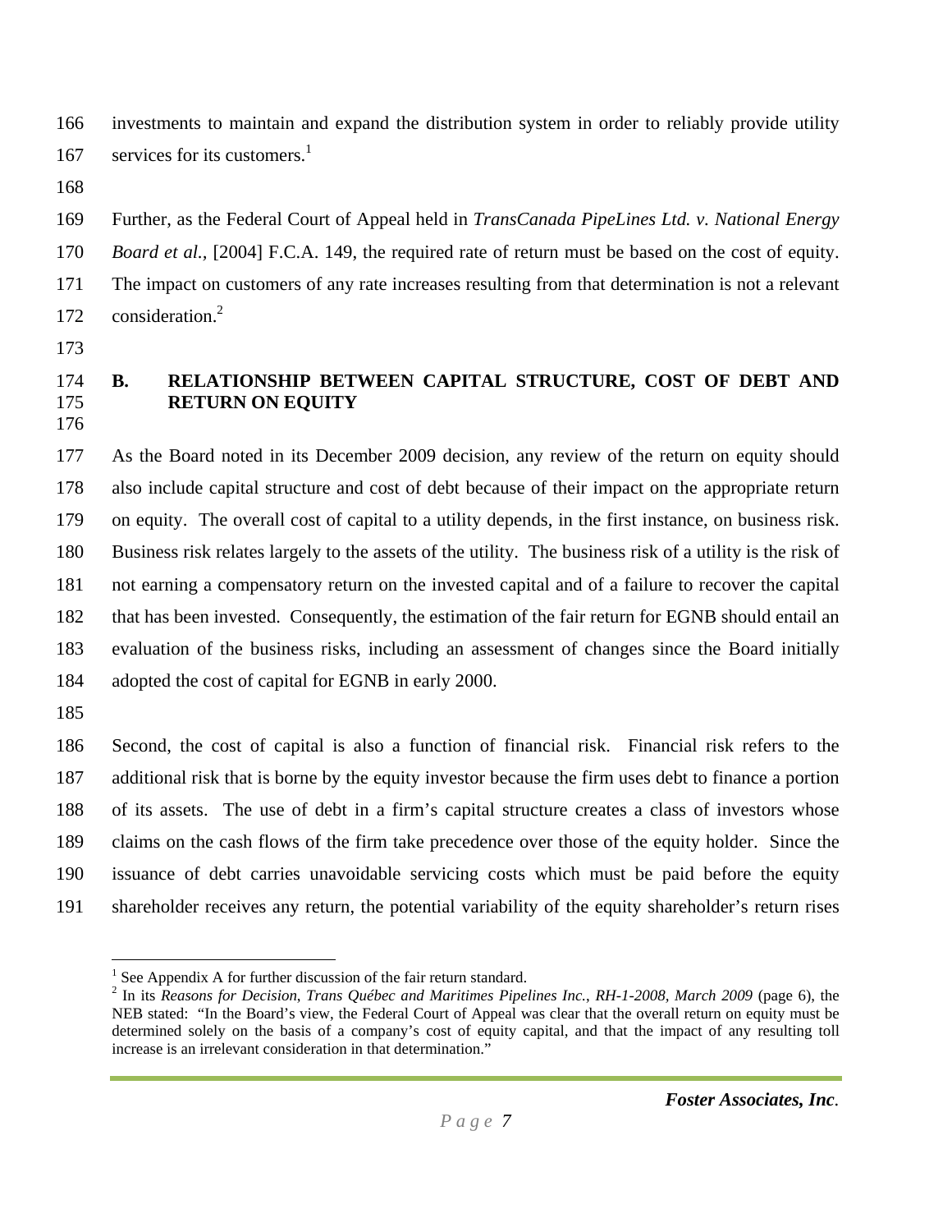investments to maintain and expand the distribution system in order to reliably provide utility services for its customers.[1]

Further, as the Federal Court of Appeal held in *TransCanada PipeLines Ltd. v. National Energy Board et al.*, [2004] F.C.A. 149, the required rate of return must be based on the cost of equity. The impact on customers of any rate increases resulting from that determination is not a relevant consideration.[2]

## B. RELATIONSHIP BETWEEN CAPITAL STRUCTURE, COST OF DEBT AND RETURN ON EQUITY

As the Board noted in its December 2009 decision, any review of the return on equity should also include capital structure and cost of debt because of their impact on the appropriate return on equity. The overall cost of capital to a utility depends, in the first instance, on business risk. Business risk relates largely to the assets of the utility. The business risk of a utility is the risk of not earning a compensatory return on the invested capital and of a failure to recover the capital that has been invested. Consequently, the estimation of the fair return for EGNB should entail an evaluation of the business risks, including an assessment of changes since the Board initially adopted the cost of capital for EGNB in early 2000.

Second, the cost of capital is also a function of financial risk. Financial risk refers to the additional risk that is borne by the equity investor because the firm uses debt to finance a portion of its assets. The use of debt in a firm's capital structure creates a class of investors whose claims on the cash flows of the firm take precedence over those of the equity holder. Since the issuance of debt carries unavoidable servicing costs which must be paid before the equity shareholder receives any return, the potential variability of the equity shareholder's return rises

---

[1] See Appendix A for further discussion of the fair return standard.

[2] In its *Reasons for Decision, Trans Québec and Maritimes Pipelines Inc., RH-1-2008, March 2009* (page 6), the NEB stated: "In the Board's view, the Federal Court of Appeal was clear that the overall return on equity must be determined solely on the basis of a company's cost of equity capital, and that the impact of any resulting toll increase is an irrelevant consideration in that determination."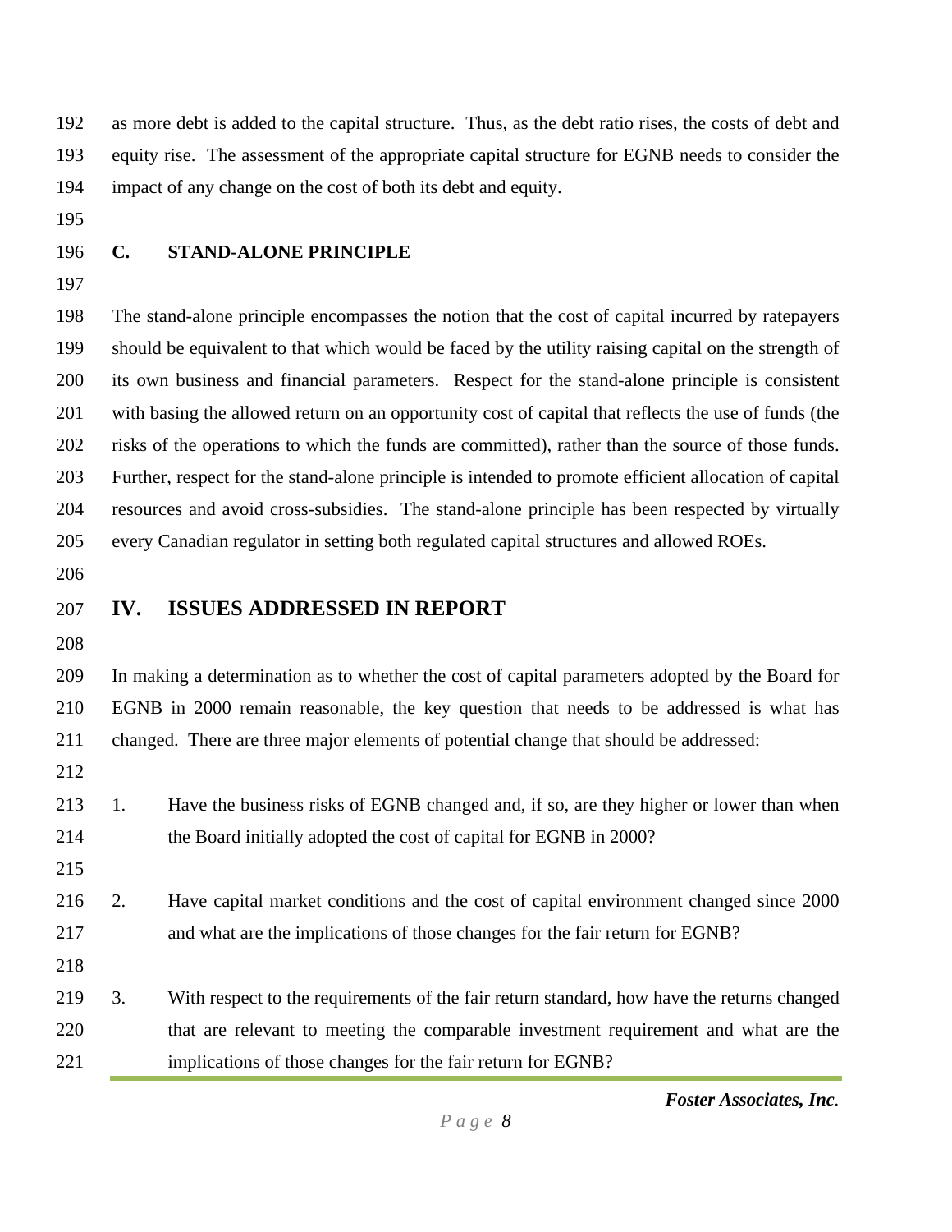as more debt is added to the capital structure. Thus, as the debt ratio rises, the costs of debt and equity rise. The assessment of the appropriate capital structure for EGNB needs to consider the impact of any change on the cost of both its debt and equity.

### C. STAND-ALONE PRINCIPLE

The stand-alone principle encompasses the notion that the cost of capital incurred by ratepayers should be equivalent to that which would be faced by the utility raising capital on the strength of its own business and financial parameters. Respect for the stand-alone principle is consistent with basing the allowed return on an opportunity cost of capital that reflects the use of funds (the risks of the operations to which the funds are committed), rather than the source of those funds. Further, respect for the stand-alone principle is intended to promote efficient allocation of capital resources and avoid cross-subsidies. The stand-alone principle has been respected by virtually every Canadian regulator in setting both regulated capital structures and allowed ROEs.

## IV. ISSUES ADDRESSED IN REPORT

In making a determination as to whether the cost of capital parameters adopted by the Board for EGNB in 2000 remain reasonable, the key question that needs to be addressed is what has changed. There are three major elements of potential change that should be addressed:

1. Have the business risks of EGNB changed and, if so, are they higher or lower than when the Board initially adopted the cost of capital for EGNB in 2000?

2. Have capital market conditions and the cost of capital environment changed since 2000 and what are the implications of those changes for the fair return for EGNB?

3. With respect to the requirements of the fair return standard, how have the returns changed that are relevant to meeting the comparable investment requirement and what are the implications of those changes for the fair return for EGNB?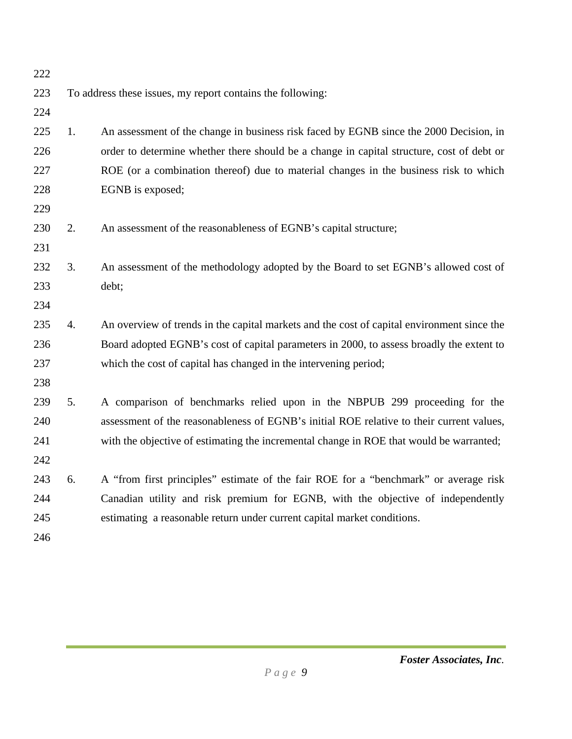To address these issues, my report contains the following:

1. An assessment of the change in business risk faced by EGNB since the 2000 Decision, in order to determine whether there should be a change in capital structure, cost of debt or ROE (or a combination thereof) due to material changes in the business risk to which EGNB is exposed;

2. An assessment of the reasonableness of EGNB's capital structure;

3. An assessment of the methodology adopted by the Board to set EGNB's allowed cost of debt;

4. An overview of trends in the capital markets and the cost of capital environment since the Board adopted EGNB's cost of capital parameters in 2000, to assess broadly the extent to which the cost of capital has changed in the intervening period;

5. A comparison of benchmarks relied upon in the NBPUB 299 proceeding for the assessment of the reasonableness of EGNB's initial ROE relative to their current values, with the objective of estimating the incremental change in ROE that would be warranted;

6. A "from first principles" estimate of the fair ROE for a "benchmark" or average risk Canadian utility and risk premium for EGNB, with the objective of independently estimating a reasonable return under current capital market conditions.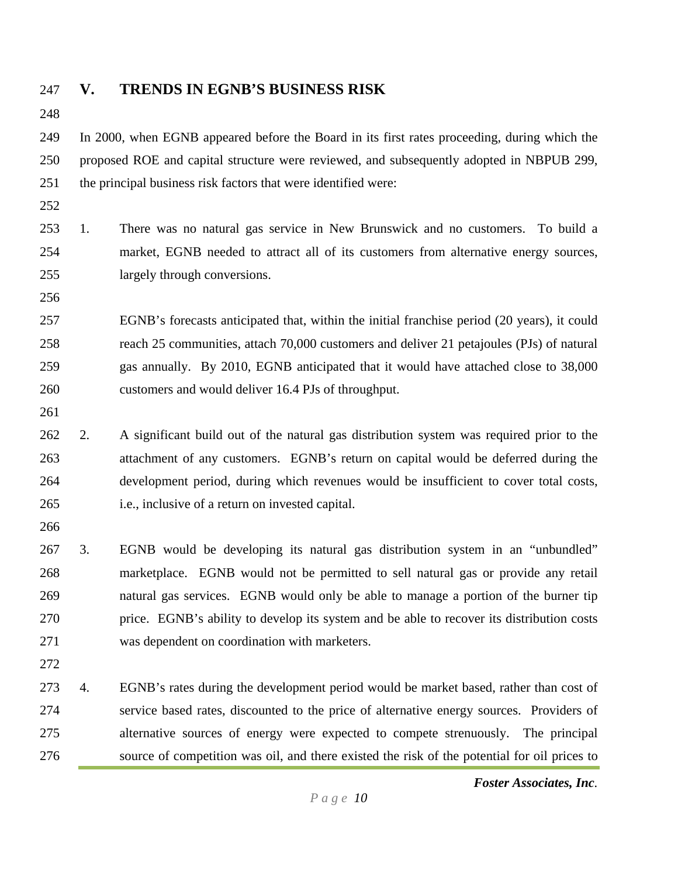## V. TRENDS IN EGNB'S BUSINESS RISK

In 2000, when EGNB appeared before the Board in its first rates proceeding, during which the proposed ROE and capital structure were reviewed, and subsequently adopted in NBPUB 299, the principal business risk factors that were identified were:

1. There was no natural gas service in New Brunswick and no customers. To build a market, EGNB needed to attract all of its customers from alternative energy sources, largely through conversions.

   EGNB's forecasts anticipated that, within the initial franchise period (20 years), it could reach 25 communities, attach 70,000 customers and deliver 21 petajoules (PJs) of natural gas annually. By 2010, EGNB anticipated that it would have attached close to 38,000 customers and would deliver 16.4 PJs of throughput.

2. A significant build out of the natural gas distribution system was required prior to the attachment of any customers. EGNB's return on capital would be deferred during the development period, during which revenues would be insufficient to cover total costs, i.e., inclusive of a return on invested capital.

3. EGNB would be developing its natural gas distribution system in an "unbundled" marketplace. EGNB would not be permitted to sell natural gas or provide any retail natural gas services. EGNB would only be able to manage a portion of the burner tip price. EGNB's ability to develop its system and be able to recover its distribution costs was dependent on coordination with marketers.

4. EGNB's rates during the development period would be market based, rather than cost of service based rates, discounted to the price of alternative energy sources. Providers of alternative sources of energy were expected to compete strenuously. The principal source of competition was oil, and there existed the risk of the potential for oil prices to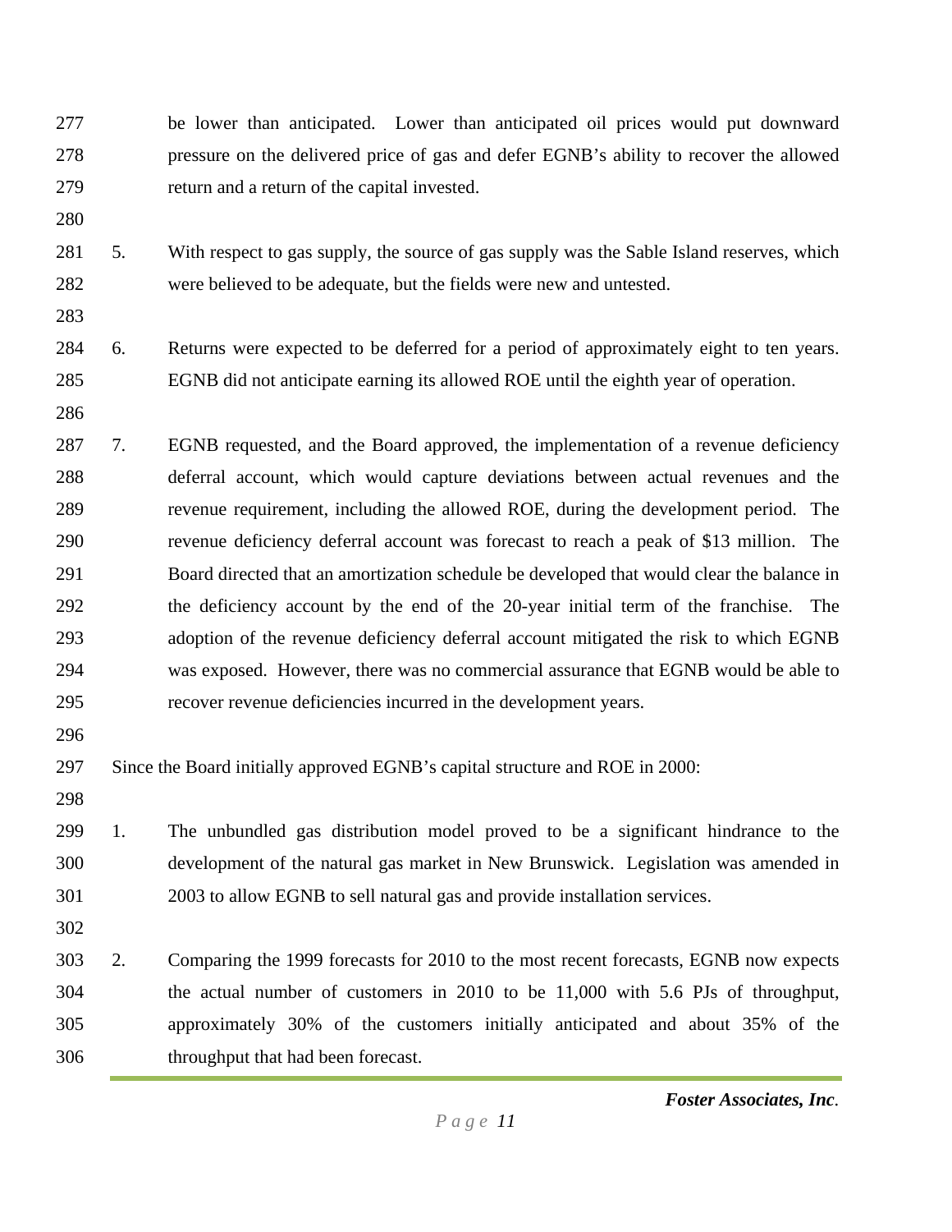be lower than anticipated. Lower than anticipated oil prices would put downward pressure on the delivered price of gas and defer EGNB's ability to recover the allowed return and a return of the capital invested.

5. With respect to gas supply, the source of gas supply was the Sable Island reserves, which were believed to be adequate, but the fields were new and untested.

6. Returns were expected to be deferred for a period of approximately eight to ten years. EGNB did not anticipate earning its allowed ROE until the eighth year of operation.

7. EGNB requested, and the Board approved, the implementation of a revenue deficiency deferral account, which would capture deviations between actual revenues and the revenue requirement, including the allowed ROE, during the development period. The revenue deficiency deferral account was forecast to reach a peak of $13 million. The Board directed that an amortization schedule be developed that would clear the balance in the deficiency account by the end of the 20-year initial term of the franchise. The adoption of the revenue deficiency deferral account mitigated the risk to which EGNB was exposed. However, there was no commercial assurance that EGNB would be able to recover revenue deficiencies incurred in the development years.

Since the Board initially approved EGNB's capital structure and ROE in 2000:

1. The unbundled gas distribution model proved to be a significant hindrance to the development of the natural gas market in New Brunswick. Legislation was amended in 2003 to allow EGNB to sell natural gas and provide installation services.

2. Comparing the 1999 forecasts for 2010 to the most recent forecasts, EGNB now expects the actual number of customers in 2010 to be 11,000 with 5.6 PJs of throughput, approximately 30% of the customers initially anticipated and about 35% of the throughput that had been forecast.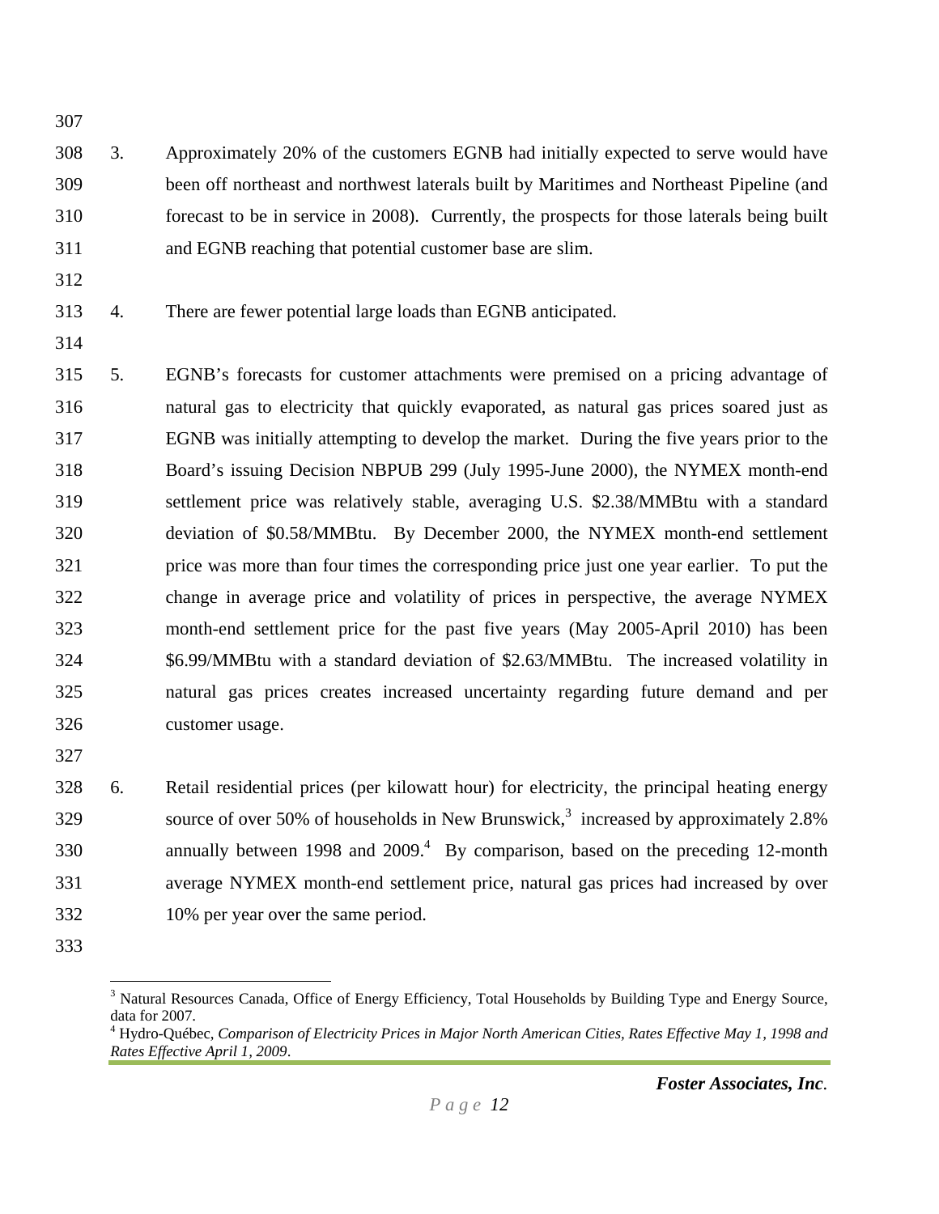3. Approximately 20% of the customers EGNB had initially expected to serve would have been off northeast and northwest laterals built by Maritimes and Northeast Pipeline (and forecast to be in service in 2008). Currently, the prospects for those laterals being built and EGNB reaching that potential customer base are slim.

4. There are fewer potential large loads than EGNB anticipated.

5. EGNB's forecasts for customer attachments were premised on a pricing advantage of natural gas to electricity that quickly evaporated, as natural gas prices soared just as EGNB was initially attempting to develop the market. During the five years prior to the Board's issuing Decision NBPUB 299 (July 1995-June 2000), the NYMEX month-end settlement price was relatively stable, averaging U.S. $2.38/MMBtu with a standard deviation of $0.58/MMBtu. By December 2000, the NYMEX month-end settlement price was more than four times the corresponding price just one year earlier. To put the change in average price and volatility of prices in perspective, the average NYMEX month-end settlement price for the past five years (May 2005-April 2010) has been $6.99/MMBtu with a standard deviation of $2.63/MMBtu. The increased volatility in natural gas prices creates increased uncertainty regarding future demand and per customer usage.

6. Retail residential prices (per kilowatt hour) for electricity, the principal heating energy source of over 50% of households in New Brunswick,[3] increased by approximately 2.8% annually between 1998 and 2009.[4] By comparison, based on the preceding 12-month average NYMEX month-end settlement price, natural gas prices had increased by over 10% per year over the same period.

---

[3] Natural Resources Canada, Office of Energy Efficiency, Total Households by Building Type and Energy Source, data for 2007.

[4] Hydro-Québec, *Comparison of Electricity Prices in Major North American Cities, Rates Effective May 1, 1998 and Rates Effective April 1, 2009*.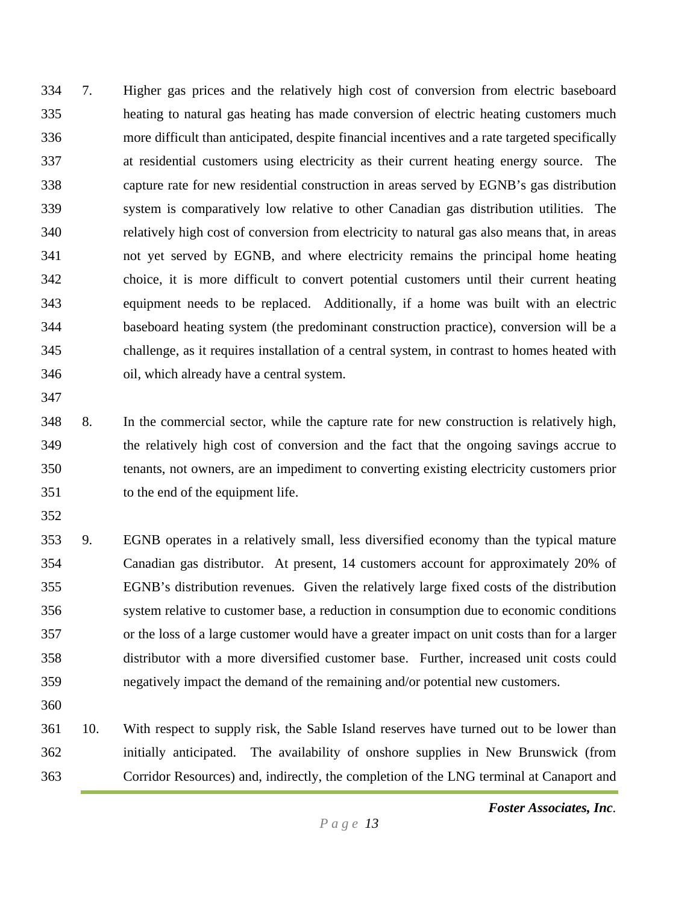7. Higher gas prices and the relatively high cost of conversion from electric baseboard heating to natural gas heating has made conversion of electric heating customers much more difficult than anticipated, despite financial incentives and a rate targeted specifically at residential customers using electricity as their current heating energy source. The capture rate for new residential construction in areas served by EGNB's gas distribution system is comparatively low relative to other Canadian gas distribution utilities. The relatively high cost of conversion from electricity to natural gas also means that, in areas not yet served by EGNB, and where electricity remains the principal home heating choice, it is more difficult to convert potential customers until their current heating equipment needs to be replaced. Additionally, if a home was built with an electric baseboard heating system (the predominant construction practice), conversion will be a challenge, as it requires installation of a central system, in contrast to homes heated with oil, which already have a central system.

8. In the commercial sector, while the capture rate for new construction is relatively high, the relatively high cost of conversion and the fact that the ongoing savings accrue to tenants, not owners, are an impediment to converting existing electricity customers prior to the end of the equipment life.

9. EGNB operates in a relatively small, less diversified economy than the typical mature Canadian gas distributor. At present, 14 customers account for approximately 20% of EGNB's distribution revenues. Given the relatively large fixed costs of the distribution system relative to customer base, a reduction in consumption due to economic conditions or the loss of a large customer would have a greater impact on unit costs than for a larger distributor with a more diversified customer base. Further, increased unit costs could negatively impact the demand of the remaining and/or potential new customers.

10. With respect to supply risk, the Sable Island reserves have turned out to be lower than initially anticipated. The availability of onshore supplies in New Brunswick (from Corridor Resources) and, indirectly, the completion of the LNG terminal at Canaport and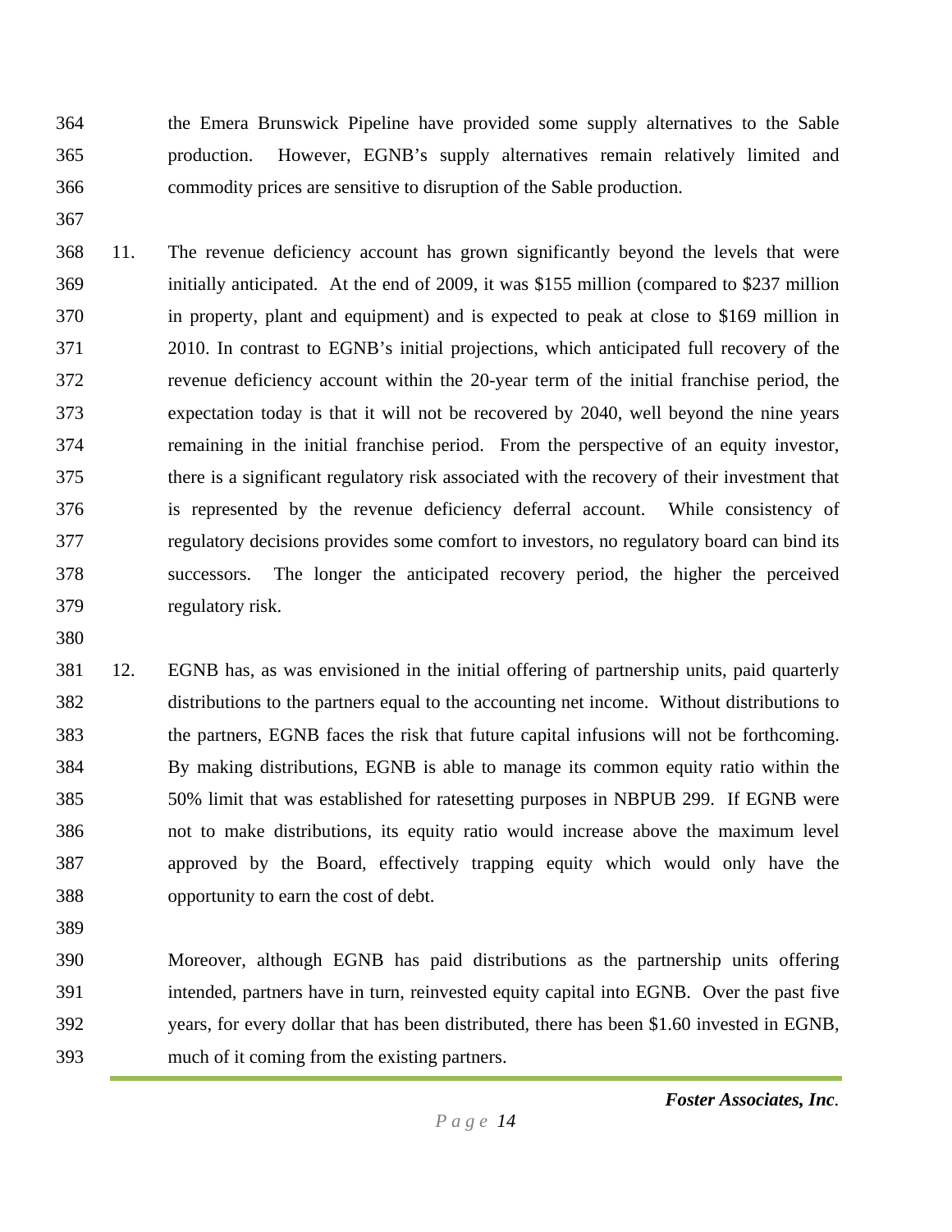the Emera Brunswick Pipeline have provided some supply alternatives to the Sable production. However, EGNB's supply alternatives remain relatively limited and commodity prices are sensitive to disruption of the Sable production.

11. The revenue deficiency account has grown significantly beyond the levels that were initially anticipated. At the end of 2009, it was $155 million (compared to $237 million in property, plant and equipment) and is expected to peak at close to $169 million in 2010. In contrast to EGNB's initial projections, which anticipated full recovery of the revenue deficiency account within the 20-year term of the initial franchise period, the expectation today is that it will not be recovered by 2040, well beyond the nine years remaining in the initial franchise period. From the perspective of an equity investor, there is a significant regulatory risk associated with the recovery of their investment that is represented by the revenue deficiency deferral account. While consistency of regulatory decisions provides some comfort to investors, no regulatory board can bind its successors. The longer the anticipated recovery period, the higher the perceived regulatory risk.

12. EGNB has, as was envisioned in the initial offering of partnership units, paid quarterly distributions to the partners equal to the accounting net income. Without distributions to the partners, EGNB faces the risk that future capital infusions will not be forthcoming. By making distributions, EGNB is able to manage its common equity ratio within the 50% limit that was established for ratesetting purposes in NBPUB 299. If EGNB were not to make distributions, its equity ratio would increase above the maximum level approved by the Board, effectively trapping equity which would only have the opportunity to earn the cost of debt.

Moreover, although EGNB has paid distributions as the partnership units offering intended, partners have in turn, reinvested equity capital into EGNB. Over the past five years, for every dollar that has been distributed, there has been $1.60 invested in EGNB, much of it coming from the existing partners.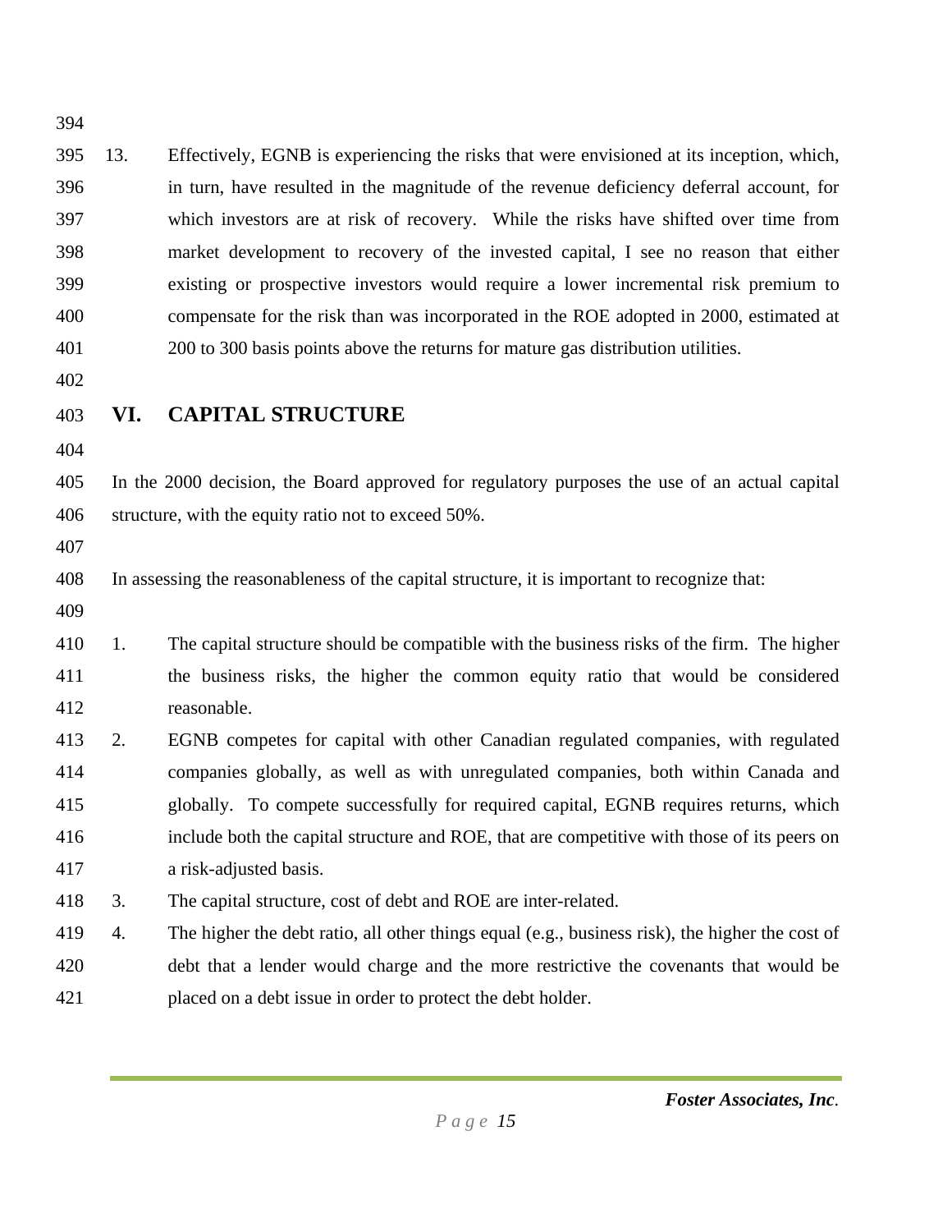13. Effectively, EGNB is experiencing the risks that were envisioned at its inception, which, in turn, have resulted in the magnitude of the revenue deficiency deferral account, for which investors are at risk of recovery. While the risks have shifted over time from market development to recovery of the invested capital, I see no reason that either existing or prospective investors would require a lower incremental risk premium to compensate for the risk than was incorporated in the ROE adopted in 2000, estimated at 200 to 300 basis points above the returns for mature gas distribution utilities.

## VI. CAPITAL STRUCTURE

In the 2000 decision, the Board approved for regulatory purposes the use of an actual capital structure, with the equity ratio not to exceed 50%.

In assessing the reasonableness of the capital structure, it is important to recognize that:

1. The capital structure should be compatible with the business risks of the firm. The higher the business risks, the higher the common equity ratio that would be considered reasonable.
2. EGNB competes for capital with other Canadian regulated companies, with regulated companies globally, as well as with unregulated companies, both within Canada and globally. To compete successfully for required capital, EGNB requires returns, which include both the capital structure and ROE, that are competitive with those of its peers on a risk-adjusted basis.
3. The capital structure, cost of debt and ROE are inter-related.
4. The higher the debt ratio, all other things equal (e.g., business risk), the higher the cost of debt that a lender would charge and the more restrictive the covenants that would be placed on a debt issue in order to protect the debt holder.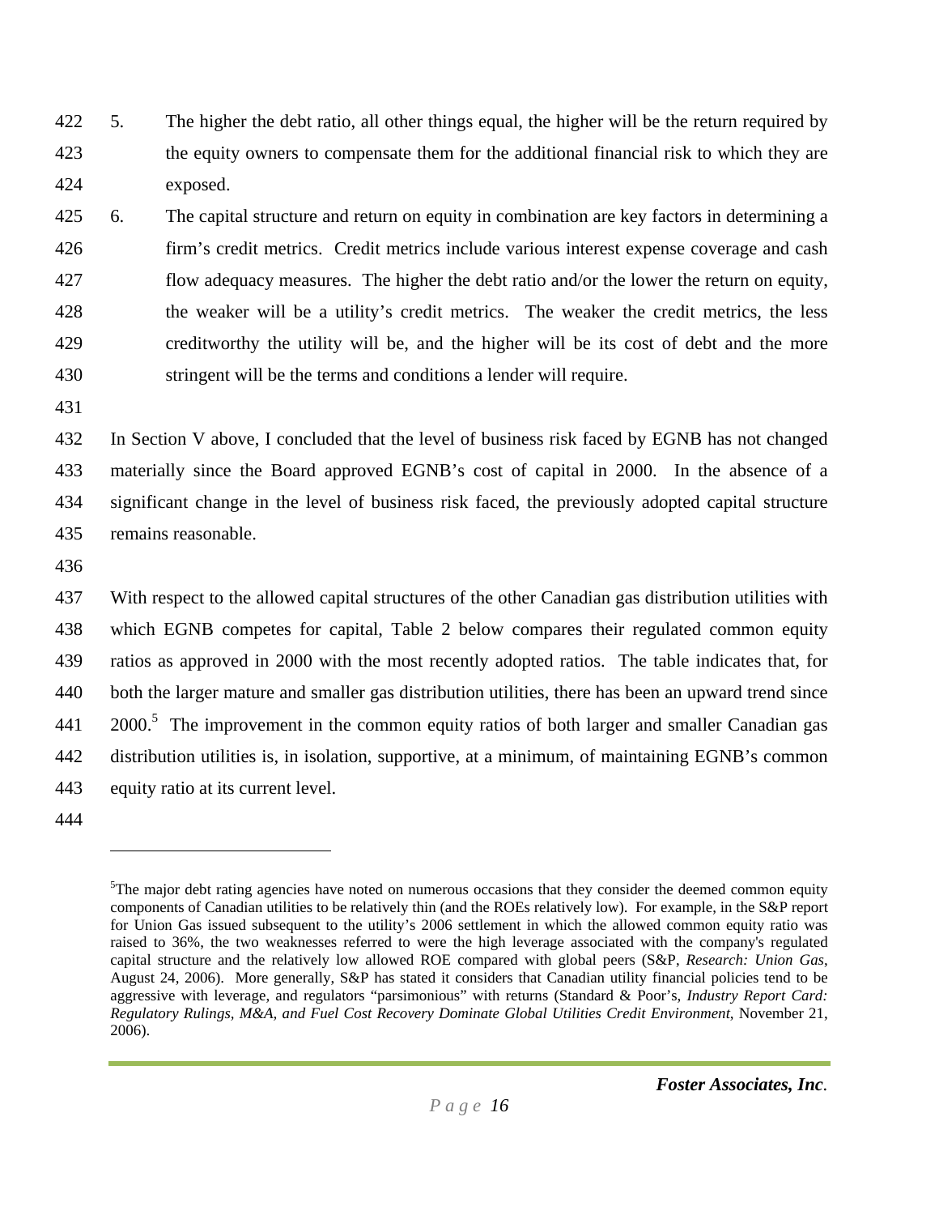5. The higher the debt ratio, all other things equal, the higher will be the return required by the equity owners to compensate them for the additional financial risk to which they are exposed.
6. The capital structure and return on equity in combination are key factors in determining a firm's credit metrics. Credit metrics include various interest expense coverage and cash flow adequacy measures. The higher the debt ratio and/or the lower the return on equity, the weaker will be a utility's credit metrics. The weaker the credit metrics, the less creditworthy the utility will be, and the higher will be its cost of debt and the more stringent will be the terms and conditions a lender will require.

In Section V above, I concluded that the level of business risk faced by EGNB has not changed materially since the Board approved EGNB's cost of capital in 2000. In the absence of a significant change in the level of business risk faced, the previously adopted capital structure remains reasonable.

With respect to the allowed capital structures of the other Canadian gas distribution utilities with which EGNB competes for capital, Table 2 below compares their regulated common equity ratios as approved in 2000 with the most recently adopted ratios. The table indicates that, for both the larger mature and smaller gas distribution utilities, there has been an upward trend since 2000.[5] The improvement in the common equity ratios of both larger and smaller Canadian gas distribution utilities is, in isolation, supportive, at a minimum, of maintaining EGNB's common equity ratio at its current level.

---

[5] The major debt rating agencies have noted on numerous occasions that they consider the deemed common equity components of Canadian utilities to be relatively thin (and the ROEs relatively low). For example, in the S&P report for Union Gas issued subsequent to the utility's 2006 settlement in which the allowed common equity ratio was raised to 36%, the two weaknesses referred to were the high leverage associated with the company's regulated capital structure and the relatively low allowed ROE compared with global peers (S&P, *Research: Union Gas*, August 24, 2006). More generally, S&P has stated it considers that Canadian utility financial policies tend to be aggressive with leverage, and regulators "parsimonious" with returns (Standard & Poor's, *Industry Report Card: Regulatory Rulings, M&A, and Fuel Cost Recovery Dominate Global Utilities Credit Environment*, November 21, 2006).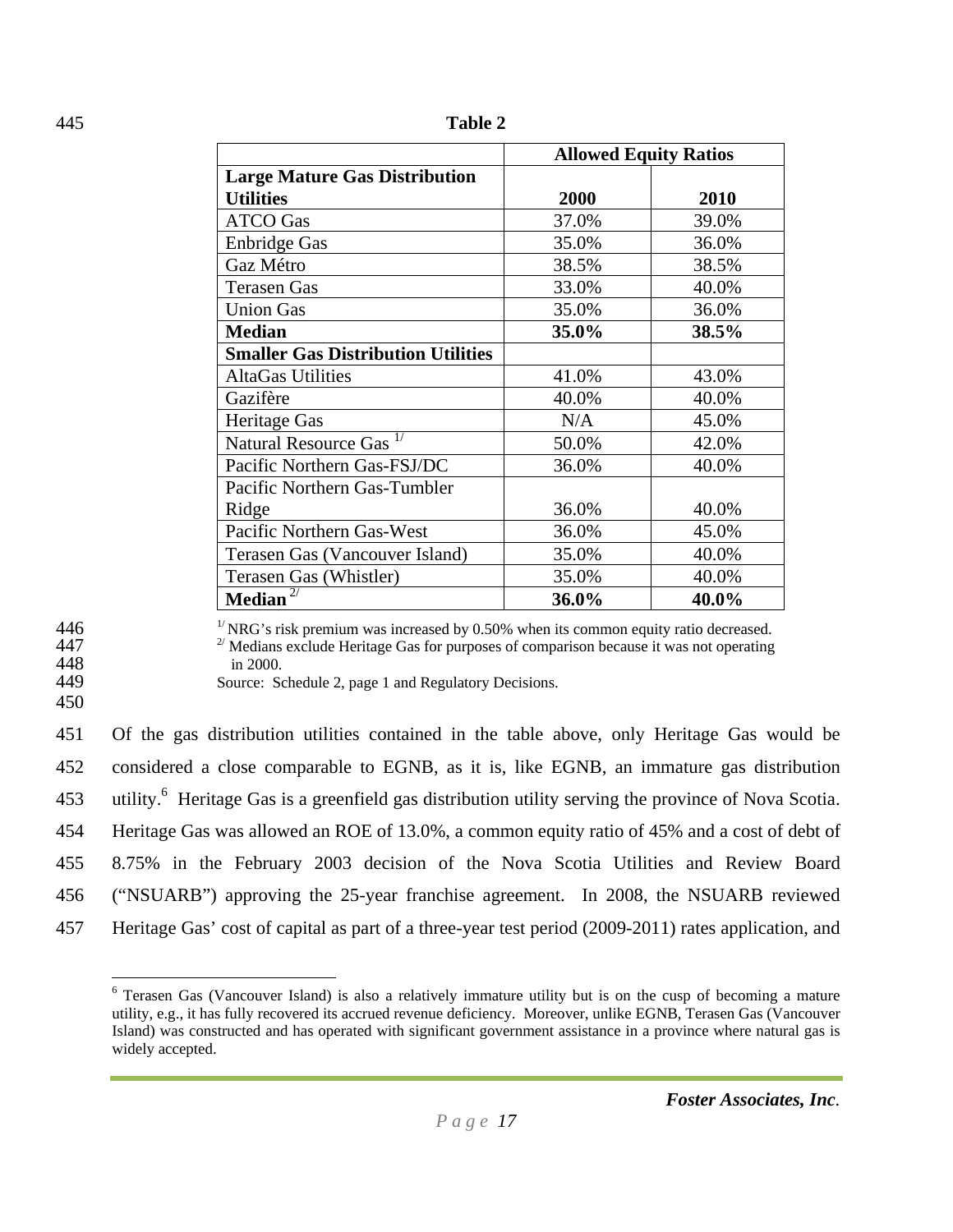**Table 2**

| | Allowed Equity Ratios | |
|---|---|---|
| **Large Mature Gas Distribution Utilities** | **2000** | **2010** |
| ATCO Gas | 37.0% | 39.0% |
| Enbridge Gas | 35.0% | 36.0% |
| Gaz Métro | 38.5% | 38.5% |
| Terasen Gas | 33.0% | 40.0% |
| Union Gas | 35.0% | 36.0% |
| **Median** | **35.0%** | **38.5%** |
| **Smaller Gas Distribution Utilities** | | |
| AltaGas Utilities | 41.0% | 43.0% |
| Gazifère | 40.0% | 40.0% |
| Heritage Gas | N/A | 45.0% |
| Natural Resource Gas [1/] | 50.0% | 42.0% |
| Pacific Northern Gas-FSJ/DC | 36.0% | 40.0% |
| Pacific Northern Gas-Tumbler Ridge | 36.0% | 40.0% |
| Pacific Northern Gas-West | 36.0% | 45.0% |
| Terasen Gas (Vancouver Island) | 35.0% | 40.0% |
| Terasen Gas (Whistler) | 35.0% | 40.0% |
| **Median** [2/] | **36.0%** | **40.0%** |

[1/] NRG's risk premium was increased by 0.50% when its common equity ratio decreased.
[2/] Medians exclude Heritage Gas for purposes of comparison because it was not operating in 2000.
Source: Schedule 2, page 1 and Regulatory Decisions.

Of the gas distribution utilities contained in the table above, only Heritage Gas would be considered a close comparable to EGNB, as it is, like EGNB, an immature gas distribution utility.[6] Heritage Gas is a greenfield gas distribution utility serving the province of Nova Scotia. Heritage Gas was allowed an ROE of 13.0%, a common equity ratio of 45% and a cost of debt of 8.75% in the February 2003 decision of the Nova Scotia Utilities and Review Board ("NSUARB") approving the 25-year franchise agreement. In 2008, the NSUARB reviewed Heritage Gas' cost of capital as part of a three-year test period (2009-2011) rates application, and

[6] Terasen Gas (Vancouver Island) is also a relatively immature utility but is on the cusp of becoming a mature utility, e.g., it has fully recovered its accrued revenue deficiency. Moreover, unlike EGNB, Terasen Gas (Vancouver Island) was constructed and has operated with significant government assistance in a province where natural gas is widely accepted.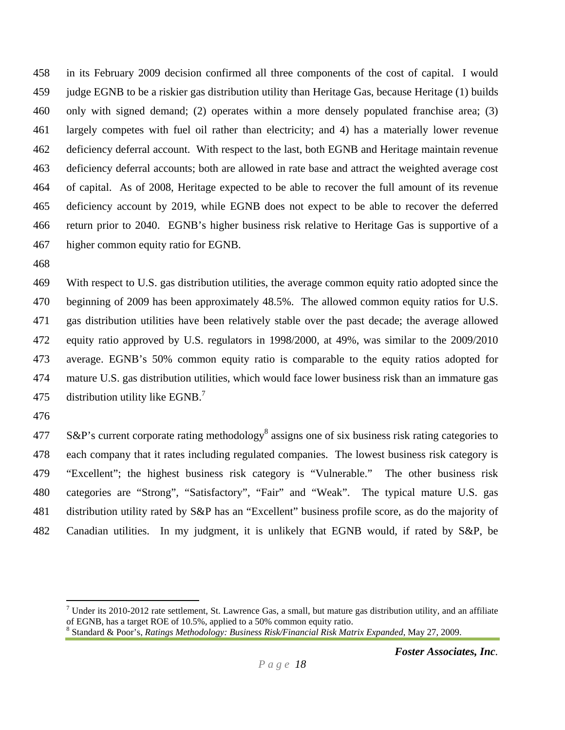458 in its February 2009 decision confirmed all three components of the cost of capital. I would
459 judge EGNB to be a riskier gas distribution utility than Heritage Gas, because Heritage (1) builds
460 only with signed demand; (2) operates within a more densely populated franchise area; (3)
461 largely competes with fuel oil rather than electricity; and 4) has a materially lower revenue
462 deficiency deferral account. With respect to the last, both EGNB and Heritage maintain revenue
463 deficiency deferral accounts; both are allowed in rate base and attract the weighted average cost
464 of capital. As of 2008, Heritage expected to be able to recover the full amount of its revenue
465 deficiency account by 2019, while EGNB does not expect to be able to recover the deferred
466 return prior to 2040. EGNB's higher business risk relative to Heritage Gas is supportive of a
467 higher common equity ratio for EGNB.

468

469 With respect to U.S. gas distribution utilities, the average common equity ratio adopted since the
470 beginning of 2009 has been approximately 48.5%. The allowed common equity ratios for U.S.
471 gas distribution utilities have been relatively stable over the past decade; the average allowed
472 equity ratio approved by U.S. regulators in 1998/2000, at 49%, was similar to the 2009/2010
473 average. EGNB's 50% common equity ratio is comparable to the equity ratios adopted for
474 mature U.S. gas distribution utilities, which would face lower business risk than an immature gas
475 distribution utility like EGNB.[7]

476

477 S&P's current corporate rating methodology[8] assigns one of six business risk rating categories to
478 each company that it rates including regulated companies. The lowest business risk category is
479 "Excellent"; the highest business risk category is "Vulnerable." The other business risk
480 categories are "Strong", "Satisfactory", "Fair" and "Weak". The typical mature U.S. gas
481 distribution utility rated by S&P has an "Excellent" business profile score, as do the majority of
482 Canadian utilities. In my judgment, it is unlikely that EGNB would, if rated by S&P, be

---

[7] Under its 2010-2012 rate settlement, St. Lawrence Gas, a small, but mature gas distribution utility, and an affiliate of EGNB, has a target ROE of 10.5%, applied to a 50% common equity ratio.

[8] Standard & Poor's, *Ratings Methodology: Business Risk/Financial Risk Matrix Expanded*, May 27, 2009.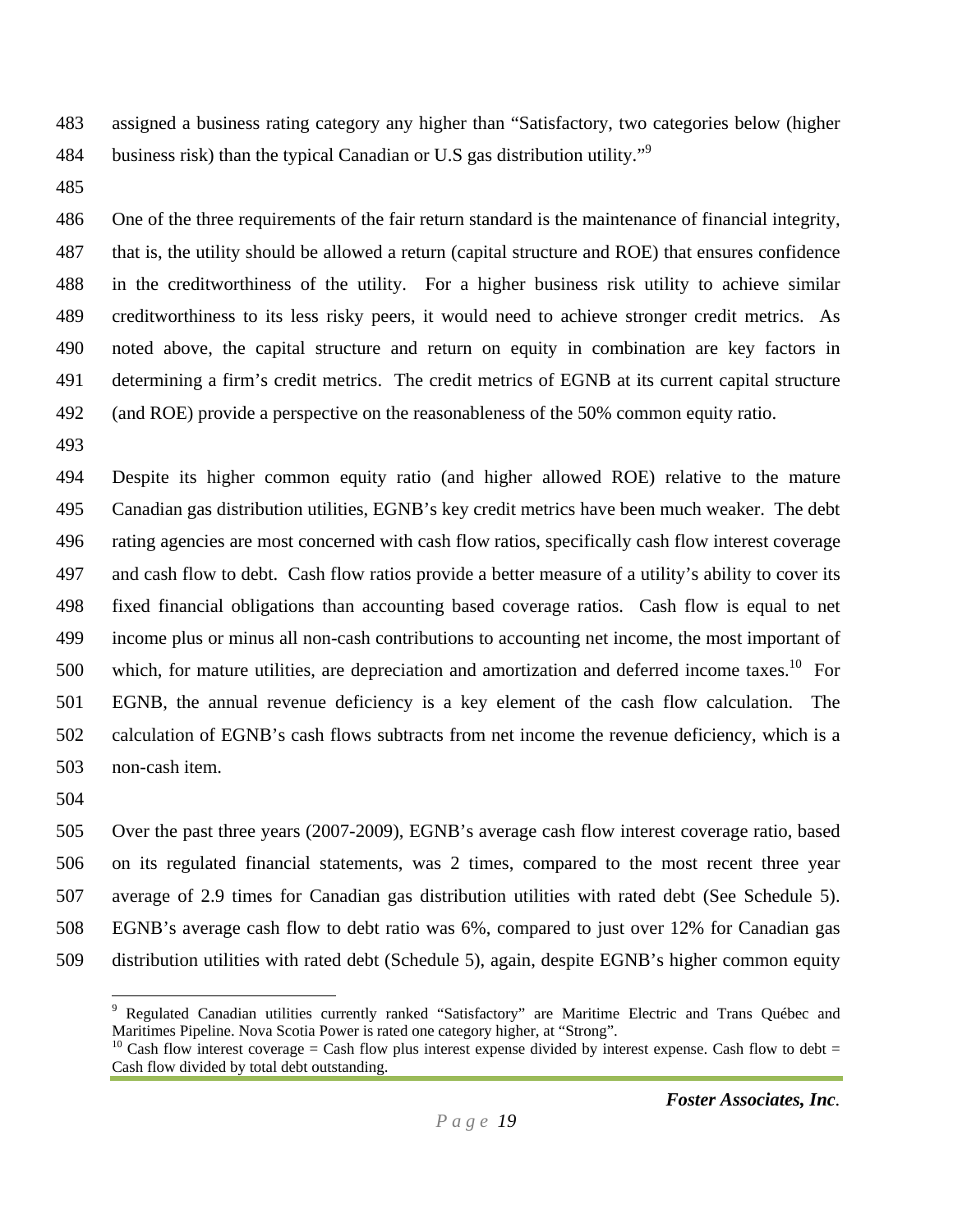483 assigned a business rating category any higher than "Satisfactory, two categories below (higher
484 business risk) than the typical Canadian or U.S gas distribution utility."[9]

485

486 One of the three requirements of the fair return standard is the maintenance of financial integrity,
487 that is, the utility should be allowed a return (capital structure and ROE) that ensures confidence
488 in the creditworthiness of the utility. For a higher business risk utility to achieve similar
489 creditworthiness to its less risky peers, it would need to achieve stronger credit metrics. As
490 noted above, the capital structure and return on equity in combination are key factors in
491 determining a firm's credit metrics. The credit metrics of EGNB at its current capital structure
492 (and ROE) provide a perspective on the reasonableness of the 50% common equity ratio.

493

494 Despite its higher common equity ratio (and higher allowed ROE) relative to the mature
495 Canadian gas distribution utilities, EGNB's key credit metrics have been much weaker. The debt
496 rating agencies are most concerned with cash flow ratios, specifically cash flow interest coverage
497 and cash flow to debt. Cash flow ratios provide a better measure of a utility's ability to cover its
498 fixed financial obligations than accounting based coverage ratios. Cash flow is equal to net
499 income plus or minus all non-cash contributions to accounting net income, the most important of
500 which, for mature utilities, are depreciation and amortization and deferred income taxes.[10] For
501 EGNB, the annual revenue deficiency is a key element of the cash flow calculation. The
502 calculation of EGNB's cash flows subtracts from net income the revenue deficiency, which is a
503 non-cash item.

504

505 Over the past three years (2007-2009), EGNB's average cash flow interest coverage ratio, based
506 on its regulated financial statements, was 2 times, compared to the most recent three year
507 average of 2.9 times for Canadian gas distribution utilities with rated debt (See Schedule 5).
508 EGNB's average cash flow to debt ratio was 6%, compared to just over 12% for Canadian gas
509 distribution utilities with rated debt (Schedule 5), again, despite EGNB's higher common equity

---

[9] Regulated Canadian utilities currently ranked "Satisfactory" are Maritime Electric and Trans Québec and Maritimes Pipeline. Nova Scotia Power is rated one category higher, at "Strong".

[10] Cash flow interest coverage = Cash flow plus interest expense divided by interest expense. Cash flow to debt = Cash flow divided by total debt outstanding.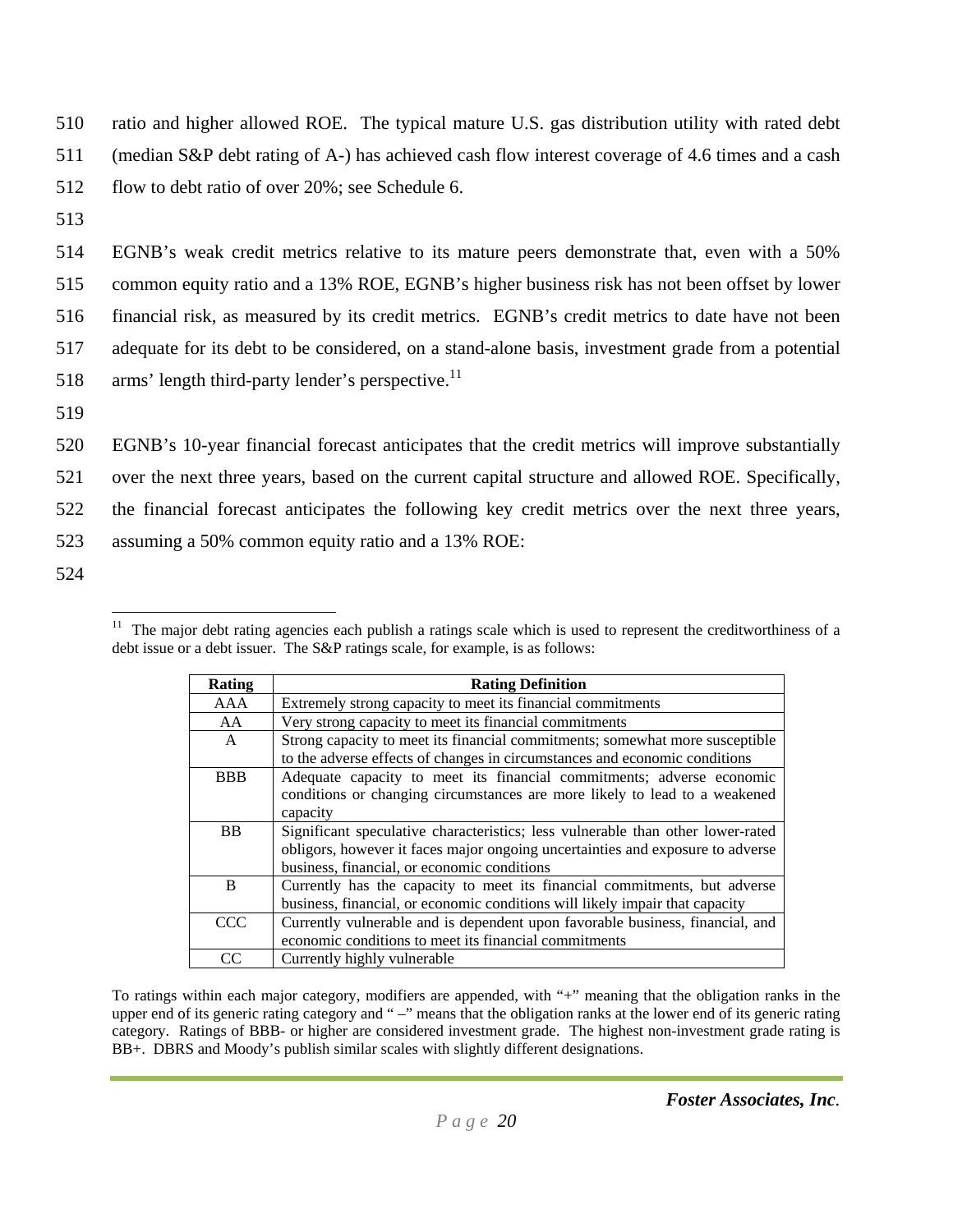ratio and higher allowed ROE. The typical mature U.S. gas distribution utility with rated debt (median S&P debt rating of A-) has achieved cash flow interest coverage of 4.6 times and a cash flow to debt ratio of over 20%; see Schedule 6.

EGNB's weak credit metrics relative to its mature peers demonstrate that, even with a 50% common equity ratio and a 13% ROE, EGNB's higher business risk has not been offset by lower financial risk, as measured by its credit metrics. EGNB's credit metrics to date have not been adequate for its debt to be considered, on a stand-alone basis, investment grade from a potential arms' length third-party lender's perspective.[11]

EGNB's 10-year financial forecast anticipates that the credit metrics will improve substantially over the next three years, based on the current capital structure and allowed ROE. Specifically, the financial forecast anticipates the following key credit metrics over the next three years, assuming a 50% common equity ratio and a 13% ROE:

---

[11] The major debt rating agencies each publish a ratings scale which is used to represent the creditworthiness of a debt issue or a debt issuer. The S&P ratings scale, for example, is as follows:

| Rating | Rating Definition |
|---|---|
| AAA | Extremely strong capacity to meet its financial commitments |
| AA | Very strong capacity to meet its financial commitments |
| A | Strong capacity to meet its financial commitments; somewhat more susceptible to the adverse effects of changes in circumstances and economic conditions |
| BBB | Adequate capacity to meet its financial commitments; adverse economic conditions or changing circumstances are more likely to lead to a weakened capacity |
| BB | Significant speculative characteristics; less vulnerable than other lower-rated obligors, however it faces major ongoing uncertainties and exposure to adverse business, financial, or economic conditions |
| B | Currently has the capacity to meet its financial commitments, but adverse business, financial, or economic conditions will likely impair that capacity |
| CCC | Currently vulnerable and is dependent upon favorable business, financial, and economic conditions to meet its financial commitments |
| CC | Currently highly vulnerable |

To ratings within each major category, modifiers are appended, with "+" meaning that the obligation ranks in the upper end of its generic rating category and " –" means that the obligation ranks at the lower end of its generic rating category. Ratings of BBB- or higher are considered investment grade. The highest non-investment grade rating is BB+. DBRS and Moody's publish similar scales with slightly different designations.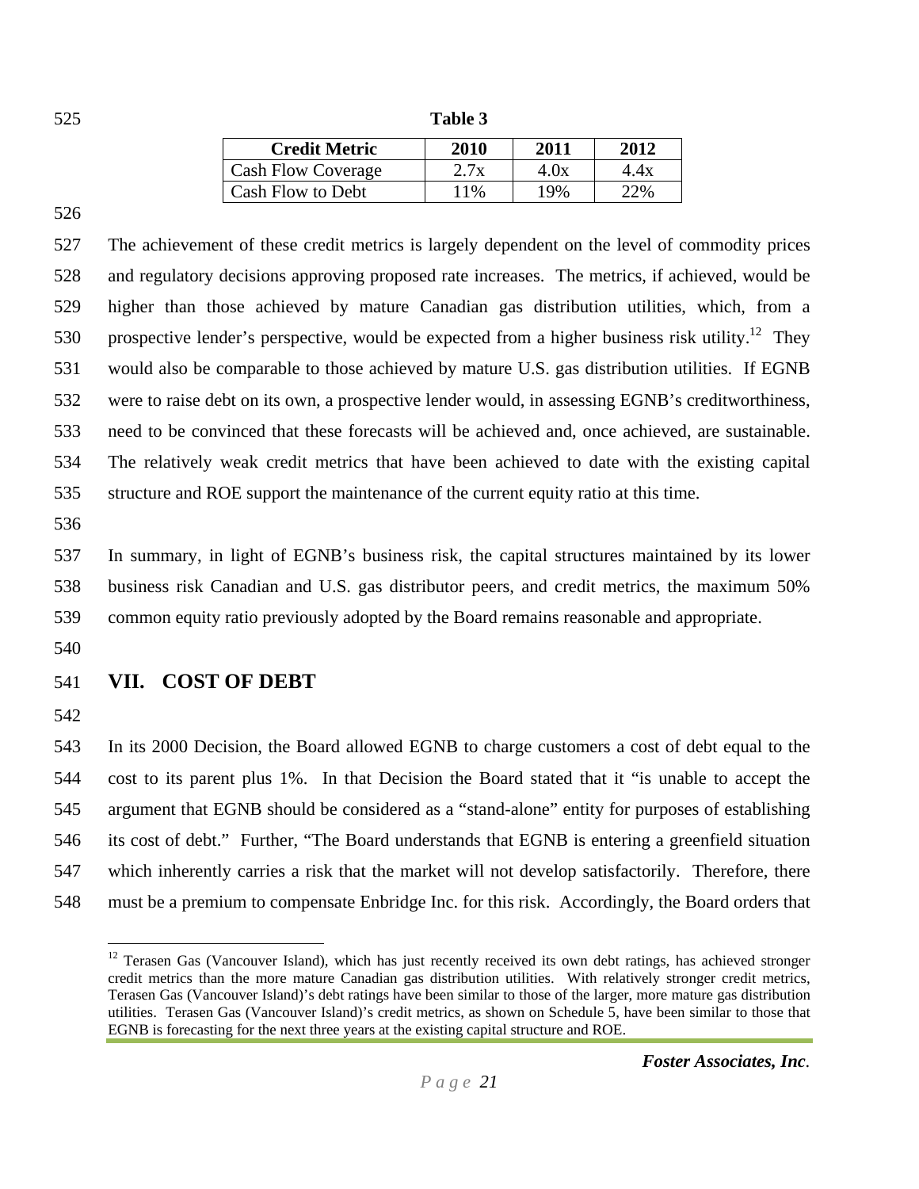**Table 3**

| Credit Metric | 2010 | 2011 | 2012 |
|---|---|---|---|
| Cash Flow Coverage | 2.7x | 4.0x | 4.4x |
| Cash Flow to Debt | 11% | 19% | 22% |

The achievement of these credit metrics is largely dependent on the level of commodity prices and regulatory decisions approving proposed rate increases. The metrics, if achieved, would be higher than those achieved by mature Canadian gas distribution utilities, which, from a prospective lender's perspective, would be expected from a higher business risk utility.[12] They would also be comparable to those achieved by mature U.S. gas distribution utilities. If EGNB were to raise debt on its own, a prospective lender would, in assessing EGNB's creditworthiness, need to be convinced that these forecasts will be achieved and, once achieved, are sustainable. The relatively weak credit metrics that have been achieved to date with the existing capital structure and ROE support the maintenance of the current equity ratio at this time.

In summary, in light of EGNB's business risk, the capital structures maintained by its lower business risk Canadian and U.S. gas distributor peers, and credit metrics, the maximum 50% common equity ratio previously adopted by the Board remains reasonable and appropriate.

## VII. COST OF DEBT

In its 2000 Decision, the Board allowed EGNB to charge customers a cost of debt equal to the cost to its parent plus 1%. In that Decision the Board stated that it "is unable to accept the argument that EGNB should be considered as a "stand-alone" entity for purposes of establishing its cost of debt." Further, "The Board understands that EGNB is entering a greenfield situation which inherently carries a risk that the market will not develop satisfactorily. Therefore, there must be a premium to compensate Enbridge Inc. for this risk. Accordingly, the Board orders that

[12] Terasen Gas (Vancouver Island), which has just recently received its own debt ratings, has achieved stronger credit metrics than the more mature Canadian gas distribution utilities. With relatively stronger credit metrics, Terasen Gas (Vancouver Island)'s debt ratings have been similar to those of the larger, more mature gas distribution utilities. Terasen Gas (Vancouver Island)'s credit metrics, as shown on Schedule 5, have been similar to those that EGNB is forecasting for the next three years at the existing capital structure and ROE.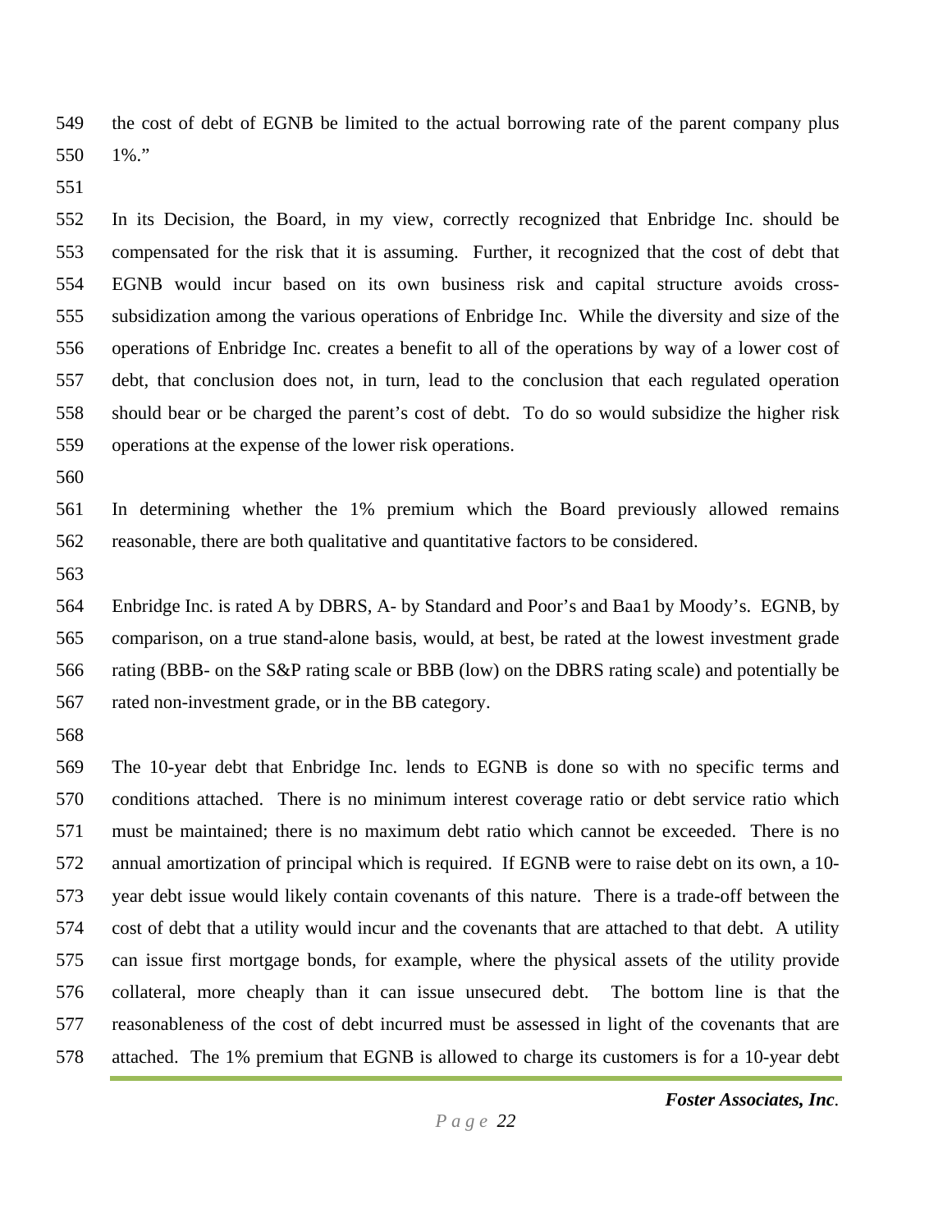the cost of debt of EGNB be limited to the actual borrowing rate of the parent company plus 1%."

In its Decision, the Board, in my view, correctly recognized that Enbridge Inc. should be compensated for the risk that it is assuming. Further, it recognized that the cost of debt that EGNB would incur based on its own business risk and capital structure avoids cross-subsidization among the various operations of Enbridge Inc. While the diversity and size of the operations of Enbridge Inc. creates a benefit to all of the operations by way of a lower cost of debt, that conclusion does not, in turn, lead to the conclusion that each regulated operation should bear or be charged the parent's cost of debt. To do so would subsidize the higher risk operations at the expense of the lower risk operations.

In determining whether the 1% premium which the Board previously allowed remains reasonable, there are both qualitative and quantitative factors to be considered.

Enbridge Inc. is rated A by DBRS, A- by Standard and Poor's and Baa1 by Moody's. EGNB, by comparison, on a true stand-alone basis, would, at best, be rated at the lowest investment grade rating (BBB- on the S&P rating scale or BBB (low) on the DBRS rating scale) and potentially be rated non-investment grade, or in the BB category.

The 10-year debt that Enbridge Inc. lends to EGNB is done so with no specific terms and conditions attached. There is no minimum interest coverage ratio or debt service ratio which must be maintained; there is no maximum debt ratio which cannot be exceeded. There is no annual amortization of principal which is required. If EGNB were to raise debt on its own, a 10-year debt issue would likely contain covenants of this nature. There is a trade-off between the cost of debt that a utility would incur and the covenants that are attached to that debt. A utility can issue first mortgage bonds, for example, where the physical assets of the utility provide collateral, more cheaply than it can issue unsecured debt. The bottom line is that the reasonableness of the cost of debt incurred must be assessed in light of the covenants that are attached. The 1% premium that EGNB is allowed to charge its customers is for a 10-year debt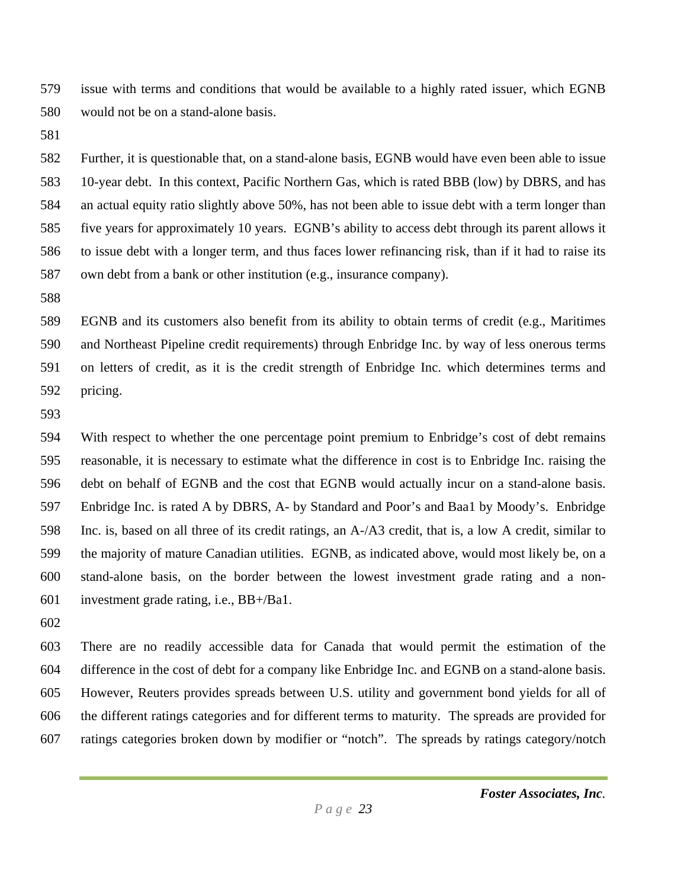issue with terms and conditions that would be available to a highly rated issuer, which EGNB would not be on a stand-alone basis.

Further, it is questionable that, on a stand-alone basis, EGNB would have even been able to issue 10-year debt. In this context, Pacific Northern Gas, which is rated BBB (low) by DBRS, and has an actual equity ratio slightly above 50%, has not been able to issue debt with a term longer than five years for approximately 10 years. EGNB's ability to access debt through its parent allows it to issue debt with a longer term, and thus faces lower refinancing risk, than if it had to raise its own debt from a bank or other institution (e.g., insurance company).

EGNB and its customers also benefit from its ability to obtain terms of credit (e.g., Maritimes and Northeast Pipeline credit requirements) through Enbridge Inc. by way of less onerous terms on letters of credit, as it is the credit strength of Enbridge Inc. which determines terms and pricing.

With respect to whether the one percentage point premium to Enbridge's cost of debt remains reasonable, it is necessary to estimate what the difference in cost is to Enbridge Inc. raising the debt on behalf of EGNB and the cost that EGNB would actually incur on a stand-alone basis. Enbridge Inc. is rated A by DBRS, A- by Standard and Poor's and Baa1 by Moody's. Enbridge Inc. is, based on all three of its credit ratings, an A-/A3 credit, that is, a low A credit, similar to the majority of mature Canadian utilities. EGNB, as indicated above, would most likely be, on a stand-alone basis, on the border between the lowest investment grade rating and a non-investment grade rating, i.e., BB+/Ba1.

There are no readily accessible data for Canada that would permit the estimation of the difference in the cost of debt for a company like Enbridge Inc. and EGNB on a stand-alone basis. However, Reuters provides spreads between U.S. utility and government bond yields for all of the different ratings categories and for different terms to maturity. The spreads are provided for ratings categories broken down by modifier or "notch". The spreads by ratings category/notch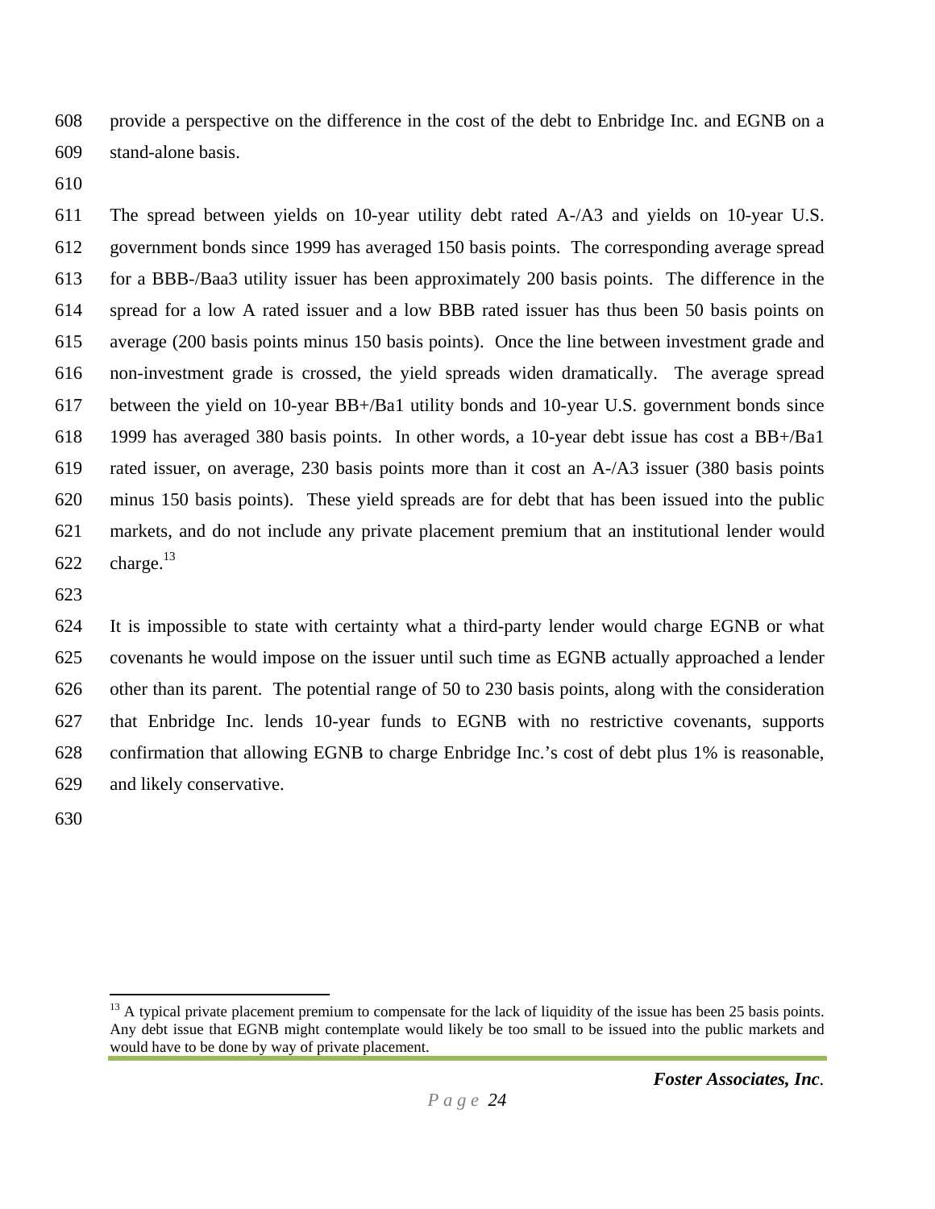provide a perspective on the difference in the cost of the debt to Enbridge Inc. and EGNB on a stand-alone basis.

The spread between yields on 10-year utility debt rated A-/A3 and yields on 10-year U.S. government bonds since 1999 has averaged 150 basis points. The corresponding average spread for a BBB-/Baa3 utility issuer has been approximately 200 basis points. The difference in the spread for a low A rated issuer and a low BBB rated issuer has thus been 50 basis points on average (200 basis points minus 150 basis points). Once the line between investment grade and non-investment grade is crossed, the yield spreads widen dramatically. The average spread between the yield on 10-year BB+/Ba1 utility bonds and 10-year U.S. government bonds since 1999 has averaged 380 basis points. In other words, a 10-year debt issue has cost a BB+/Ba1 rated issuer, on average, 230 basis points more than it cost an A-/A3 issuer (380 basis points minus 150 basis points). These yield spreads are for debt that has been issued into the public markets, and do not include any private placement premium that an institutional lender would charge.[13]

It is impossible to state with certainty what a third-party lender would charge EGNB or what covenants he would impose on the issuer until such time as EGNB actually approached a lender other than its parent. The potential range of 50 to 230 basis points, along with the consideration that Enbridge Inc. lends 10-year funds to EGNB with no restrictive covenants, supports confirmation that allowing EGNB to charge Enbridge Inc.'s cost of debt plus 1% is reasonable, and likely conservative.

---

[13] A typical private placement premium to compensate for the lack of liquidity of the issue has been 25 basis points. Any debt issue that EGNB might contemplate would likely be too small to be issued into the public markets and would have to be done by way of private placement.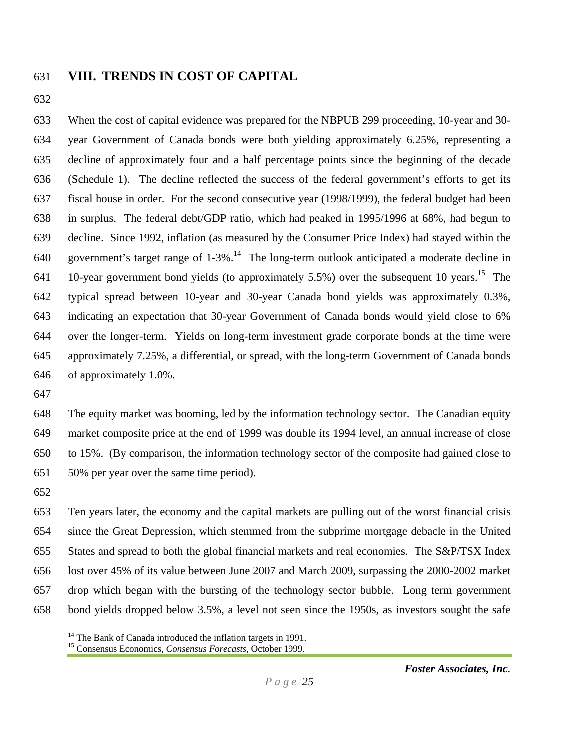## VIII. TRENDS IN COST OF CAPITAL

When the cost of capital evidence was prepared for the NBPUB 299 proceeding, 10-year and 30-year Government of Canada bonds were both yielding approximately 6.25%, representing a decline of approximately four and a half percentage points since the beginning of the decade (Schedule 1). The decline reflected the success of the federal government's efforts to get its fiscal house in order. For the second consecutive year (1998/1999), the federal budget had been in surplus. The federal debt/GDP ratio, which had peaked in 1995/1996 at 68%, had begun to decline. Since 1992, inflation (as measured by the Consumer Price Index) had stayed within the government's target range of 1-3%.[14] The long-term outlook anticipated a moderate decline in 10-year government bond yields (to approximately 5.5%) over the subsequent 10 years.[15] The typical spread between 10-year and 30-year Canada bond yields was approximately 0.3%, indicating an expectation that 30-year Government of Canada bonds would yield close to 6% over the longer-term. Yields on long-term investment grade corporate bonds at the time were approximately 7.25%, a differential, or spread, with the long-term Government of Canada bonds of approximately 1.0%.

The equity market was booming, led by the information technology sector. The Canadian equity market composite price at the end of 1999 was double its 1994 level, an annual increase of close to 15%. (By comparison, the information technology sector of the composite had gained close to 50% per year over the same time period).

Ten years later, the economy and the capital markets are pulling out of the worst financial crisis since the Great Depression, which stemmed from the subprime mortgage debacle in the United States and spread to both the global financial markets and real economies. The S&P/TSX Index lost over 45% of its value between June 2007 and March 2009, surpassing the 2000-2002 market drop which began with the bursting of the technology sector bubble. Long term government bond yields dropped below 3.5%, a level not seen since the 1950s, as investors sought the safe

[14] The Bank of Canada introduced the inflation targets in 1991.

[15] Consensus Economics, *Consensus Forecasts*, October 1999.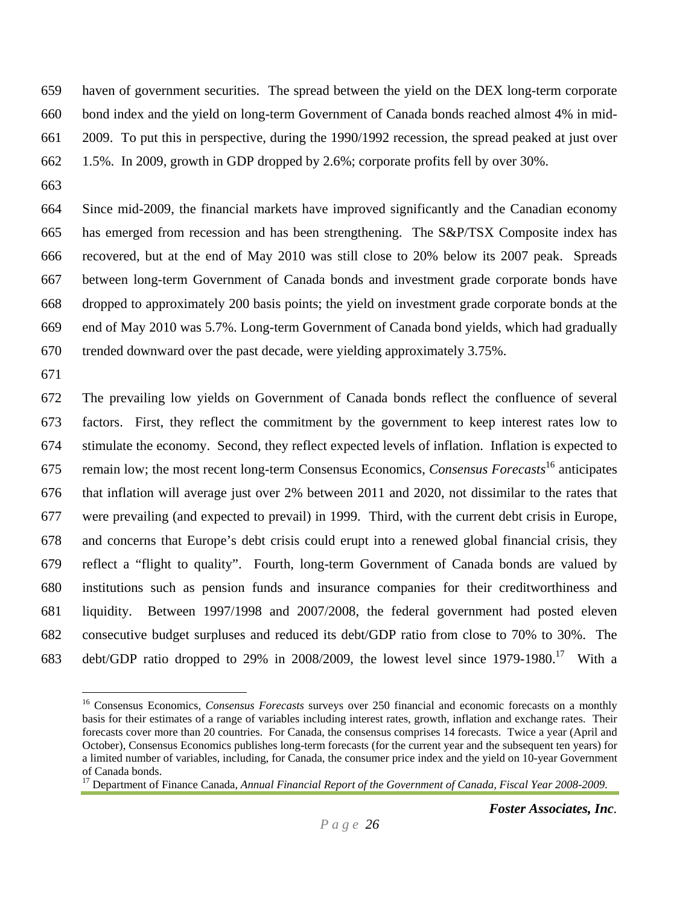haven of government securities. The spread between the yield on the DEX long-term corporate bond index and the yield on long-term Government of Canada bonds reached almost 4% in mid-2009. To put this in perspective, during the 1990/1992 recession, the spread peaked at just over 1.5%. In 2009, growth in GDP dropped by 2.6%; corporate profits fell by over 30%.

Since mid-2009, the financial markets have improved significantly and the Canadian economy has emerged from recession and has been strengthening. The S&P/TSX Composite index has recovered, but at the end of May 2010 was still close to 20% below its 2007 peak. Spreads between long-term Government of Canada bonds and investment grade corporate bonds have dropped to approximately 200 basis points; the yield on investment grade corporate bonds at the end of May 2010 was 5.7%. Long-term Government of Canada bond yields, which had gradually trended downward over the past decade, were yielding approximately 3.75%.

The prevailing low yields on Government of Canada bonds reflect the confluence of several factors. First, they reflect the commitment by the government to keep interest rates low to stimulate the economy. Second, they reflect expected levels of inflation. Inflation is expected to remain low; the most recent long-term Consensus Economics, *Consensus Forecasts*[16] anticipates that inflation will average just over 2% between 2011 and 2020, not dissimilar to the rates that were prevailing (and expected to prevail) in 1999. Third, with the current debt crisis in Europe, and concerns that Europe's debt crisis could erupt into a renewed global financial crisis, they reflect a "flight to quality". Fourth, long-term Government of Canada bonds are valued by institutions such as pension funds and insurance companies for their creditworthiness and liquidity. Between 1997/1998 and 2007/2008, the federal government had posted eleven consecutive budget surpluses and reduced its debt/GDP ratio from close to 70% to 30%. The debt/GDP ratio dropped to 29% in 2008/2009, the lowest level since 1979-1980.[17] With a

---

[16] Consensus Economics, *Consensus Forecasts* surveys over 250 financial and economic forecasts on a monthly basis for their estimates of a range of variables including interest rates, growth, inflation and exchange rates. Their forecasts cover more than 20 countries. For Canada, the consensus comprises 14 forecasts. Twice a year (April and October), Consensus Economics publishes long-term forecasts (for the current year and the subsequent ten years) for a limited number of variables, including, for Canada, the consumer price index and the yield on 10-year Government of Canada bonds.

[17] Department of Finance Canada, *Annual Financial Report of the Government of Canada, Fiscal Year 2008-2009.*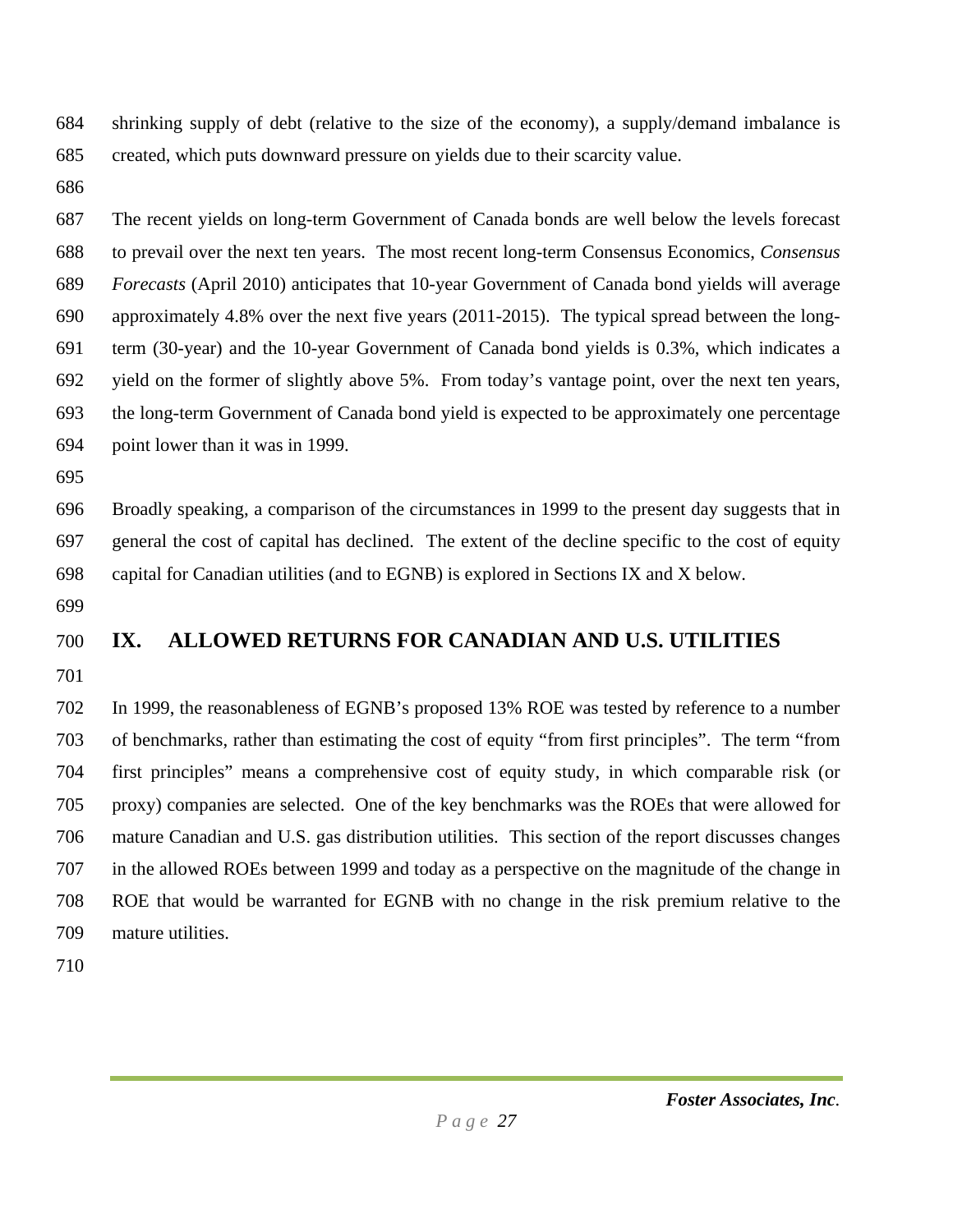shrinking supply of debt (relative to the size of the economy), a supply/demand imbalance is created, which puts downward pressure on yields due to their scarcity value.

The recent yields on long-term Government of Canada bonds are well below the levels forecast to prevail over the next ten years. The most recent long-term Consensus Economics, *Consensus Forecasts* (April 2010) anticipates that 10-year Government of Canada bond yields will average approximately 4.8% over the next five years (2011-2015). The typical spread between the long-term (30-year) and the 10-year Government of Canada bond yields is 0.3%, which indicates a yield on the former of slightly above 5%. From today's vantage point, over the next ten years, the long-term Government of Canada bond yield is expected to be approximately one percentage point lower than it was in 1999.

Broadly speaking, a comparison of the circumstances in 1999 to the present day suggests that in general the cost of capital has declined. The extent of the decline specific to the cost of equity capital for Canadian utilities (and to EGNB) is explored in Sections IX and X below.

## IX. ALLOWED RETURNS FOR CANADIAN AND U.S. UTILITIES

In 1999, the reasonableness of EGNB's proposed 13% ROE was tested by reference to a number of benchmarks, rather than estimating the cost of equity "from first principles". The term "from first principles" means a comprehensive cost of equity study, in which comparable risk (or proxy) companies are selected. One of the key benchmarks was the ROEs that were allowed for mature Canadian and U.S. gas distribution utilities. This section of the report discusses changes in the allowed ROEs between 1999 and today as a perspective on the magnitude of the change in ROE that would be warranted for EGNB with no change in the risk premium relative to the mature utilities.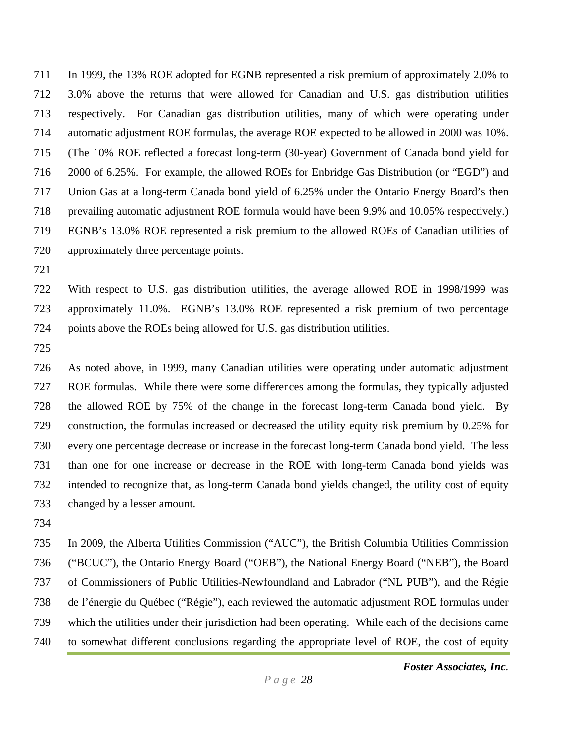In 1999, the 13% ROE adopted for EGNB represented a risk premium of approximately 2.0% to 3.0% above the returns that were allowed for Canadian and U.S. gas distribution utilities respectively. For Canadian gas distribution utilities, many of which were operating under automatic adjustment ROE formulas, the average ROE expected to be allowed in 2000 was 10%. (The 10% ROE reflected a forecast long-term (30-year) Government of Canada bond yield for 2000 of 6.25%. For example, the allowed ROEs for Enbridge Gas Distribution (or "EGD") and Union Gas at a long-term Canada bond yield of 6.25% under the Ontario Energy Board's then prevailing automatic adjustment ROE formula would have been 9.9% and 10.05% respectively.) EGNB's 13.0% ROE represented a risk premium to the allowed ROEs of Canadian utilities of approximately three percentage points.

With respect to U.S. gas distribution utilities, the average allowed ROE in 1998/1999 was approximately 11.0%. EGNB's 13.0% ROE represented a risk premium of two percentage points above the ROEs being allowed for U.S. gas distribution utilities.

As noted above, in 1999, many Canadian utilities were operating under automatic adjustment ROE formulas. While there were some differences among the formulas, they typically adjusted the allowed ROE by 75% of the change in the forecast long-term Canada bond yield. By construction, the formulas increased or decreased the utility equity risk premium by 0.25% for every one percentage decrease or increase in the forecast long-term Canada bond yield. The less than one for one increase or decrease in the ROE with long-term Canada bond yields was intended to recognize that, as long-term Canada bond yields changed, the utility cost of equity changed by a lesser amount.

In 2009, the Alberta Utilities Commission ("AUC"), the British Columbia Utilities Commission ("BCUC"), the Ontario Energy Board ("OEB"), the National Energy Board ("NEB"), the Board of Commissioners of Public Utilities-Newfoundland and Labrador ("NL PUB"), and the Régie de l'énergie du Québec ("Régie"), each reviewed the automatic adjustment ROE formulas under which the utilities under their jurisdiction had been operating. While each of the decisions came to somewhat different conclusions regarding the appropriate level of ROE, the cost of equity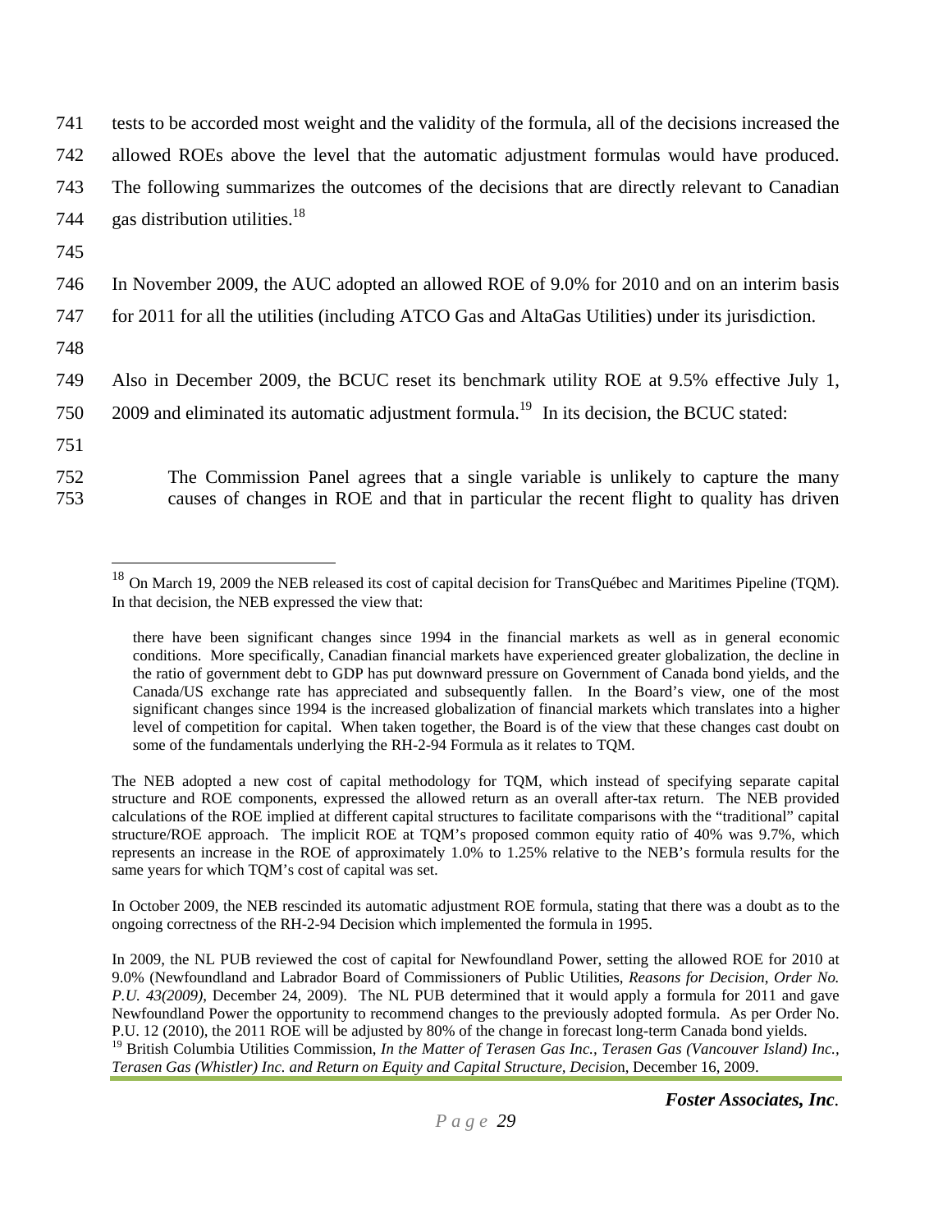tests to be accorded most weight and the validity of the formula, all of the decisions increased the allowed ROEs above the level that the automatic adjustment formulas would have produced. The following summarizes the outcomes of the decisions that are directly relevant to Canadian gas distribution utilities.[18]

In November 2009, the AUC adopted an allowed ROE of 9.0% for 2010 and on an interim basis for 2011 for all the utilities (including ATCO Gas and AltaGas Utilities) under its jurisdiction.

Also in December 2009, the BCUC reset its benchmark utility ROE at 9.5% effective July 1, 2009 and eliminated its automatic adjustment formula.[19] In its decision, the BCUC stated:

> The Commission Panel agrees that a single variable is unlikely to capture the many causes of changes in ROE and that in particular the recent flight to quality has driven

---

[18] On March 19, 2009 the NEB released its cost of capital decision for TransQuébec and Maritimes Pipeline (TQM). In that decision, the NEB expressed the view that:

> there have been significant changes since 1994 in the financial markets as well as in general economic conditions. More specifically, Canadian financial markets have experienced greater globalization, the decline in the ratio of government debt to GDP has put downward pressure on Government of Canada bond yields, and the Canada/US exchange rate has appreciated and subsequently fallen. In the Board's view, one of the most significant changes since 1994 is the increased globalization of financial markets which translates into a higher level of competition for capital. When taken together, the Board is of the view that these changes cast doubt on some of the fundamentals underlying the RH-2-94 Formula as it relates to TQM.

The NEB adopted a new cost of capital methodology for TQM, which instead of specifying separate capital structure and ROE components, expressed the allowed return as an overall after-tax return. The NEB provided calculations of the ROE implied at different capital structures to facilitate comparisons with the "traditional" capital structure/ROE approach. The implicit ROE at TQM's proposed common equity ratio of 40% was 9.7%, which represents an increase in the ROE of approximately 1.0% to 1.25% relative to the NEB's formula results for the same years for which TQM's cost of capital was set.

In October 2009, the NEB rescinded its automatic adjustment ROE formula, stating that there was a doubt as to the ongoing correctness of the RH-2-94 Decision which implemented the formula in 1995.

In 2009, the NL PUB reviewed the cost of capital for Newfoundland Power, setting the allowed ROE for 2010 at 9.0% (Newfoundland and Labrador Board of Commissioners of Public Utilities, *Reasons for Decision, Order No. P.U. 43(2009)*, December 24, 2009). The NL PUB determined that it would apply a formula for 2011 and gave Newfoundland Power the opportunity to recommend changes to the previously adopted formula. As per Order No. P.U. 12 (2010), the 2011 ROE will be adjusted by 80% of the change in forecast long-term Canada bond yields.

[19] British Columbia Utilities Commission, *In the Matter of Terasen Gas Inc., Terasen Gas (Vancouver Island) Inc., Terasen Gas (Whistler) Inc. and Return on Equity and Capital Structure, Decision*, December 16, 2009.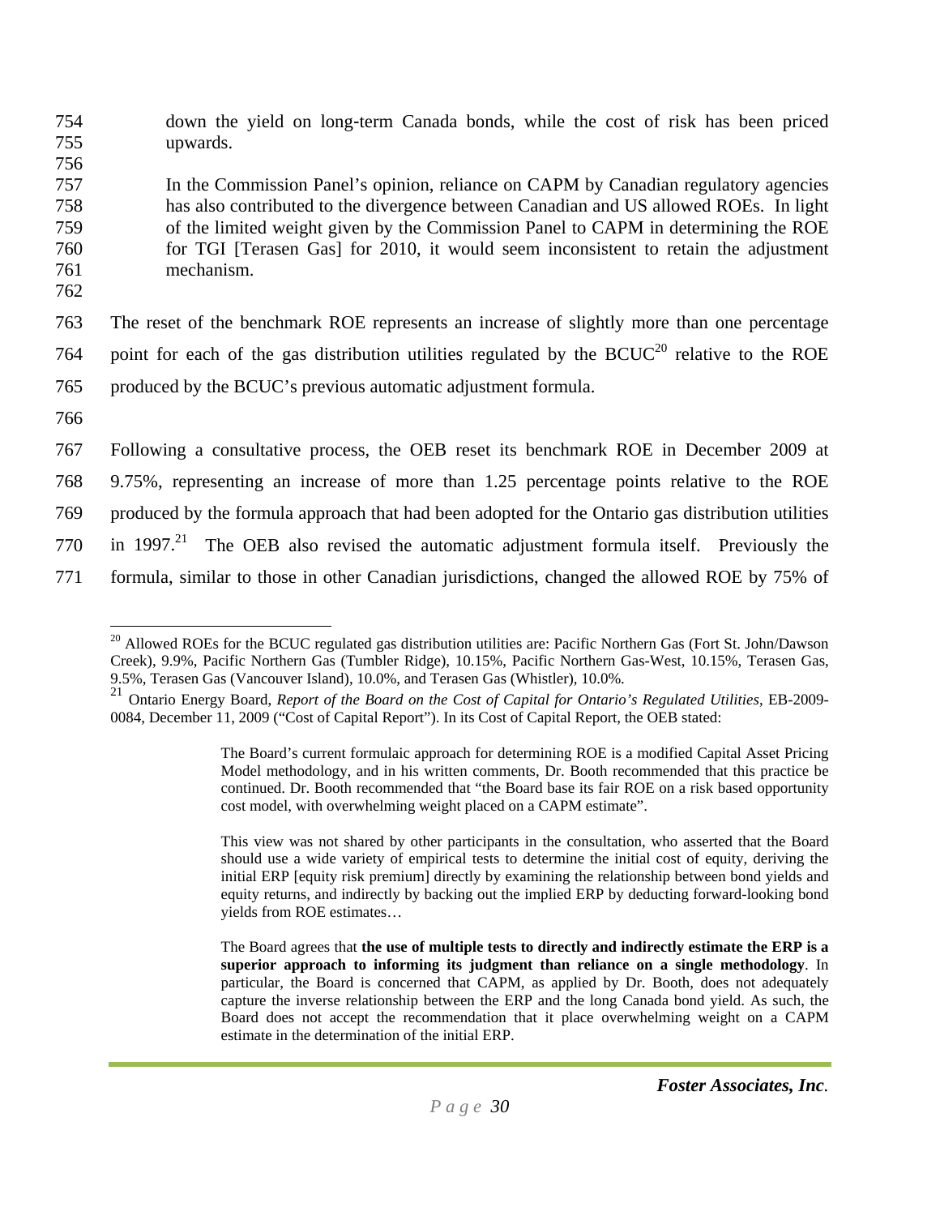down the yield on long-term Canada bonds, while the cost of risk has been priced upwards.

In the Commission Panel's opinion, reliance on CAPM by Canadian regulatory agencies has also contributed to the divergence between Canadian and US allowed ROEs. In light of the limited weight given by the Commission Panel to CAPM in determining the ROE for TGI [Terasen Gas] for 2010, it would seem inconsistent to retain the adjustment mechanism.

The reset of the benchmark ROE represents an increase of slightly more than one percentage point for each of the gas distribution utilities regulated by the BCUC[20] relative to the ROE produced by the BCUC's previous automatic adjustment formula.

Following a consultative process, the OEB reset its benchmark ROE in December 2009 at 9.75%, representing an increase of more than 1.25 percentage points relative to the ROE produced by the formula approach that had been adopted for the Ontario gas distribution utilities in 1997.[21] The OEB also revised the automatic adjustment formula itself. Previously the formula, similar to those in other Canadian jurisdictions, changed the allowed ROE by 75% of

---

[20] Allowed ROEs for the BCUC regulated gas distribution utilities are: Pacific Northern Gas (Fort St. John/Dawson Creek), 9.9%, Pacific Northern Gas (Tumbler Ridge), 10.15%, Pacific Northern Gas-West, 10.15%, Terasen Gas, 9.5%, Terasen Gas (Vancouver Island), 10.0%, and Terasen Gas (Whistler), 10.0%.

[21] Ontario Energy Board, *Report of the Board on the Cost of Capital for Ontario's Regulated Utilities*, EB-2009-0084, December 11, 2009 ("Cost of Capital Report"). In its Cost of Capital Report, the OEB stated:

> The Board's current formulaic approach for determining ROE is a modified Capital Asset Pricing Model methodology, and in his written comments, Dr. Booth recommended that this practice be continued. Dr. Booth recommended that "the Board base its fair ROE on a risk based opportunity cost model, with overwhelming weight placed on a CAPM estimate".
>
> This view was not shared by other participants in the consultation, who asserted that the Board should use a wide variety of empirical tests to determine the initial cost of equity, deriving the initial ERP [equity risk premium] directly by examining the relationship between bond yields and equity returns, and indirectly by backing out the implied ERP by deducting forward-looking bond yields from ROE estimates…
>
> The Board agrees that **the use of multiple tests to directly and indirectly estimate the ERP is a superior approach to informing its judgment than reliance on a single methodology**. In particular, the Board is concerned that CAPM, as applied by Dr. Booth, does not adequately capture the inverse relationship between the ERP and the long Canada bond yield. As such, the Board does not accept the recommendation that it place overwhelming weight on a CAPM estimate in the determination of the initial ERP.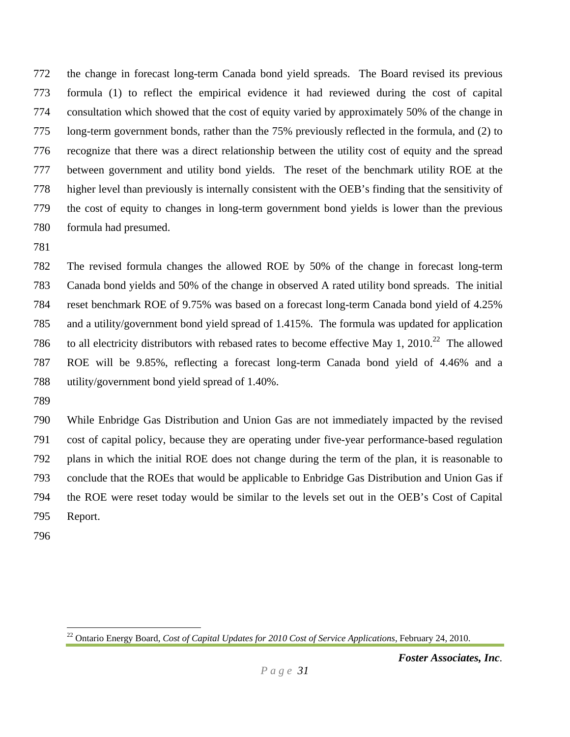the change in forecast long-term Canada bond yield spreads. The Board revised its previous formula (1) to reflect the empirical evidence it had reviewed during the cost of capital consultation which showed that the cost of equity varied by approximately 50% of the change in long-term government bonds, rather than the 75% previously reflected in the formula, and (2) to recognize that there was a direct relationship between the utility cost of equity and the spread between government and utility bond yields. The reset of the benchmark utility ROE at the higher level than previously is internally consistent with the OEB's finding that the sensitivity of the cost of equity to changes in long-term government bond yields is lower than the previous formula had presumed.

The revised formula changes the allowed ROE by 50% of the change in forecast long-term Canada bond yields and 50% of the change in observed A rated utility bond spreads. The initial reset benchmark ROE of 9.75% was based on a forecast long-term Canada bond yield of 4.25% and a utility/government bond yield spread of 1.415%. The formula was updated for application to all electricity distributors with rebased rates to become effective May 1, 2010.[22] The allowed ROE will be 9.85%, reflecting a forecast long-term Canada bond yield of 4.46% and a utility/government bond yield spread of 1.40%.

While Enbridge Gas Distribution and Union Gas are not immediately impacted by the revised cost of capital policy, because they are operating under five-year performance-based regulation plans in which the initial ROE does not change during the term of the plan, it is reasonable to conclude that the ROEs that would be applicable to Enbridge Gas Distribution and Union Gas if the ROE were reset today would be similar to the levels set out in the OEB's Cost of Capital Report.

[22] Ontario Energy Board, *Cost of Capital Updates for 2010 Cost of Service Applications*, February 24, 2010.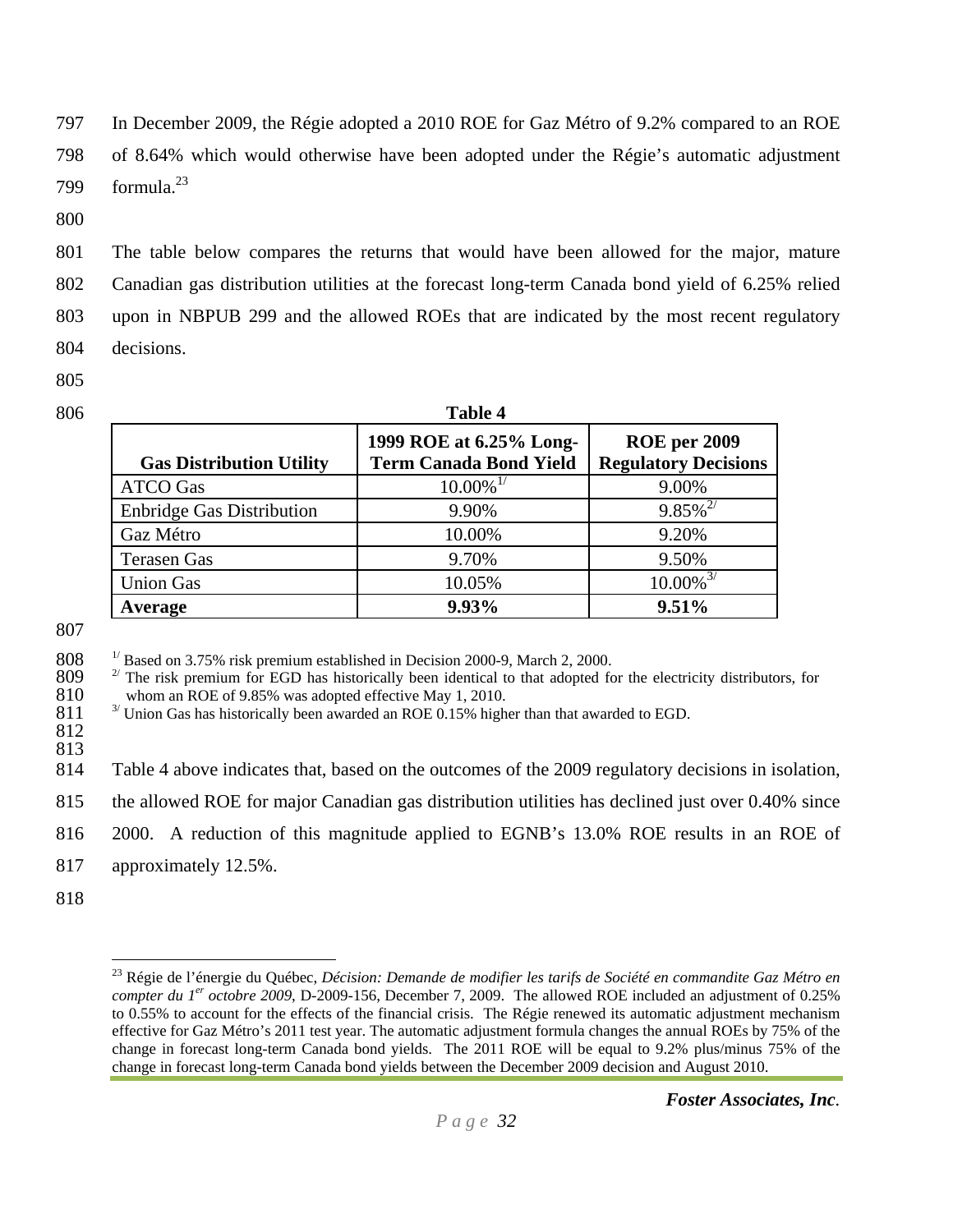In December 2009, the Régie adopted a 2010 ROE for Gaz Métro of 9.2% compared to an ROE of 8.64% which would otherwise have been adopted under the Régie's automatic adjustment formula.[23]

The table below compares the returns that would have been allowed for the major, mature Canadian gas distribution utilities at the forecast long-term Canada bond yield of 6.25% relied upon in NBPUB 299 and the allowed ROEs that are indicated by the most recent regulatory decisions.

**Table 4**

| Gas Distribution Utility | 1999 ROE at 6.25% Long-Term Canada Bond Yield | ROE per 2009 Regulatory Decisions |
|---|---|---|
| ATCO Gas | 10.00%[1/] | 9.00% |
| Enbridge Gas Distribution | 9.90% | 9.85%[2/] |
| Gaz Métro | 10.00% | 9.20% |
| Terasen Gas | 9.70% | 9.50% |
| Union Gas | 10.05% | 10.00%[3/] |
| **Average** | **9.93%** | **9.51%** |

[1/] Based on 3.75% risk premium established in Decision 2000-9, March 2, 2000.
[2/] The risk premium for EGD has historically been identical to that adopted for the electricity distributors, for whom an ROE of 9.85% was adopted effective May 1, 2010.
[3/] Union Gas has historically been awarded an ROE 0.15% higher than that awarded to EGD.

Table 4 above indicates that, based on the outcomes of the 2009 regulatory decisions in isolation, the allowed ROE for major Canadian gas distribution utilities has declined just over 0.40% since 2000. A reduction of this magnitude applied to EGNB's 13.0% ROE results in an ROE of approximately 12.5%.

[23] Régie de l'énergie du Québec, *Décision: Demande de modifier les tarifs de Société en commandite Gaz Métro en compter du 1er octobre 2009*, D-2009-156, December 7, 2009. The allowed ROE included an adjustment of 0.25% to 0.55% to account for the effects of the financial crisis. The Régie renewed its automatic adjustment mechanism effective for Gaz Métro's 2011 test year. The automatic adjustment formula changes the annual ROEs by 75% of the change in forecast long-term Canada bond yields. The 2011 ROE will be equal to 9.2% plus/minus 75% of the change in forecast long-term Canada bond yields between the December 2009 decision and August 2010.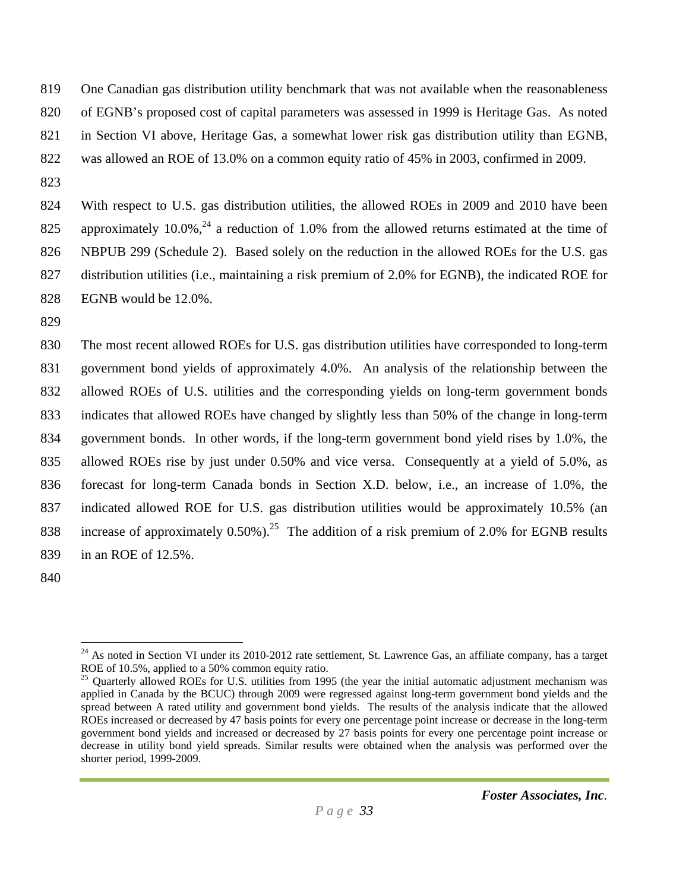One Canadian gas distribution utility benchmark that was not available when the reasonableness of EGNB's proposed cost of capital parameters was assessed in 1999 is Heritage Gas. As noted in Section VI above, Heritage Gas, a somewhat lower risk gas distribution utility than EGNB, was allowed an ROE of 13.0% on a common equity ratio of 45% in 2003, confirmed in 2009.

With respect to U.S. gas distribution utilities, the allowed ROEs in 2009 and 2010 have been approximately 10.0%,[24] a reduction of 1.0% from the allowed returns estimated at the time of NBPUB 299 (Schedule 2). Based solely on the reduction in the allowed ROEs for the U.S. gas distribution utilities (i.e., maintaining a risk premium of 2.0% for EGNB), the indicated ROE for EGNB would be 12.0%.

The most recent allowed ROEs for U.S. gas distribution utilities have corresponded to long-term government bond yields of approximately 4.0%. An analysis of the relationship between the allowed ROEs of U.S. utilities and the corresponding yields on long-term government bonds indicates that allowed ROEs have changed by slightly less than 50% of the change in long-term government bonds. In other words, if the long-term government bond yield rises by 1.0%, the allowed ROEs rise by just under 0.50% and vice versa. Consequently at a yield of 5.0%, as forecast for long-term Canada bonds in Section X.D. below, i.e., an increase of 1.0%, the indicated allowed ROE for U.S. gas distribution utilities would be approximately 10.5% (an increase of approximately 0.50%).[25] The addition of a risk premium of 2.0% for EGNB results in an ROE of 12.5%.

---

[24] As noted in Section VI under its 2010-2012 rate settlement, St. Lawrence Gas, an affiliate company, has a target ROE of 10.5%, applied to a 50% common equity ratio.

[25] Quarterly allowed ROEs for U.S. utilities from 1995 (the year the initial automatic adjustment mechanism was applied in Canada by the BCUC) through 2009 were regressed against long-term government bond yields and the spread between A rated utility and government bond yields. The results of the analysis indicate that the allowed ROEs increased or decreased by 47 basis points for every one percentage point increase or decrease in the long-term government bond yields and increased or decreased by 27 basis points for every one percentage point increase or decrease in utility bond yield spreads. Similar results were obtained when the analysis was performed over the shorter period, 1999-2009.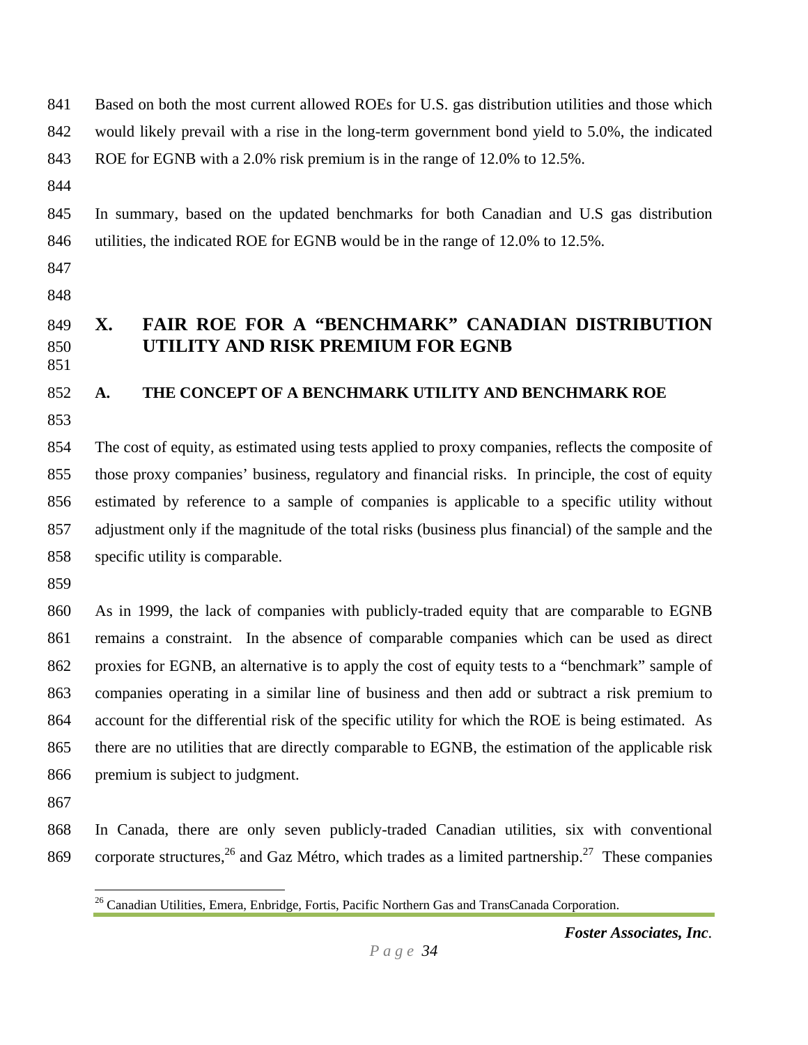Based on both the most current allowed ROEs for U.S. gas distribution utilities and those which would likely prevail with a rise in the long-term government bond yield to 5.0%, the indicated ROE for EGNB with a 2.0% risk premium is in the range of 12.0% to 12.5%.

In summary, based on the updated benchmarks for both Canadian and U.S gas distribution utilities, the indicated ROE for EGNB would be in the range of 12.0% to 12.5%.

## X. FAIR ROE FOR A "BENCHMARK" CANADIAN DISTRIBUTION UTILITY AND RISK PREMIUM FOR EGNB

### A. THE CONCEPT OF A BENCHMARK UTILITY AND BENCHMARK ROE

The cost of equity, as estimated using tests applied to proxy companies, reflects the composite of those proxy companies' business, regulatory and financial risks. In principle, the cost of equity estimated by reference to a sample of companies is applicable to a specific utility without adjustment only if the magnitude of the total risks (business plus financial) of the sample and the specific utility is comparable.

As in 1999, the lack of companies with publicly-traded equity that are comparable to EGNB remains a constraint. In the absence of comparable companies which can be used as direct proxies for EGNB, an alternative is to apply the cost of equity tests to a "benchmark" sample of companies operating in a similar line of business and then add or subtract a risk premium to account for the differential risk of the specific utility for which the ROE is being estimated. As there are no utilities that are directly comparable to EGNB, the estimation of the applicable risk premium is subject to judgment.

In Canada, there are only seven publicly-traded Canadian utilities, six with conventional corporate structures,[26] and Gaz Métro, which trades as a limited partnership.[27] These companies

[26] Canadian Utilities, Emera, Enbridge, Fortis, Pacific Northern Gas and TransCanada Corporation.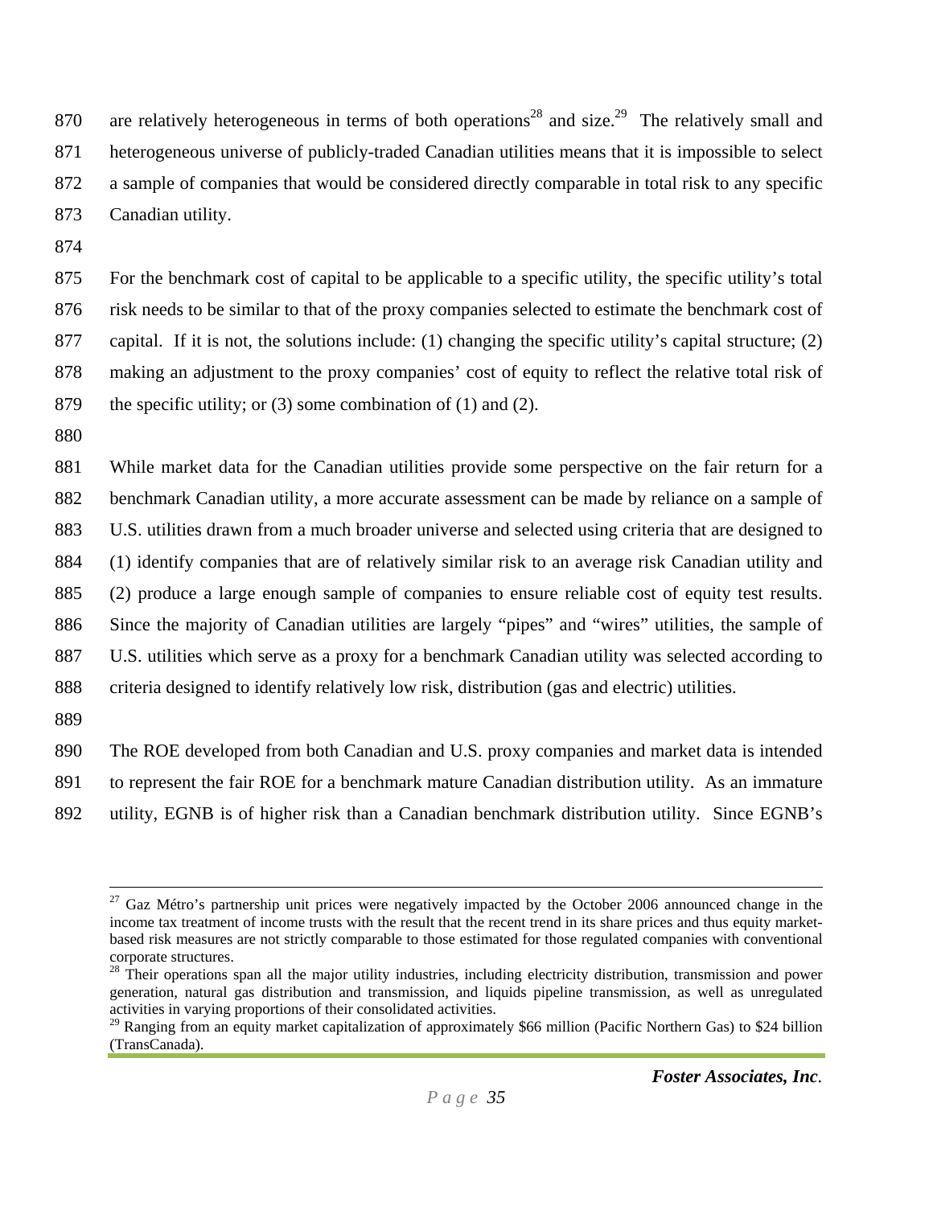are relatively heterogeneous in terms of both operations[28] and size.[29] The relatively small and heterogeneous universe of publicly-traded Canadian utilities means that it is impossible to select a sample of companies that would be considered directly comparable in total risk to any specific Canadian utility.

For the benchmark cost of capital to be applicable to a specific utility, the specific utility's total risk needs to be similar to that of the proxy companies selected to estimate the benchmark cost of capital. If it is not, the solutions include: (1) changing the specific utility's capital structure; (2) making an adjustment to the proxy companies' cost of equity to reflect the relative total risk of the specific utility; or (3) some combination of (1) and (2).

While market data for the Canadian utilities provide some perspective on the fair return for a benchmark Canadian utility, a more accurate assessment can be made by reliance on a sample of U.S. utilities drawn from a much broader universe and selected using criteria that are designed to (1) identify companies that are of relatively similar risk to an average risk Canadian utility and (2) produce a large enough sample of companies to ensure reliable cost of equity test results. Since the majority of Canadian utilities are largely "pipes" and "wires" utilities, the sample of U.S. utilities which serve as a proxy for a benchmark Canadian utility was selected according to criteria designed to identify relatively low risk, distribution (gas and electric) utilities.

The ROE developed from both Canadian and U.S. proxy companies and market data is intended to represent the fair ROE for a benchmark mature Canadian distribution utility. As an immature utility, EGNB is of higher risk than a Canadian benchmark distribution utility. Since EGNB's

---

[27] Gaz Métro's partnership unit prices were negatively impacted by the October 2006 announced change in the income tax treatment of income trusts with the result that the recent trend in its share prices and thus equity market-based risk measures are not strictly comparable to those estimated for those regulated companies with conventional corporate structures.

[28] Their operations span all the major utility industries, including electricity distribution, transmission and power generation, natural gas distribution and transmission, and liquids pipeline transmission, as well as unregulated activities in varying proportions of their consolidated activities.

[29] Ranging from an equity market capitalization of approximately $66 million (Pacific Northern Gas) to $24 billion (TransCanada).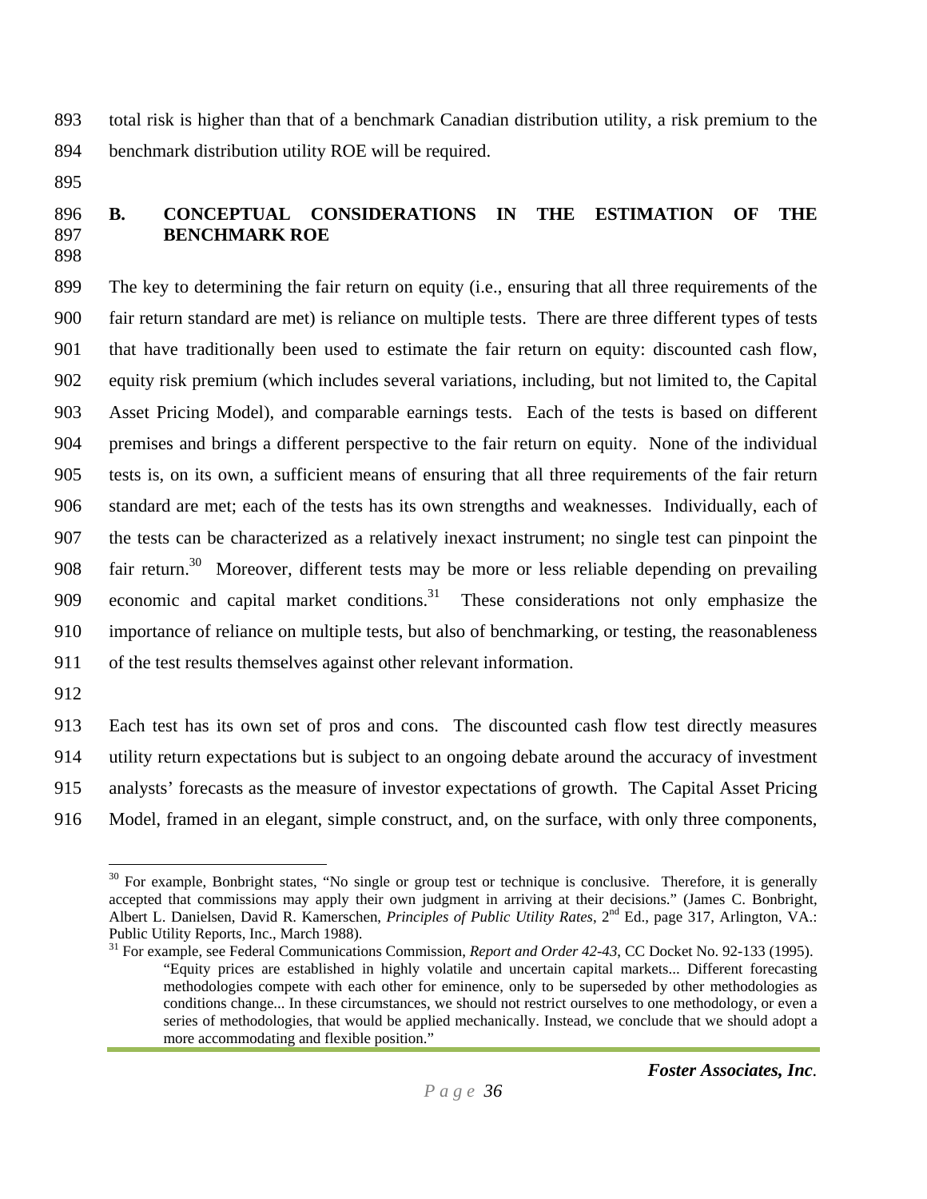total risk is higher than that of a benchmark Canadian distribution utility, a risk premium to the benchmark distribution utility ROE will be required.

## B. CONCEPTUAL CONSIDERATIONS IN THE ESTIMATION OF THE BENCHMARK ROE

The key to determining the fair return on equity (i.e., ensuring that all three requirements of the fair return standard are met) is reliance on multiple tests. There are three different types of tests that have traditionally been used to estimate the fair return on equity: discounted cash flow, equity risk premium (which includes several variations, including, but not limited to, the Capital Asset Pricing Model), and comparable earnings tests. Each of the tests is based on different premises and brings a different perspective to the fair return on equity. None of the individual tests is, on its own, a sufficient means of ensuring that all three requirements of the fair return standard are met; each of the tests has its own strengths and weaknesses. Individually, each of the tests can be characterized as a relatively inexact instrument; no single test can pinpoint the fair return.[30] Moreover, different tests may be more or less reliable depending on prevailing economic and capital market conditions.[31] These considerations not only emphasize the importance of reliance on multiple tests, but also of benchmarking, or testing, the reasonableness of the test results themselves against other relevant information.

Each test has its own set of pros and cons. The discounted cash flow test directly measures utility return expectations but is subject to an ongoing debate around the accuracy of investment analysts' forecasts as the measure of investor expectations of growth. The Capital Asset Pricing Model, framed in an elegant, simple construct, and, on the surface, with only three components,

---

[30] For example, Bonbright states, "No single or group test or technique is conclusive. Therefore, it is generally accepted that commissions may apply their own judgment in arriving at their decisions." (James C. Bonbright, Albert L. Danielsen, David R. Kamerschen, *Principles of Public Utility Rates*, 2nd Ed., page 317, Arlington, VA.: Public Utility Reports, Inc., March 1988).

[31] For example, see Federal Communications Commission, *Report and Order 42-43*, CC Docket No. 92-133 (1995).

> "Equity prices are established in highly volatile and uncertain capital markets... Different forecasting methodologies compete with each other for eminence, only to be superseded by other methodologies as conditions change... In these circumstances, we should not restrict ourselves to one methodology, or even a series of methodologies, that would be applied mechanically. Instead, we conclude that we should adopt a more accommodating and flexible position."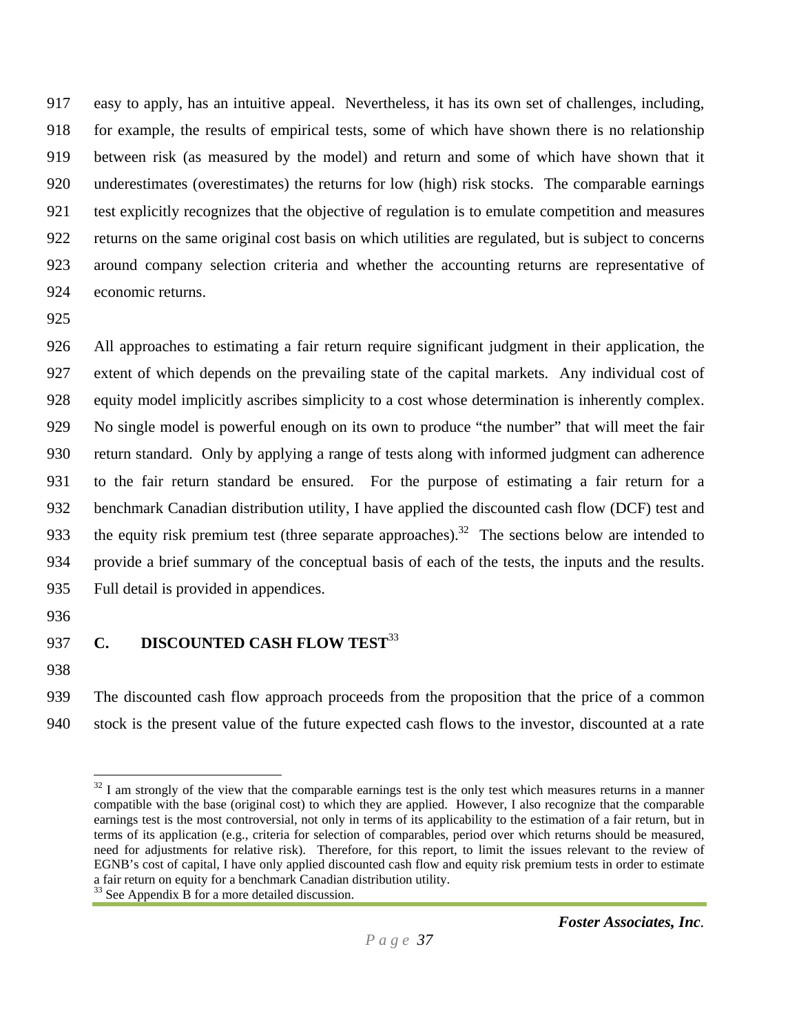easy to apply, has an intuitive appeal. Nevertheless, it has its own set of challenges, including, for example, the results of empirical tests, some of which have shown there is no relationship between risk (as measured by the model) and return and some of which have shown that it underestimates (overestimates) the returns for low (high) risk stocks. The comparable earnings test explicitly recognizes that the objective of regulation is to emulate competition and measures returns on the same original cost basis on which utilities are regulated, but is subject to concerns around company selection criteria and whether the accounting returns are representative of economic returns.

All approaches to estimating a fair return require significant judgment in their application, the extent of which depends on the prevailing state of the capital markets. Any individual cost of equity model implicitly ascribes simplicity to a cost whose determination is inherently complex. No single model is powerful enough on its own to produce "the number" that will meet the fair return standard. Only by applying a range of tests along with informed judgment can adherence to the fair return standard be ensured. For the purpose of estimating a fair return for a benchmark Canadian distribution utility, I have applied the discounted cash flow (DCF) test and the equity risk premium test (three separate approaches).[32] The sections below are intended to provide a brief summary of the conceptual basis of each of the tests, the inputs and the results. Full detail is provided in appendices.

## C. DISCOUNTED CASH FLOW TEST[33]

The discounted cash flow approach proceeds from the proposition that the price of a common stock is the present value of the future expected cash flows to the investor, discounted at a rate

[32] I am strongly of the view that the comparable earnings test is the only test which measures returns in a manner compatible with the base (original cost) to which they are applied. However, I also recognize that the comparable earnings test is the most controversial, not only in terms of its applicability to the estimation of a fair return, but in terms of its application (e.g., criteria for selection of comparables, period over which returns should be measured, need for adjustments for relative risk). Therefore, for this report, to limit the issues relevant to the review of EGNB's cost of capital, I have only applied discounted cash flow and equity risk premium tests in order to estimate a fair return on equity for a benchmark Canadian distribution utility.

[33] See Appendix B for a more detailed discussion.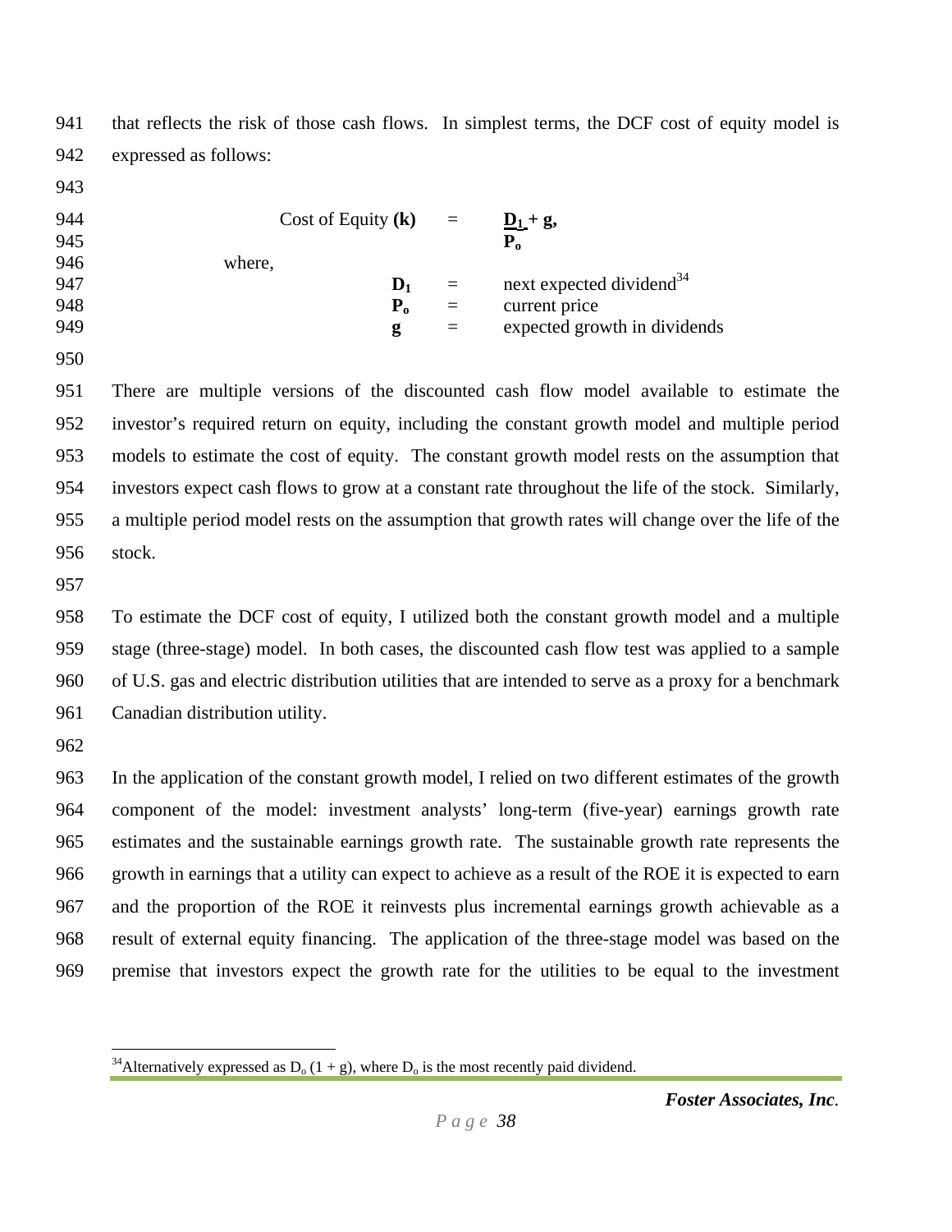that reflects the risk of those cash flows. In simplest terms, the DCF cost of equity model is expressed as follows:

$$\text{Cost of Equity } (\mathbf{k}) = \frac{\mathbf{D_1}}{\mathbf{P_o}} + \mathbf{g},$$

where,

$\mathbf{D_1}$ = next expected dividend[34]
$\mathbf{P_o}$ = current price
$\mathbf{g}$ = expected growth in dividends

There are multiple versions of the discounted cash flow model available to estimate the investor's required return on equity, including the constant growth model and multiple period models to estimate the cost of equity. The constant growth model rests on the assumption that investors expect cash flows to grow at a constant rate throughout the life of the stock. Similarly, a multiple period model rests on the assumption that growth rates will change over the life of the stock.

To estimate the DCF cost of equity, I utilized both the constant growth model and a multiple stage (three-stage) model. In both cases, the discounted cash flow test was applied to a sample of U.S. gas and electric distribution utilities that are intended to serve as a proxy for a benchmark Canadian distribution utility.

In the application of the constant growth model, I relied on two different estimates of the growth component of the model: investment analysts' long-term (five-year) earnings growth rate estimates and the sustainable earnings growth rate. The sustainable growth rate represents the growth in earnings that a utility can expect to achieve as a result of the ROE it is expected to earn and the proportion of the ROE it reinvests plus incremental earnings growth achievable as a result of external equity financing. The application of the three-stage model was based on the premise that investors expect the growth rate for the utilities to be equal to the investment

[34] Alternatively expressed as $D_o (1 + g)$, where $D_o$ is the most recently paid dividend.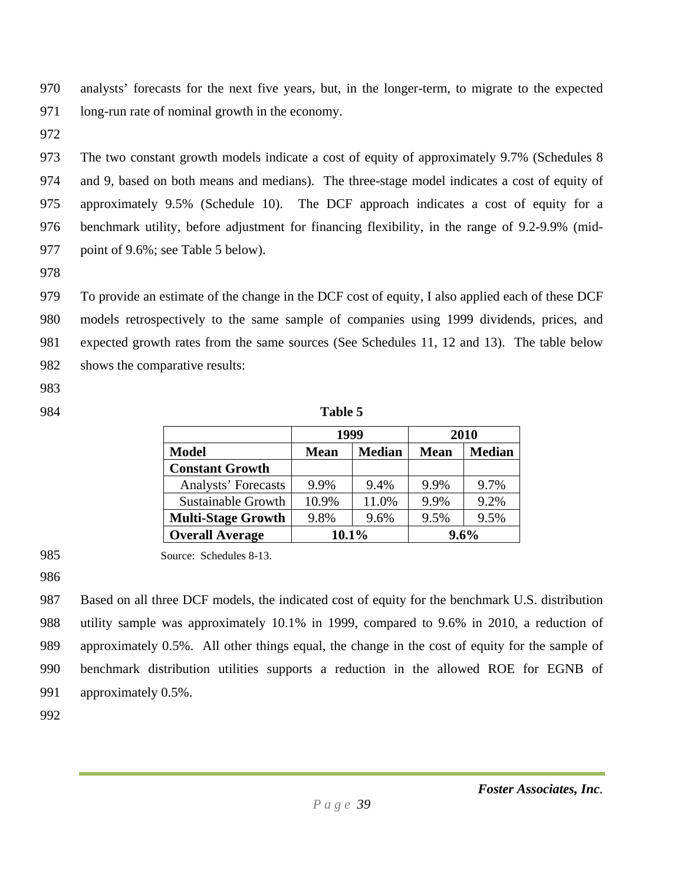analysts' forecasts for the next five years, but, in the longer-term, to migrate to the expected long-run rate of nominal growth in the economy.

The two constant growth models indicate a cost of equity of approximately 9.7% (Schedules 8 and 9, based on both means and medians). The three-stage model indicates a cost of equity of approximately 9.5% (Schedule 10). The DCF approach indicates a cost of equity for a benchmark utility, before adjustment for financing flexibility, in the range of 9.2-9.9% (mid-point of 9.6%; see Table 5 below).

To provide an estimate of the change in the DCF cost of equity, I also applied each of these DCF models retrospectively to the same sample of companies using 1999 dividends, prices, and expected growth rates from the same sources (See Schedules 11, 12 and 13). The table below shows the comparative results:

**Table 5**

| | 1999 | | 2010 | |
|---|---|---|---|---|
| **Model** | **Mean** | **Median** | **Mean** | **Median** |
| **Constant Growth** | | | | |
| Analysts' Forecasts | 9.9% | 9.4% | 9.9% | 9.7% |
| Sustainable Growth | 10.9% | 11.0% | 9.9% | 9.2% |
| **Multi-Stage Growth** | 9.8% | 9.6% | 9.5% | 9.5% |
| **Overall Average** | **10.1%** | | **9.6%** | |

Source: Schedules 8-13.

Based on all three DCF models, the indicated cost of equity for the benchmark U.S. distribution utility sample was approximately 10.1% in 1999, compared to 9.6% in 2010, a reduction of approximately 0.5%. All other things equal, the change in the cost of equity for the sample of benchmark distribution utilities supports a reduction in the allowed ROE for EGNB of approximately 0.5%.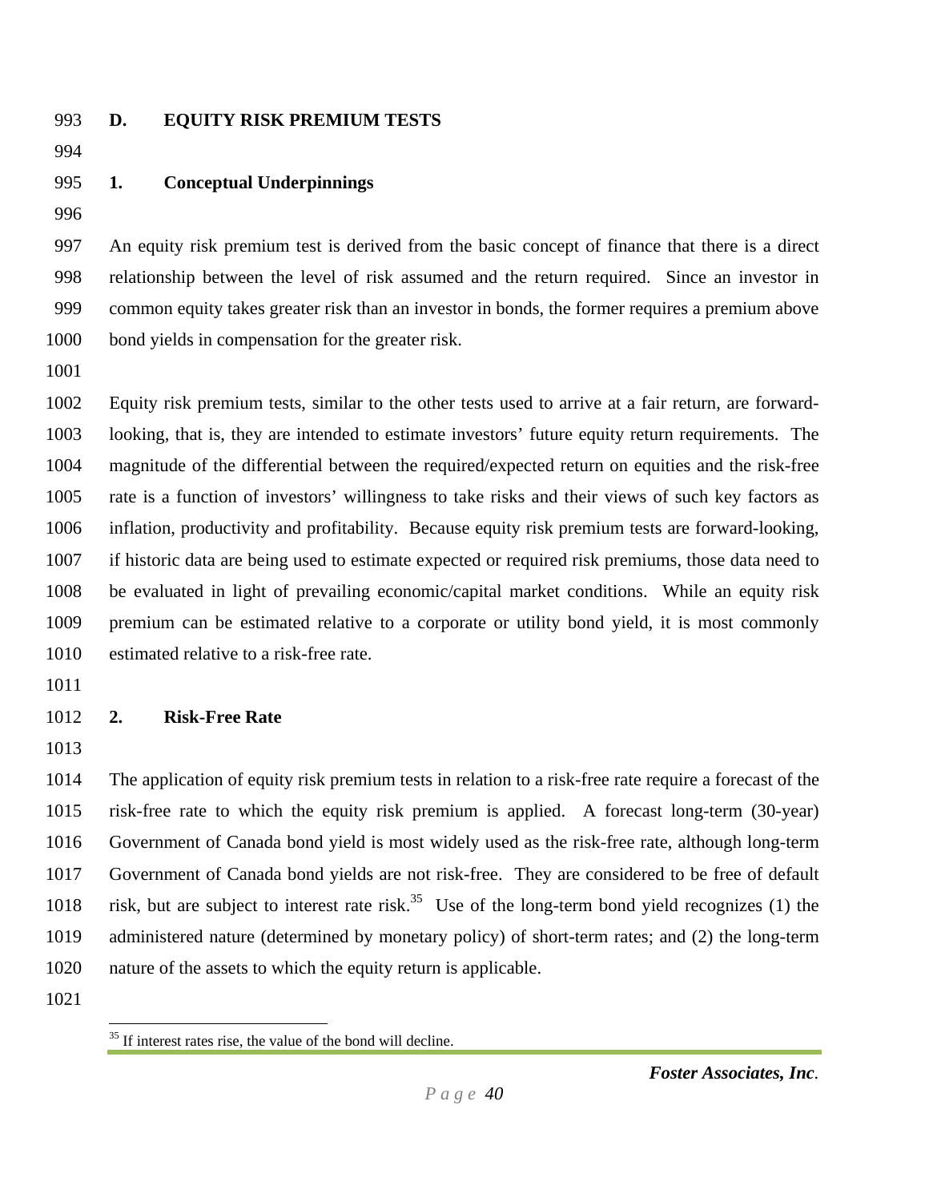## D. EQUITY RISK PREMIUM TESTS

### 1. Conceptual Underpinnings

An equity risk premium test is derived from the basic concept of finance that there is a direct relationship between the level of risk assumed and the return required. Since an investor in common equity takes greater risk than an investor in bonds, the former requires a premium above bond yields in compensation for the greater risk.

Equity risk premium tests, similar to the other tests used to arrive at a fair return, are forward-looking, that is, they are intended to estimate investors' future equity return requirements. The magnitude of the differential between the required/expected return on equities and the risk-free rate is a function of investors' willingness to take risks and their views of such key factors as inflation, productivity and profitability. Because equity risk premium tests are forward-looking, if historic data are being used to estimate expected or required risk premiums, those data need to be evaluated in light of prevailing economic/capital market conditions. While an equity risk premium can be estimated relative to a corporate or utility bond yield, it is most commonly estimated relative to a risk-free rate.

### 2. Risk-Free Rate

The application of equity risk premium tests in relation to a risk-free rate require a forecast of the risk-free rate to which the equity risk premium is applied. A forecast long-term (30-year) Government of Canada bond yield is most widely used as the risk-free rate, although long-term Government of Canada bond yields are not risk-free. They are considered to be free of default risk, but are subject to interest rate risk.[35] Use of the long-term bond yield recognizes (1) the administered nature (determined by monetary policy) of short-term rates; and (2) the long-term nature of the assets to which the equity return is applicable.

[35] If interest rates rise, the value of the bond will decline.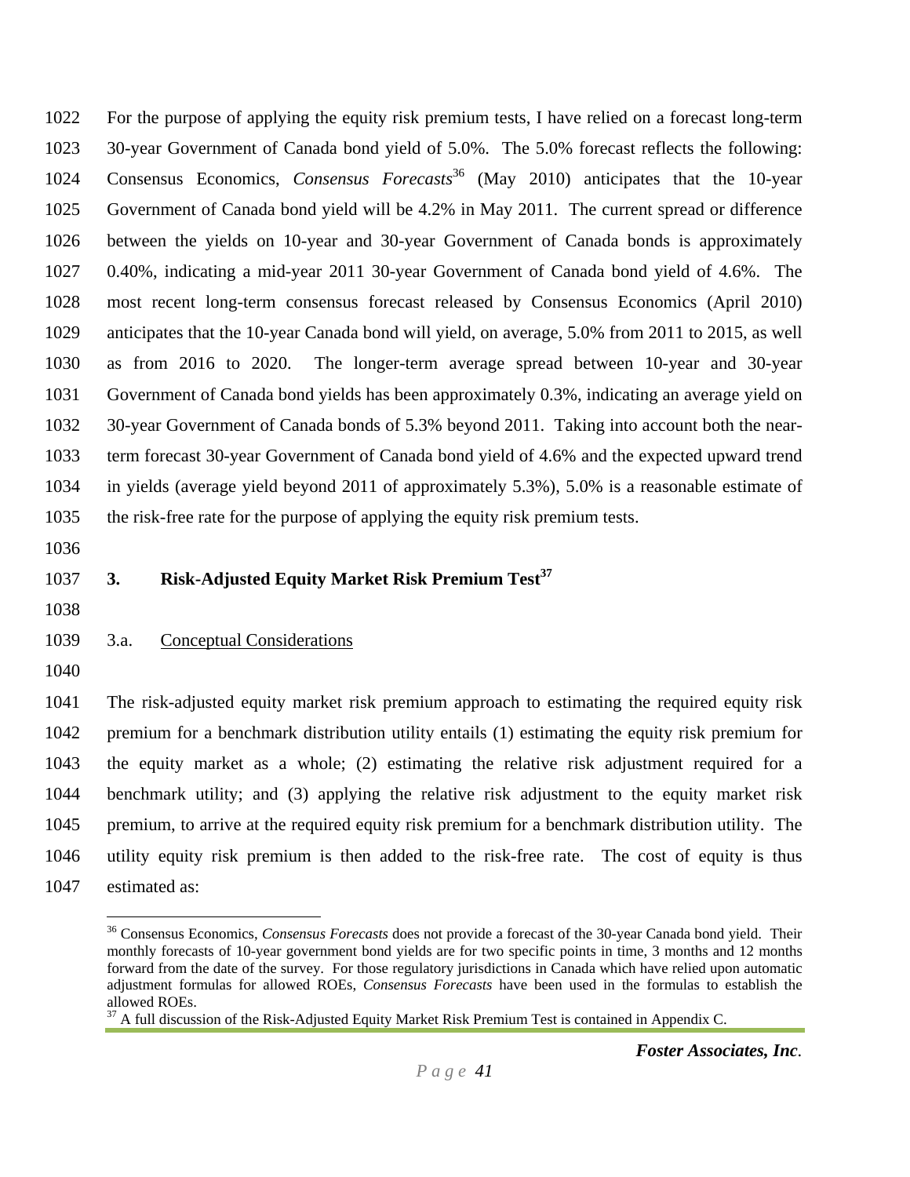For the purpose of applying the equity risk premium tests, I have relied on a forecast long-term 30-year Government of Canada bond yield of 5.0%. The 5.0% forecast reflects the following: Consensus Economics, *Consensus Forecasts*[36] (May 2010) anticipates that the 10-year Government of Canada bond yield will be 4.2% in May 2011. The current spread or difference between the yields on 10-year and 30-year Government of Canada bonds is approximately 0.40%, indicating a mid-year 2011 30-year Government of Canada bond yield of 4.6%. The most recent long-term consensus forecast released by Consensus Economics (April 2010) anticipates that the 10-year Canada bond will yield, on average, 5.0% from 2011 to 2015, as well as from 2016 to 2020. The longer-term average spread between 10-year and 30-year Government of Canada bond yields has been approximately 0.3%, indicating an average yield on 30-year Government of Canada bonds of 5.3% beyond 2011. Taking into account both the near-term forecast 30-year Government of Canada bond yield of 4.6% and the expected upward trend in yields (average yield beyond 2011 of approximately 5.3%), 5.0% is a reasonable estimate of the risk-free rate for the purpose of applying the equity risk premium tests.

## 3. Risk-Adjusted Equity Market Risk Premium Test[37]

### 3.a. Conceptual Considerations

The risk-adjusted equity market risk premium approach to estimating the required equity risk premium for a benchmark distribution utility entails (1) estimating the equity risk premium for the equity market as a whole; (2) estimating the relative risk adjustment required for a benchmark utility; and (3) applying the relative risk adjustment to the equity market risk premium, to arrive at the required equity risk premium for a benchmark distribution utility. The utility equity risk premium is then added to the risk-free rate. The cost of equity is thus estimated as:

---

[36] Consensus Economics, *Consensus Forecasts* does not provide a forecast of the 30-year Canada bond yield. Their monthly forecasts of 10-year government bond yields are for two specific points in time, 3 months and 12 months forward from the date of the survey. For those regulatory jurisdictions in Canada which have relied upon automatic adjustment formulas for allowed ROEs, *Consensus Forecasts* have been used in the formulas to establish the allowed ROEs.

[37] A full discussion of the Risk-Adjusted Equity Market Risk Premium Test is contained in Appendix C.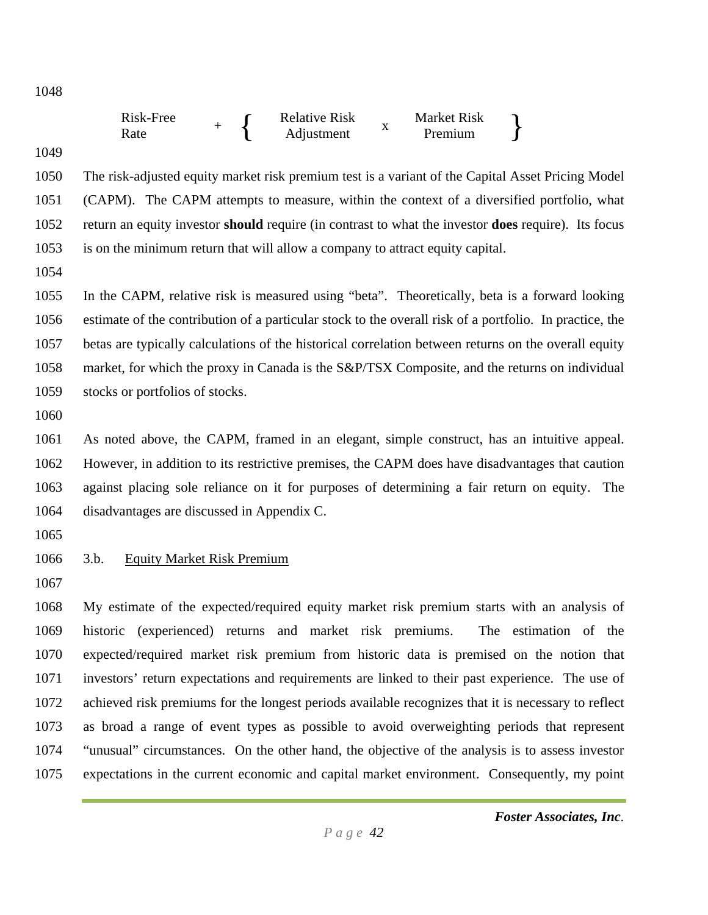$$\text{Risk-Free Rate} + \left\{ \text{Relative Risk Adjustment} \times \text{Market Risk Premium} \right\}$$

The risk-adjusted equity market risk premium test is a variant of the Capital Asset Pricing Model (CAPM). The CAPM attempts to measure, within the context of a diversified portfolio, what return an equity investor **should** require (in contrast to what the investor **does** require). Its focus is on the minimum return that will allow a company to attract equity capital.

In the CAPM, relative risk is measured using "beta". Theoretically, beta is a forward looking estimate of the contribution of a particular stock to the overall risk of a portfolio. In practice, the betas are typically calculations of the historical correlation between returns on the overall equity market, for which the proxy in Canada is the S&P/TSX Composite, and the returns on individual stocks or portfolios of stocks.

As noted above, the CAPM, framed in an elegant, simple construct, has an intuitive appeal. However, in addition to its restrictive premises, the CAPM does have disadvantages that caution against placing sole reliance on it for purposes of determining a fair return on equity. The disadvantages are discussed in Appendix C.

3.b. Equity Market Risk Premium

My estimate of the expected/required equity market risk premium starts with an analysis of historic (experienced) returns and market risk premiums. The estimation of the expected/required market risk premium from historic data is premised on the notion that investors' return expectations and requirements are linked to their past experience. The use of achieved risk premiums for the longest periods available recognizes that it is necessary to reflect as broad a range of event types as possible to avoid overweighting periods that represent "unusual" circumstances. On the other hand, the objective of the analysis is to assess investor expectations in the current economic and capital market environment. Consequently, my point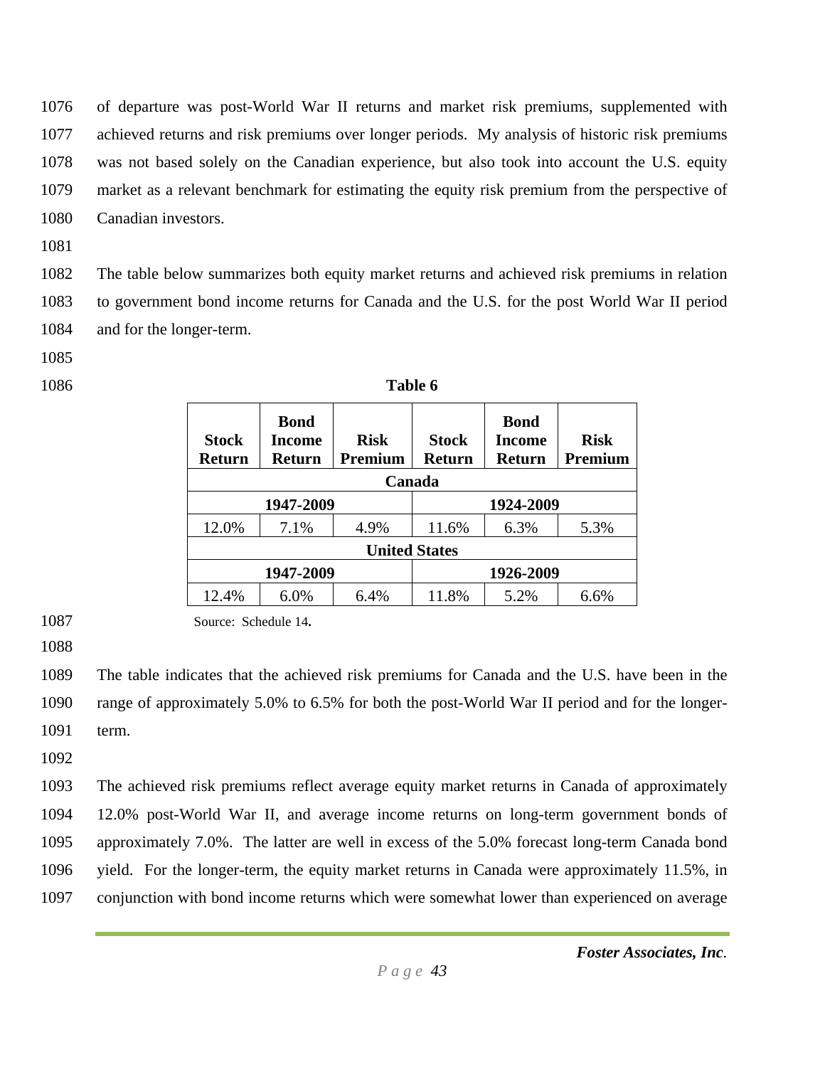of departure was post-World War II returns and market risk premiums, supplemented with achieved returns and risk premiums over longer periods. My analysis of historic risk premiums was not based solely on the Canadian experience, but also took into account the U.S. equity market as a relevant benchmark for estimating the equity risk premium from the perspective of Canadian investors.

The table below summarizes both equity market returns and achieved risk premiums in relation to government bond income returns for Canada and the U.S. for the post World War II period and for the longer-term.

**Table 6**

| Stock Return | Bond Income Return | Risk Premium | Stock Return | Bond Income Return | Risk Premium |
|---|---|---|---|---|---|
| **Canada** | | | | | |
| **1947-2009** | | | **1924-2009** | | |
| 12.0% | 7.1% | 4.9% | 11.6% | 6.3% | 5.3% |
| **United States** | | | | | |
| **1947-2009** | | | **1926-2009** | | |
| 12.4% | 6.0% | 6.4% | 11.8% | 5.2% | 6.6% |

Source: Schedule 14**.**

The table indicates that the achieved risk premiums for Canada and the U.S. have been in the range of approximately 5.0% to 6.5% for both the post-World War II period and for the longer-term.

The achieved risk premiums reflect average equity market returns in Canada of approximately 12.0% post-World War II, and average income returns on long-term government bonds of approximately 7.0%. The latter are well in excess of the 5.0% forecast long-term Canada bond yield. For the longer-term, the equity market returns in Canada were approximately 11.5%, in conjunction with bond income returns which were somewhat lower than experienced on average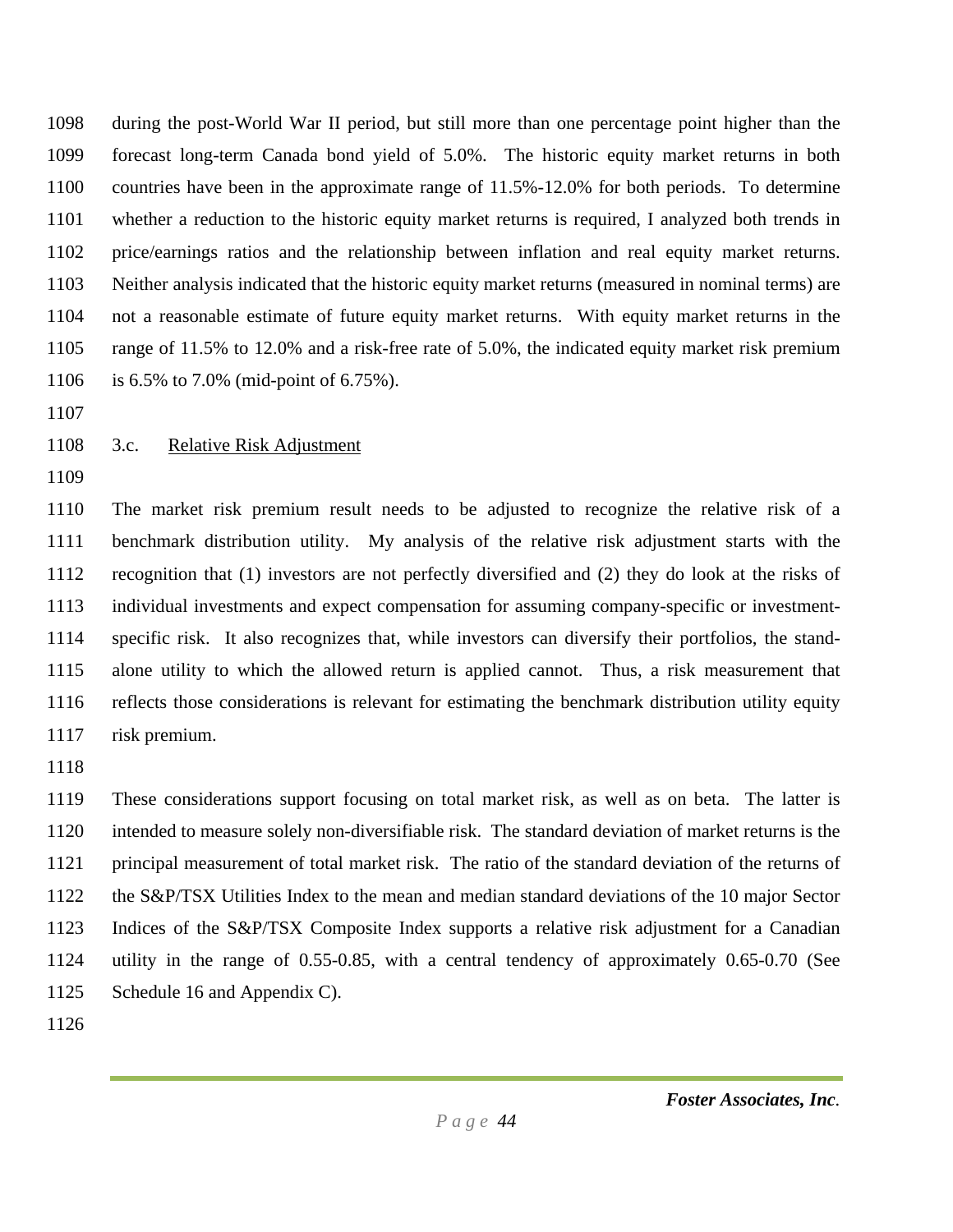during the post-World War II period, but still more than one percentage point higher than the forecast long-term Canada bond yield of 5.0%. The historic equity market returns in both countries have been in the approximate range of 11.5%-12.0% for both periods. To determine whether a reduction to the historic equity market returns is required, I analyzed both trends in price/earnings ratios and the relationship between inflation and real equity market returns. Neither analysis indicated that the historic equity market returns (measured in nominal terms) are not a reasonable estimate of future equity market returns. With equity market returns in the range of 11.5% to 12.0% and a risk-free rate of 5.0%, the indicated equity market risk premium is 6.5% to 7.0% (mid-point of 6.75%).

### 3.c. Relative Risk Adjustment

The market risk premium result needs to be adjusted to recognize the relative risk of a benchmark distribution utility. My analysis of the relative risk adjustment starts with the recognition that (1) investors are not perfectly diversified and (2) they do look at the risks of individual investments and expect compensation for assuming company-specific or investment-specific risk. It also recognizes that, while investors can diversify their portfolios, the stand-alone utility to which the allowed return is applied cannot. Thus, a risk measurement that reflects those considerations is relevant for estimating the benchmark distribution utility equity risk premium.

These considerations support focusing on total market risk, as well as on beta. The latter is intended to measure solely non-diversifiable risk. The standard deviation of market returns is the principal measurement of total market risk. The ratio of the standard deviation of the returns of the S&P/TSX Utilities Index to the mean and median standard deviations of the 10 major Sector Indices of the S&P/TSX Composite Index supports a relative risk adjustment for a Canadian utility in the range of 0.55-0.85, with a central tendency of approximately 0.65-0.70 (See Schedule 16 and Appendix C).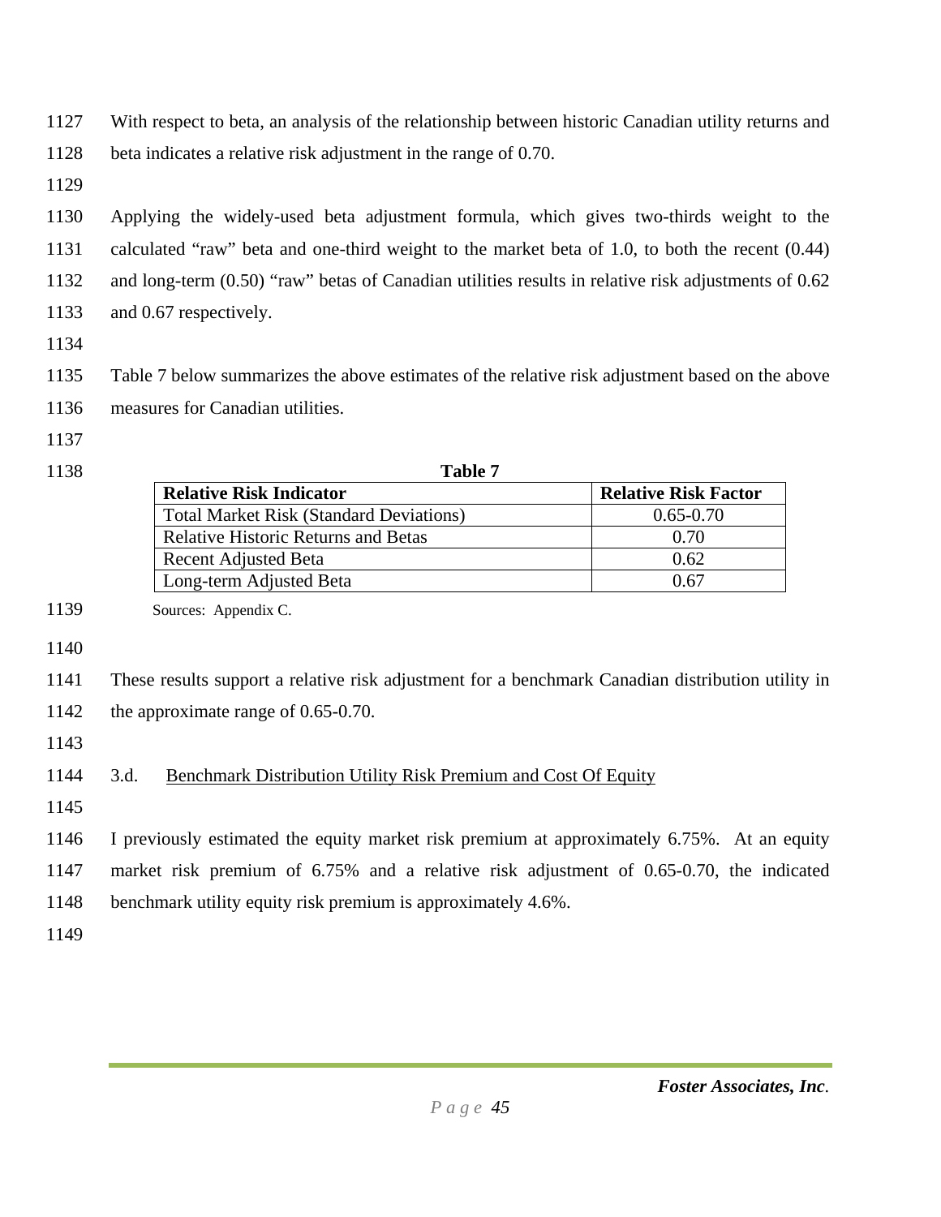With respect to beta, an analysis of the relationship between historic Canadian utility returns and beta indicates a relative risk adjustment in the range of 0.70.

Applying the widely-used beta adjustment formula, which gives two-thirds weight to the calculated "raw" beta and one-third weight to the market beta of 1.0, to both the recent (0.44) and long-term (0.50) "raw" betas of Canadian utilities results in relative risk adjustments of 0.62 and 0.67 respectively.

Table 7 below summarizes the above estimates of the relative risk adjustment based on the above measures for Canadian utilities.

**Table 7**

| Relative Risk Indicator | Relative Risk Factor |
|---|---|
| Total Market Risk (Standard Deviations) | 0.65-0.70 |
| Relative Historic Returns and Betas | 0.70 |
| Recent Adjusted Beta | 0.62 |
| Long-term Adjusted Beta | 0.67 |

Sources: Appendix C.

These results support a relative risk adjustment for a benchmark Canadian distribution utility in the approximate range of 0.65-0.70.

### 3.d. Benchmark Distribution Utility Risk Premium and Cost Of Equity

I previously estimated the equity market risk premium at approximately 6.75%. At an equity market risk premium of 6.75% and a relative risk adjustment of 0.65-0.70, the indicated benchmark utility equity risk premium is approximately 4.6%.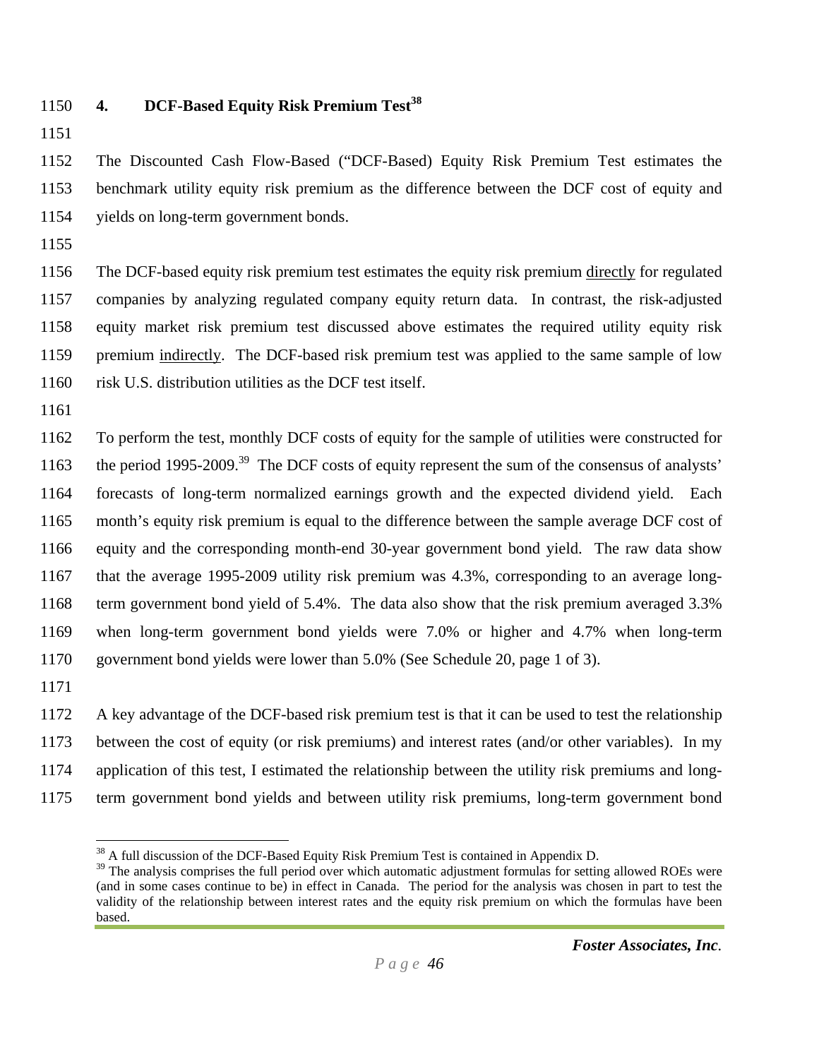### 4. DCF-Based Equity Risk Premium Test[38]

The Discounted Cash Flow-Based ("DCF-Based) Equity Risk Premium Test estimates the benchmark utility equity risk premium as the difference between the DCF cost of equity and yields on long-term government bonds.

The DCF-based equity risk premium test estimates the equity risk premium <u>directly</u> for regulated companies by analyzing regulated company equity return data. In contrast, the risk-adjusted equity market risk premium test discussed above estimates the required utility equity risk premium <u>indirectly</u>. The DCF-based risk premium test was applied to the same sample of low risk U.S. distribution utilities as the DCF test itself.

To perform the test, monthly DCF costs of equity for the sample of utilities were constructed for the period 1995-2009.[39] The DCF costs of equity represent the sum of the consensus of analysts' forecasts of long-term normalized earnings growth and the expected dividend yield. Each month's equity risk premium is equal to the difference between the sample average DCF cost of equity and the corresponding month-end 30-year government bond yield. The raw data show that the average 1995-2009 utility risk premium was 4.3%, corresponding to an average long-term government bond yield of 5.4%. The data also show that the risk premium averaged 3.3% when long-term government bond yields were 7.0% or higher and 4.7% when long-term government bond yields were lower than 5.0% (See Schedule 20, page 1 of 3).

A key advantage of the DCF-based risk premium test is that it can be used to test the relationship between the cost of equity (or risk premiums) and interest rates (and/or other variables). In my application of this test, I estimated the relationship between the utility risk premiums and long-term government bond yields and between utility risk premiums, long-term government bond

[38] A full discussion of the DCF-Based Equity Risk Premium Test is contained in Appendix D.

[39] The analysis comprises the full period over which automatic adjustment formulas for setting allowed ROEs were (and in some cases continue to be) in effect in Canada. The period for the analysis was chosen in part to test the validity of the relationship between interest rates and the equity risk premium on which the formulas have been based.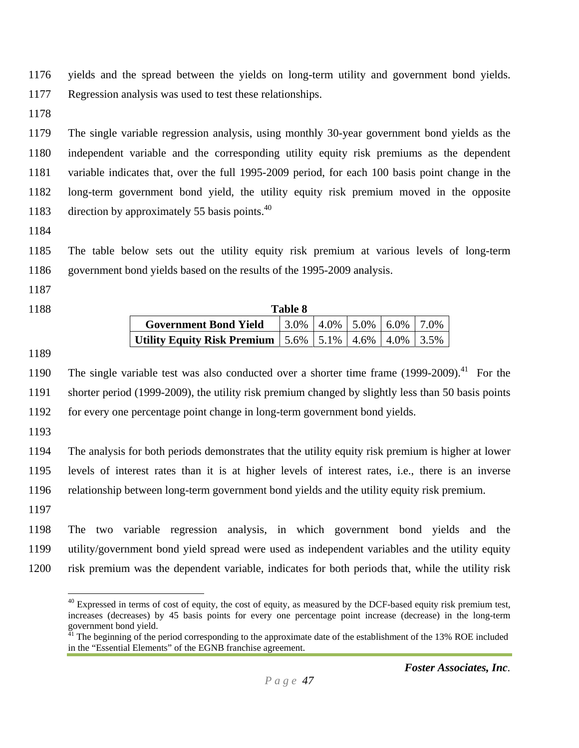yields and the spread between the yields on long-term utility and government bond yields. Regression analysis was used to test these relationships.

The single variable regression analysis, using monthly 30-year government bond yields as the independent variable and the corresponding utility equity risk premiums as the dependent variable indicates that, over the full 1995-2009 period, for each 100 basis point change in the long-term government bond yield, the utility equity risk premium moved in the opposite direction by approximately 55 basis points.[40]

The table below sets out the utility equity risk premium at various levels of long-term government bond yields based on the results of the 1995-2009 analysis.

**Table 8**

| **Government Bond Yield** | 3.0% | 4.0% | 5.0% | 6.0% | 7.0% |
|---|---|---|---|---|---|
| **Utility Equity Risk Premium** | 5.6% | 5.1% | 4.6% | 4.0% | 3.5% |

The single variable test was also conducted over a shorter time frame (1999-2009).[41] For the shorter period (1999-2009), the utility risk premium changed by slightly less than 50 basis points for every one percentage point change in long-term government bond yields.

The analysis for both periods demonstrates that the utility equity risk premium is higher at lower levels of interest rates than it is at higher levels of interest rates, i.e., there is an inverse relationship between long-term government bond yields and the utility equity risk premium.

The two variable regression analysis, in which government bond yields and the utility/government bond yield spread were used as independent variables and the utility equity risk premium was the dependent variable, indicates for both periods that, while the utility risk

---

[40] Expressed in terms of cost of equity, the cost of equity, as measured by the DCF-based equity risk premium test, increases (decreases) by 45 basis points for every one percentage point increase (decrease) in the long-term government bond yield.

[41] The beginning of the period corresponding to the approximate date of the establishment of the 13% ROE included in the "Essential Elements" of the EGNB franchise agreement.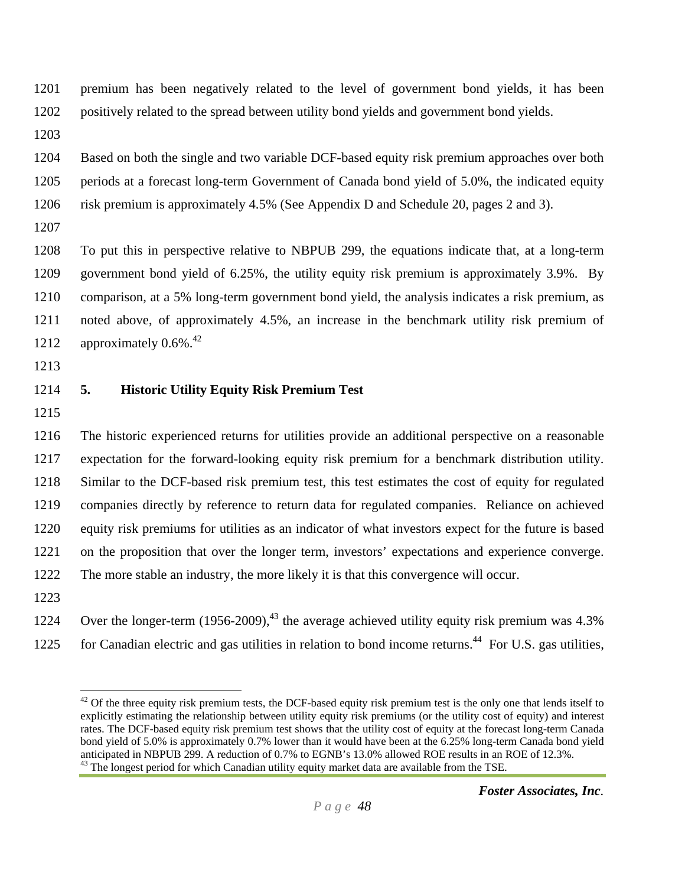premium has been negatively related to the level of government bond yields, it has been positively related to the spread between utility bond yields and government bond yields.

Based on both the single and two variable DCF-based equity risk premium approaches over both periods at a forecast long-term Government of Canada bond yield of 5.0%, the indicated equity risk premium is approximately 4.5% (See Appendix D and Schedule 20, pages 2 and 3).

To put this in perspective relative to NBPUB 299, the equations indicate that, at a long-term government bond yield of 6.25%, the utility equity risk premium is approximately 3.9%. By comparison, at a 5% long-term government bond yield, the analysis indicates a risk premium, as noted above, of approximately 4.5%, an increase in the benchmark utility risk premium of approximately 0.6%.[42]

## 5. Historic Utility Equity Risk Premium Test

The historic experienced returns for utilities provide an additional perspective on a reasonable expectation for the forward-looking equity risk premium for a benchmark distribution utility. Similar to the DCF-based risk premium test, this test estimates the cost of equity for regulated companies directly by reference to return data for regulated companies. Reliance on achieved equity risk premiums for utilities as an indicator of what investors expect for the future is based on the proposition that over the longer term, investors' expectations and experience converge. The more stable an industry, the more likely it is that this convergence will occur.

Over the longer-term (1956-2009),[43] the average achieved utility equity risk premium was 4.3% for Canadian electric and gas utilities in relation to bond income returns.[44] For U.S. gas utilities,

---

[42] Of the three equity risk premium tests, the DCF-based equity risk premium test is the only one that lends itself to explicitly estimating the relationship between utility equity risk premiums (or the utility cost of equity) and interest rates. The DCF-based equity risk premium test shows that the utility cost of equity at the forecast long-term Canada bond yield of 5.0% is approximately 0.7% lower than it would have been at the 6.25% long-term Canada bond yield anticipated in NBPUB 299. A reduction of 0.7% to EGNB's 13.0% allowed ROE results in an ROE of 12.3%.

[43] The longest period for which Canadian utility equity market data are available from the TSE.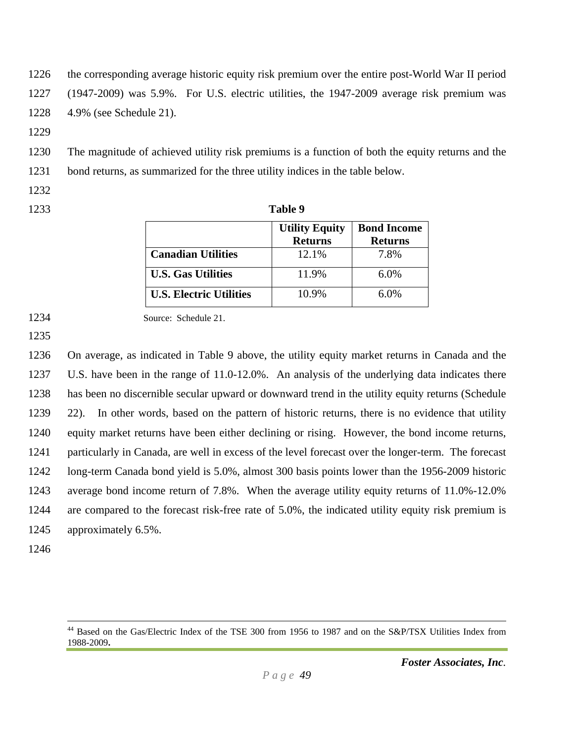the corresponding average historic equity risk premium over the entire post-World War II period (1947-2009) was 5.9%. For U.S. electric utilities, the 1947-2009 average risk premium was 4.9% (see Schedule 21).

The magnitude of achieved utility risk premiums is a function of both the equity returns and the bond returns, as summarized for the three utility indices in the table below.

**Table 9**

| | Utility Equity Returns | Bond Income Returns |
|---|---|---|
| **Canadian Utilities** | 12.1% | 7.8% |
| **U.S. Gas Utilities** | 11.9% | 6.0% |
| **U.S. Electric Utilities** | 10.9% | 6.0% |

Source: Schedule 21.

On average, as indicated in Table 9 above, the utility equity market returns in Canada and the U.S. have been in the range of 11.0-12.0%. An analysis of the underlying data indicates there has been no discernible secular upward or downward trend in the utility equity returns (Schedule 22). In other words, based on the pattern of historic returns, there is no evidence that utility equity market returns have been either declining or rising. However, the bond income returns, particularly in Canada, are well in excess of the level forecast over the longer-term. The forecast long-term Canada bond yield is 5.0%, almost 300 basis points lower than the 1956-2009 historic average bond income return of 7.8%. When the average utility equity returns of 11.0%-12.0% are compared to the forecast risk-free rate of 5.0%, the indicated utility equity risk premium is approximately 6.5%.

[44] Based on the Gas/Electric Index of the TSE 300 from 1956 to 1987 and on the S&P/TSX Utilities Index from 1988-2009**.**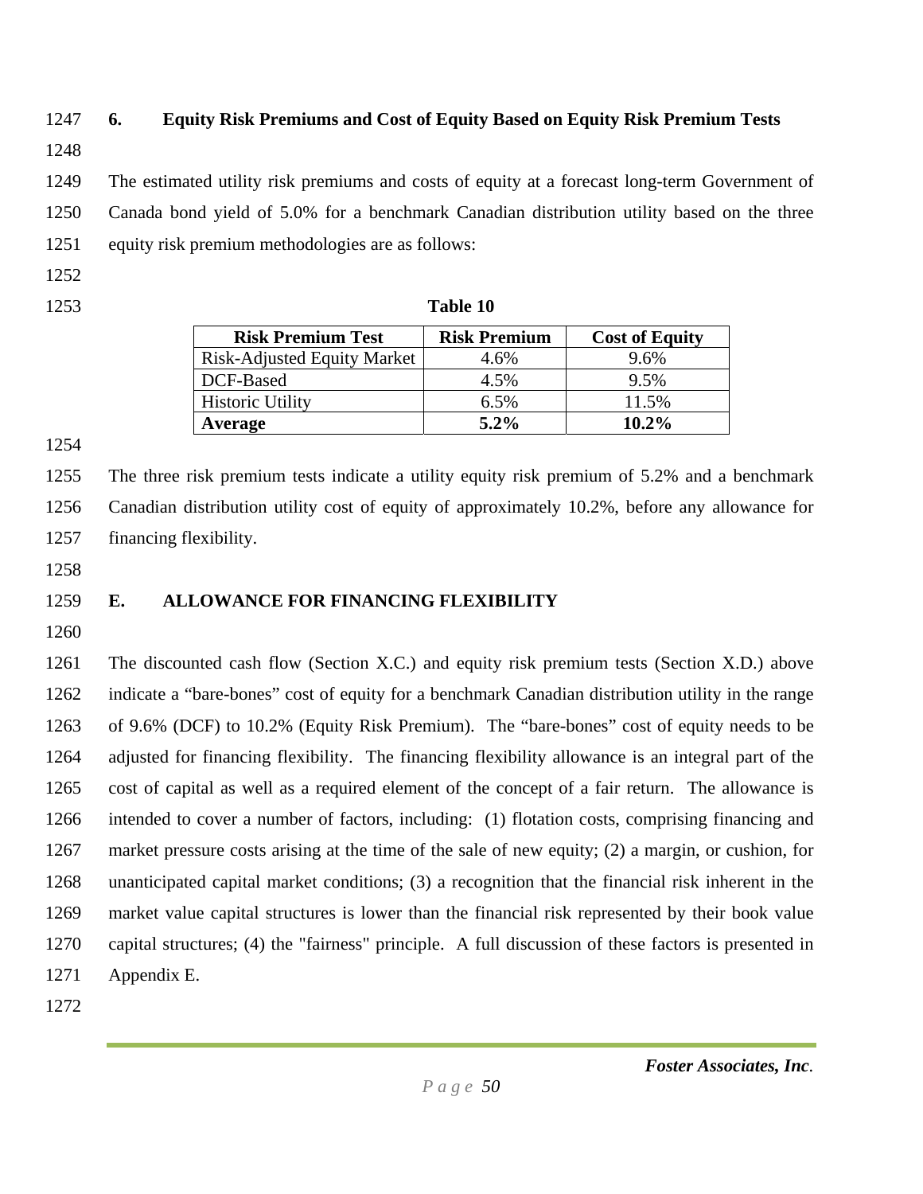### 6. Equity Risk Premiums and Cost of Equity Based on Equity Risk Premium Tests

The estimated utility risk premiums and costs of equity at a forecast long-term Government of Canada bond yield of 5.0% for a benchmark Canadian distribution utility based on the three equity risk premium methodologies are as follows:

**Table 10**

| Risk Premium Test | Risk Premium | Cost of Equity |
|---|---|---|
| Risk-Adjusted Equity Market | 4.6% | 9.6% |
| DCF-Based | 4.5% | 9.5% |
| Historic Utility | 6.5% | 11.5% |
| **Average** | **5.2%** | **10.2%** |

The three risk premium tests indicate a utility equity risk premium of 5.2% and a benchmark Canadian distribution utility cost of equity of approximately 10.2%, before any allowance for financing flexibility.

## E. ALLOWANCE FOR FINANCING FLEXIBILITY

The discounted cash flow (Section X.C.) and equity risk premium tests (Section X.D.) above indicate a "bare-bones" cost of equity for a benchmark Canadian distribution utility in the range of 9.6% (DCF) to 10.2% (Equity Risk Premium). The "bare-bones" cost of equity needs to be adjusted for financing flexibility. The financing flexibility allowance is an integral part of the cost of capital as well as a required element of the concept of a fair return. The allowance is intended to cover a number of factors, including: (1) flotation costs, comprising financing and market pressure costs arising at the time of the sale of new equity; (2) a margin, or cushion, for unanticipated capital market conditions; (3) a recognition that the financial risk inherent in the market value capital structures is lower than the financial risk represented by their book value capital structures; (4) the "fairness" principle. A full discussion of these factors is presented in Appendix E.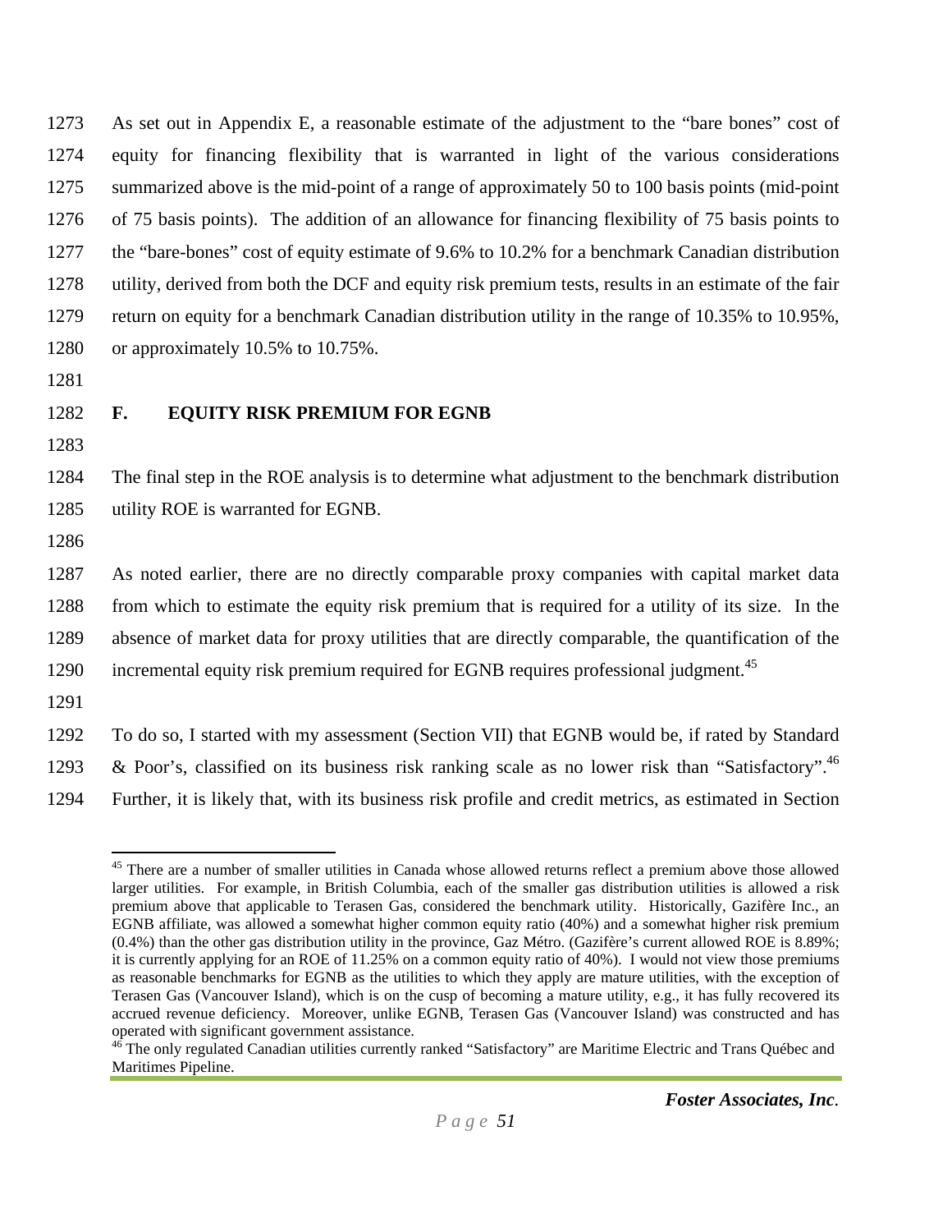As set out in Appendix E, a reasonable estimate of the adjustment to the "bare bones" cost of equity for financing flexibility that is warranted in light of the various considerations summarized above is the mid-point of a range of approximately 50 to 100 basis points (mid-point of 75 basis points). The addition of an allowance for financing flexibility of 75 basis points to the "bare-bones" cost of equity estimate of 9.6% to 10.2% for a benchmark Canadian distribution utility, derived from both the DCF and equity risk premium tests, results in an estimate of the fair return on equity for a benchmark Canadian distribution utility in the range of 10.35% to 10.95%, or approximately 10.5% to 10.75%.

## F. EQUITY RISK PREMIUM FOR EGNB

The final step in the ROE analysis is to determine what adjustment to the benchmark distribution utility ROE is warranted for EGNB.

As noted earlier, there are no directly comparable proxy companies with capital market data from which to estimate the equity risk premium that is required for a utility of its size. In the absence of market data for proxy utilities that are directly comparable, the quantification of the incremental equity risk premium required for EGNB requires professional judgment.[45]

To do so, I started with my assessment (Section VII) that EGNB would be, if rated by Standard & Poor's, classified on its business risk ranking scale as no lower risk than "Satisfactory".[46] Further, it is likely that, with its business risk profile and credit metrics, as estimated in Section

---

[45] There are a number of smaller utilities in Canada whose allowed returns reflect a premium above those allowed larger utilities. For example, in British Columbia, each of the smaller gas distribution utilities is allowed a risk premium above that applicable to Terasen Gas, considered the benchmark utility. Historically, Gazifère Inc., an EGNB affiliate, was allowed a somewhat higher common equity ratio (40%) and a somewhat higher risk premium (0.4%) than the other gas distribution utility in the province, Gaz Métro. (Gazifère's current allowed ROE is 8.89%; it is currently applying for an ROE of 11.25% on a common equity ratio of 40%). I would not view those premiums as reasonable benchmarks for EGNB as the utilities to which they apply are mature utilities, with the exception of Terasen Gas (Vancouver Island), which is on the cusp of becoming a mature utility, e.g., it has fully recovered its accrued revenue deficiency. Moreover, unlike EGNB, Terasen Gas (Vancouver Island) was constructed and has operated with significant government assistance.

[46] The only regulated Canadian utilities currently ranked "Satisfactory" are Maritime Electric and Trans Québec and Maritimes Pipeline.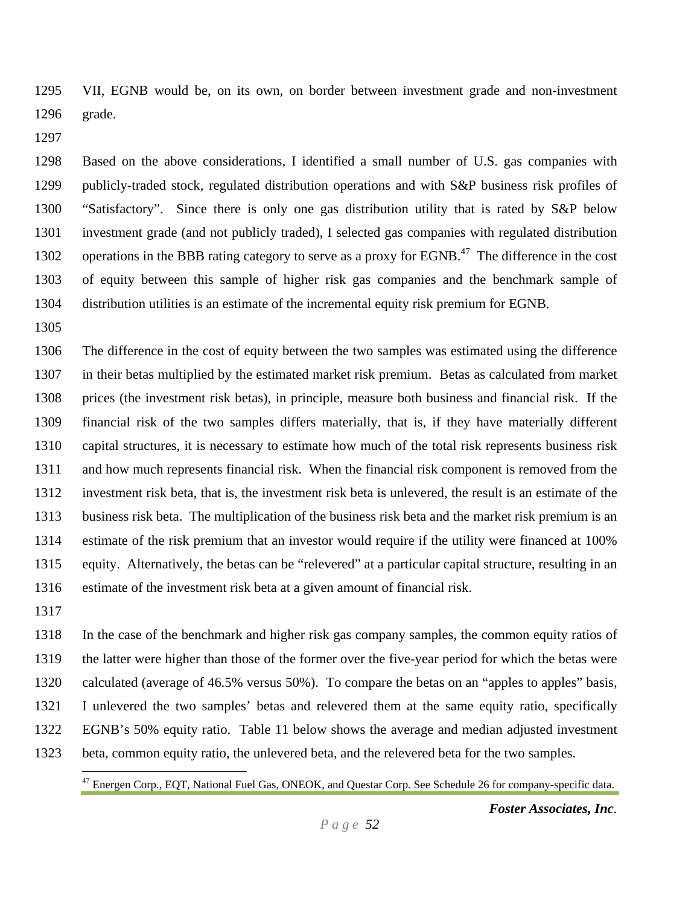VII, EGNB would be, on its own, on border between investment grade and non-investment grade.

Based on the above considerations, I identified a small number of U.S. gas companies with publicly-traded stock, regulated distribution operations and with S&P business risk profiles of "Satisfactory". Since there is only one gas distribution utility that is rated by S&P below investment grade (and not publicly traded), I selected gas companies with regulated distribution operations in the BBB rating category to serve as a proxy for EGNB.[47] The difference in the cost of equity between this sample of higher risk gas companies and the benchmark sample of distribution utilities is an estimate of the incremental equity risk premium for EGNB.

The difference in the cost of equity between the two samples was estimated using the difference in their betas multiplied by the estimated market risk premium. Betas as calculated from market prices (the investment risk betas), in principle, measure both business and financial risk. If the financial risk of the two samples differs materially, that is, if they have materially different capital structures, it is necessary to estimate how much of the total risk represents business risk and how much represents financial risk. When the financial risk component is removed from the investment risk beta, that is, the investment risk beta is unlevered, the result is an estimate of the business risk beta. The multiplication of the business risk beta and the market risk premium is an estimate of the risk premium that an investor would require if the utility were financed at 100% equity. Alternatively, the betas can be "relevered" at a particular capital structure, resulting in an estimate of the investment risk beta at a given amount of financial risk.

In the case of the benchmark and higher risk gas company samples, the common equity ratios of the latter were higher than those of the former over the five-year period for which the betas were calculated (average of 46.5% versus 50%). To compare the betas on an "apples to apples" basis, I unlevered the two samples' betas and relevered them at the same equity ratio, specifically EGNB's 50% equity ratio. Table 11 below shows the average and median adjusted investment beta, common equity ratio, the unlevered beta, and the relevered beta for the two samples.

[47] Energen Corp., EQT, National Fuel Gas, ONEOK, and Questar Corp. See Schedule 26 for company-specific data.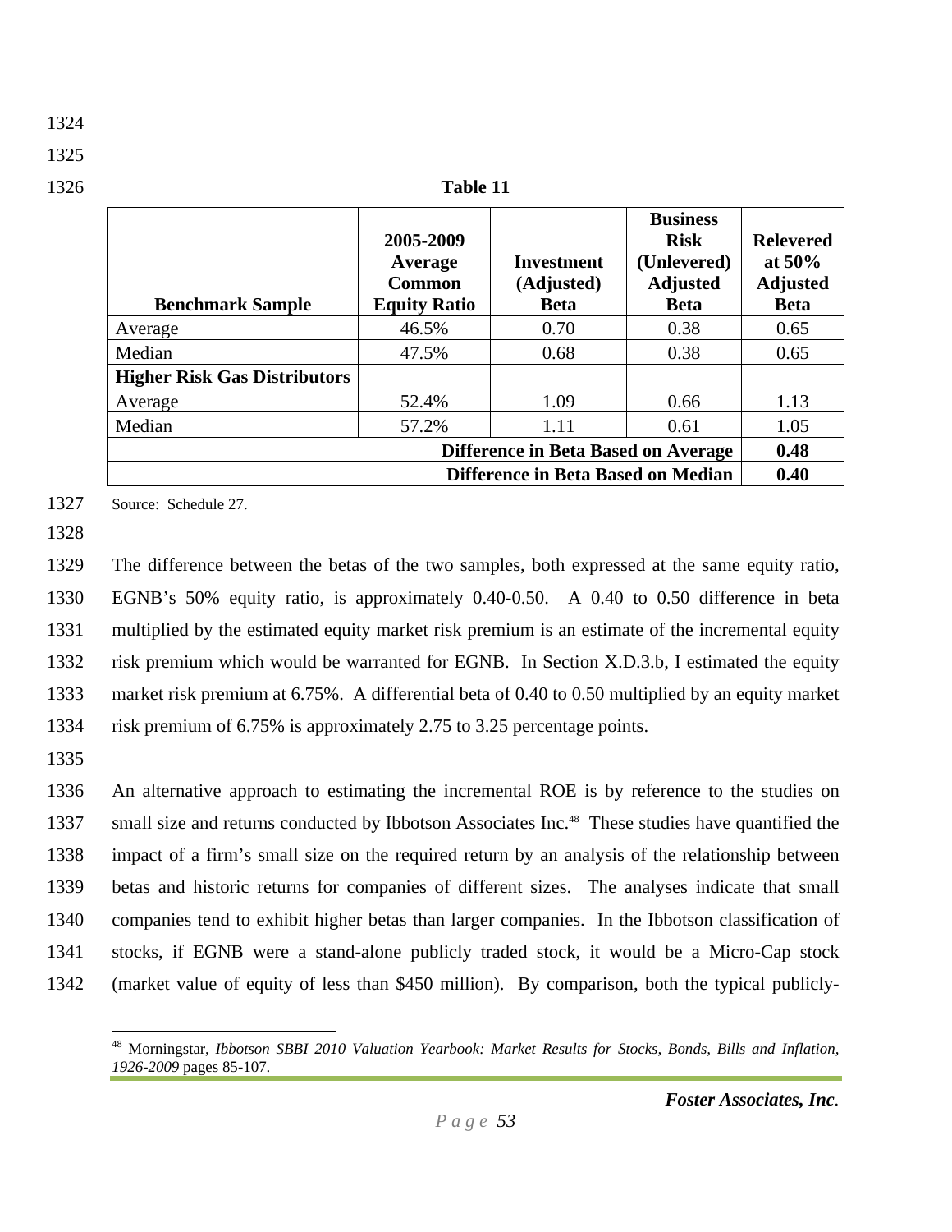**Table 11**

| Benchmark Sample | 2005-2009 Average Common Equity Ratio | Investment (Adjusted) Beta | Business Risk (Unlevered) Adjusted Beta | Relevered at 50% Adjusted Beta |
|---|---|---|---|---|
| Average | 46.5% | 0.70 | 0.38 | 0.65 |
| Median | 47.5% | 0.68 | 0.38 | 0.65 |
| **Higher Risk Gas Distributors** | | | | |
| Average | 52.4% | 1.09 | 0.66 | 1.13 |
| Median | 57.2% | 1.11 | 0.61 | 1.05 |
| | | | **Difference in Beta Based on Average** | **0.48** |
| | | | **Difference in Beta Based on Median** | **0.40** |

Source: Schedule 27.

The difference between the betas of the two samples, both expressed at the same equity ratio, EGNB's 50% equity ratio, is approximately 0.40-0.50. A 0.40 to 0.50 difference in beta multiplied by the estimated equity market risk premium is an estimate of the incremental equity risk premium which would be warranted for EGNB. In Section X.D.3.b, I estimated the equity market risk premium at 6.75%. A differential beta of 0.40 to 0.50 multiplied by an equity market risk premium of 6.75% is approximately 2.75 to 3.25 percentage points.

An alternative approach to estimating the incremental ROE is by reference to the studies on small size and returns conducted by Ibbotson Associates Inc.[48] These studies have quantified the impact of a firm's small size on the required return by an analysis of the relationship between betas and historic returns for companies of different sizes. The analyses indicate that small companies tend to exhibit higher betas than larger companies. In the Ibbotson classification of stocks, if EGNB were a stand-alone publicly traded stock, it would be a Micro-Cap stock (market value of equity of less than $450 million). By comparison, both the typical publicly-

[48] Morningstar, *Ibbotson SBBI 2010 Valuation Yearbook: Market Results for Stocks, Bonds, Bills and Inflation, 1926-2009* pages 85-107.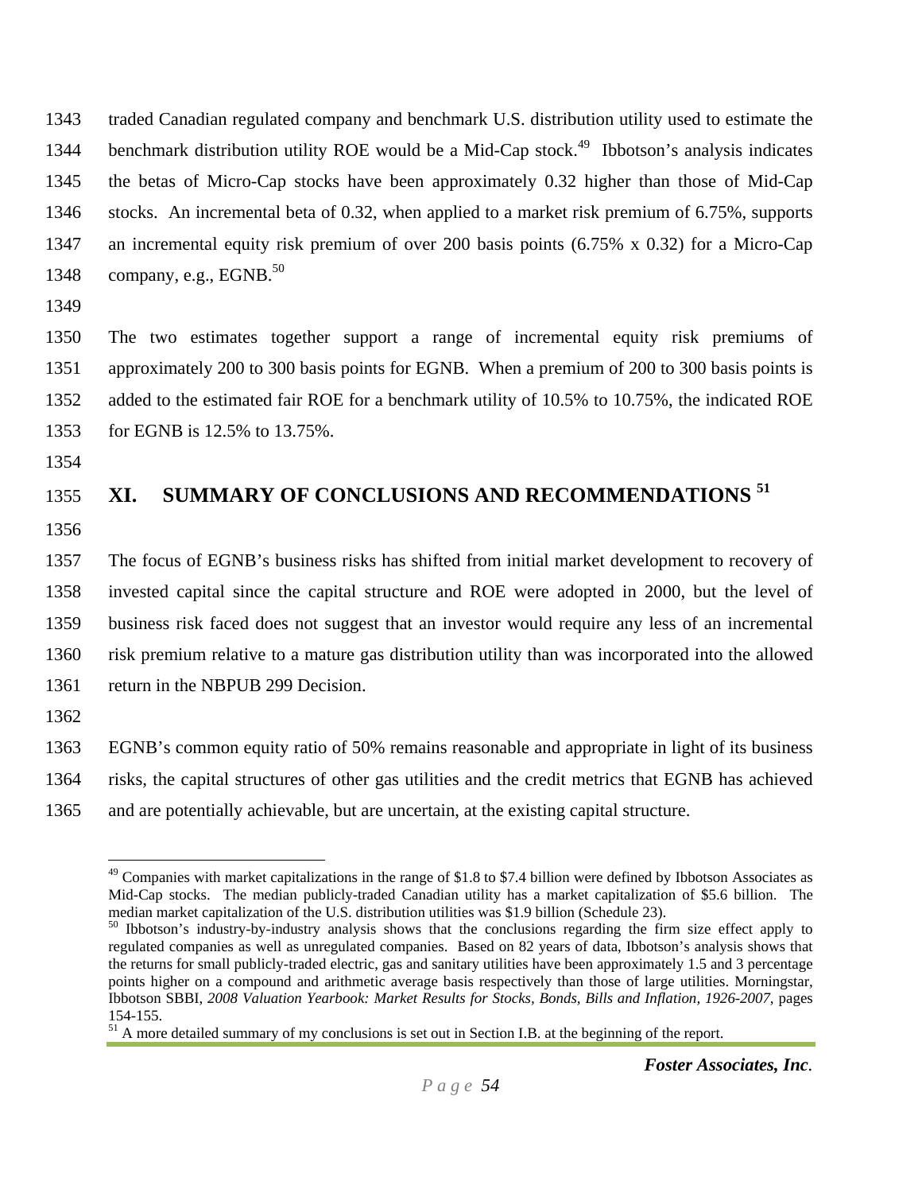traded Canadian regulated company and benchmark U.S. distribution utility used to estimate the benchmark distribution utility ROE would be a Mid-Cap stock.[49] Ibbotson's analysis indicates the betas of Micro-Cap stocks have been approximately 0.32 higher than those of Mid-Cap stocks. An incremental beta of 0.32, when applied to a market risk premium of 6.75%, supports an incremental equity risk premium of over 200 basis points (6.75% x 0.32) for a Micro-Cap company, e.g., EGNB.[50]

The two estimates together support a range of incremental equity risk premiums of approximately 200 to 300 basis points for EGNB. When a premium of 200 to 300 basis points is added to the estimated fair ROE for a benchmark utility of 10.5% to 10.75%, the indicated ROE for EGNB is 12.5% to 13.75%.

## XI. SUMMARY OF CONCLUSIONS AND RECOMMENDATIONS [51]

The focus of EGNB's business risks has shifted from initial market development to recovery of invested capital since the capital structure and ROE were adopted in 2000, but the level of business risk faced does not suggest that an investor would require any less of an incremental risk premium relative to a mature gas distribution utility than was incorporated into the allowed return in the NBPUB 299 Decision.

EGNB's common equity ratio of 50% remains reasonable and appropriate in light of its business risks, the capital structures of other gas utilities and the credit metrics that EGNB has achieved and are potentially achievable, but are uncertain, at the existing capital structure.

---

[49] Companies with market capitalizations in the range of $1.8 to $7.4 billion were defined by Ibbotson Associates as Mid-Cap stocks. The median publicly-traded Canadian utility has a market capitalization of $5.6 billion. The median market capitalization of the U.S. distribution utilities was $1.9 billion (Schedule 23).

[50] Ibbotson's industry-by-industry analysis shows that the conclusions regarding the firm size effect apply to regulated companies as well as unregulated companies. Based on 82 years of data, Ibbotson's analysis shows that the returns for small publicly-traded electric, gas and sanitary utilities have been approximately 1.5 and 3 percentage points higher on a compound and arithmetic average basis respectively than those of large utilities. Morningstar, Ibbotson SBBI, *2008 Valuation Yearbook: Market Results for Stocks, Bonds, Bills and Inflation, 1926-2007,* pages 154-155.

[51] A more detailed summary of my conclusions is set out in Section I.B. at the beginning of the report.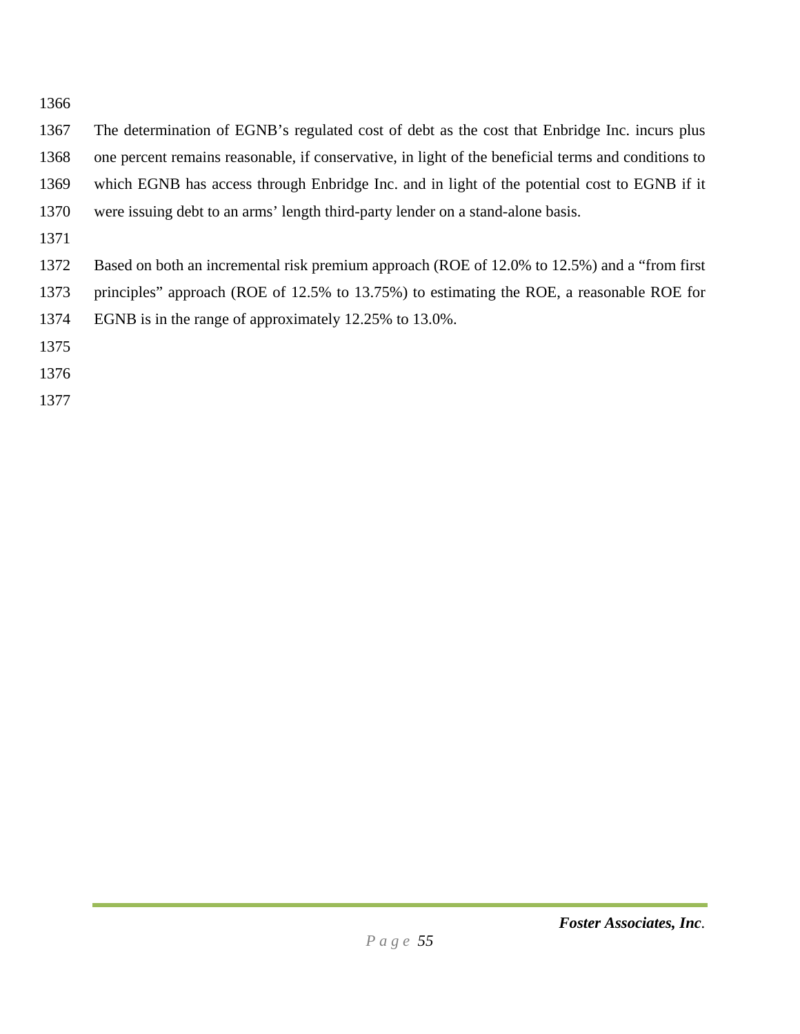The determination of EGNB's regulated cost of debt as the cost that Enbridge Inc. incurs plus one percent remains reasonable, if conservative, in light of the beneficial terms and conditions to which EGNB has access through Enbridge Inc. and in light of the potential cost to EGNB if it were issuing debt to an arms' length third-party lender on a stand-alone basis.

Based on both an incremental risk premium approach (ROE of 12.0% to 12.5%) and a "from first principles" approach (ROE of 12.5% to 13.75%) to estimating the ROE, a reasonable ROE for EGNB is in the range of approximately 12.25% to 13.0%.